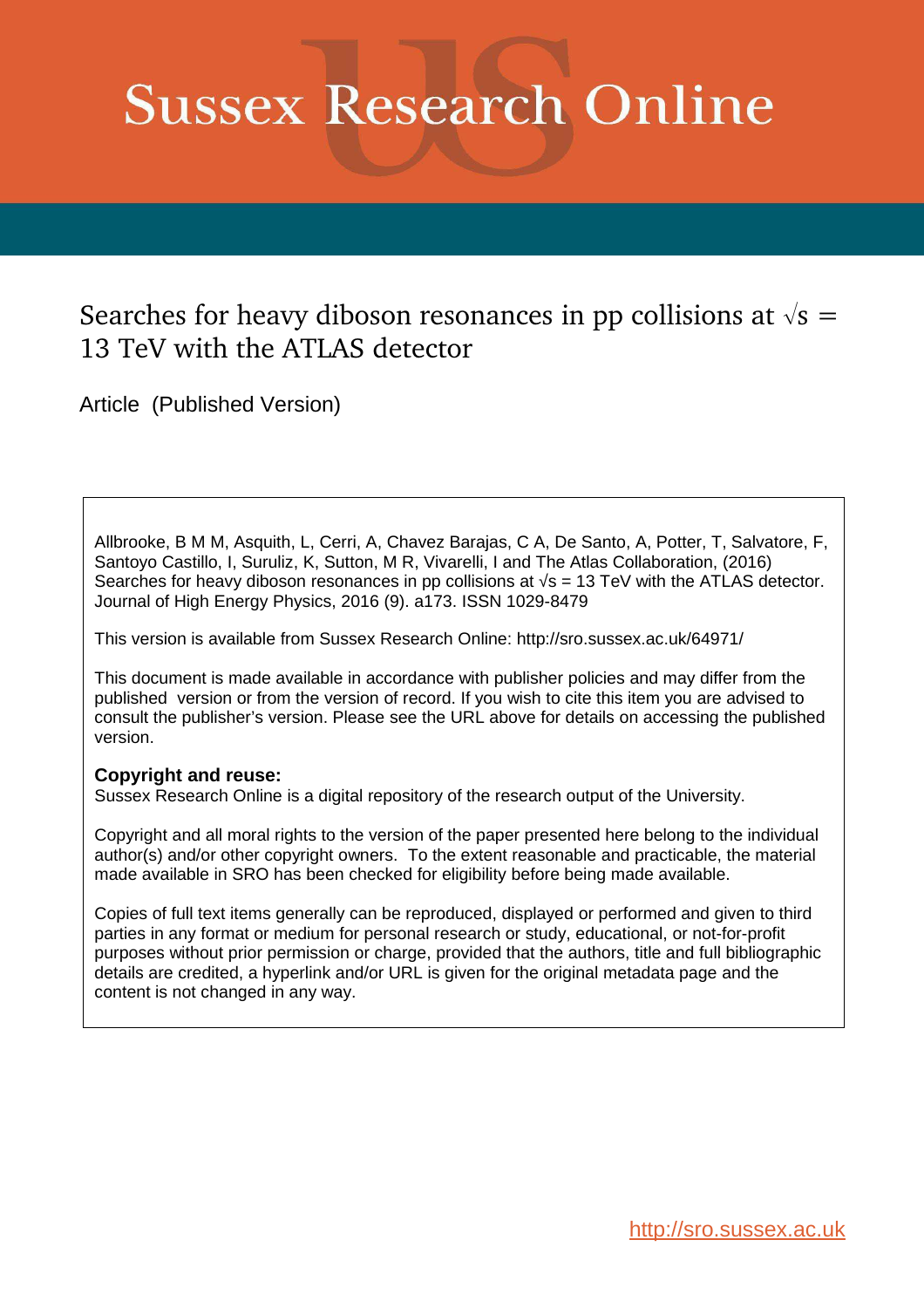# Sussex Research Online

## Searches for heavy diboson resonances in pp collisions at $\sqrt{s}$ = 13 TeV with the ATLAS detector

Article (Published Version)

Allbrooke, B M M, Asquith, L, Cerri, A, Chavez Barajas, C A, De Santo, A, Potter, T, Salvatore, F, Santoyo Castillo, I, Suruliz, K, Sutton, M R, Vivarelli, I and The Atlas Collaboration, (2016) Searches for heavy diboson resonances in pp collisions at $\sqrt{s}$ = 13 TeV with the ATLAS detector. Journal of High Energy Physics, 2016 (9). a173. ISSN 1029-8479

This version is available from Sussex Research Online: http://sro.sussex.ac.uk/64971/

This document is made available in accordance with publisher policies and may differ from the published version or from the version of record. If you wish to cite this item you are advised to consult the publisher's version. Please see the URL above for details on accessing the published version.

**Copyright and reuse:**
Sussex Research Online is a digital repository of the research output of the University.

Copyright and all moral rights to the version of the paper presented here belong to the individual author(s) and/or other copyright owners. To the extent reasonable and practicable, the material made available in SRO has been checked for eligibility before being made available.

Copies of full text items generally can be reproduced, displayed or performed and given to third parties in any format or medium for personal research or study, educational, or not-for-profit purposes without prior permission or charge, provided that the authors, title and full bibliographic details are credited, a hyperlink and/or URL is given for the original metadata page and the content is not changed in any way.

http://sro.sussex.ac.uk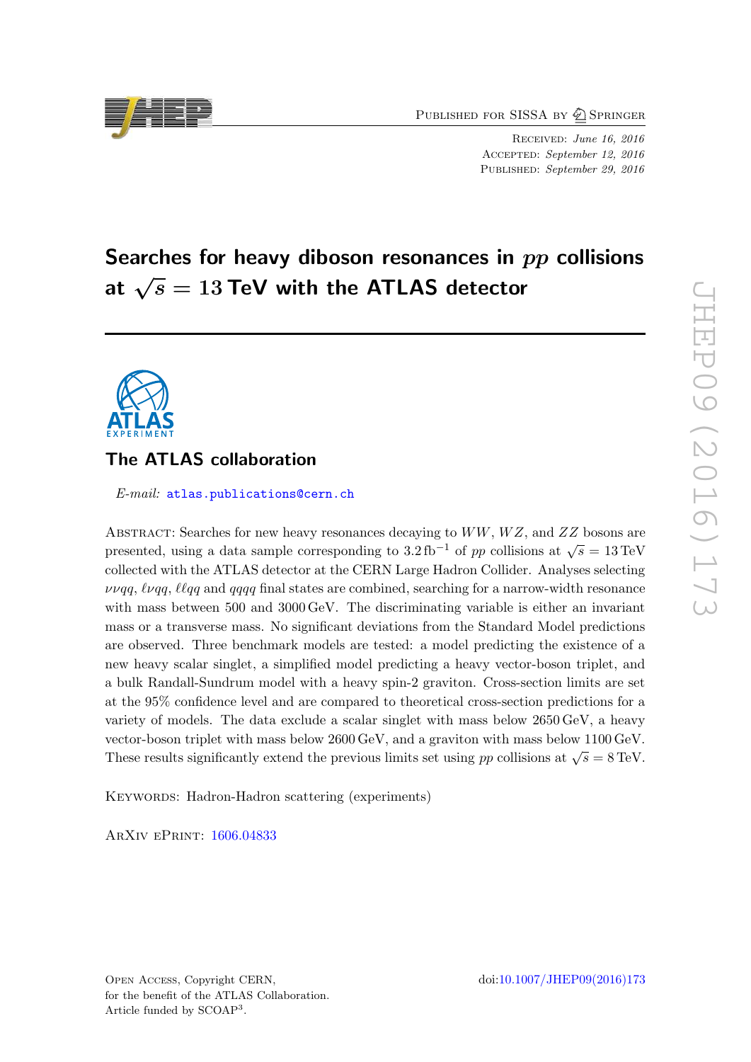# Searches for heavy diboson resonances in $pp$ collisions at $\sqrt{s} = 13$ TeV with the ATLAS detector

## The ATLAS collaboration

*E-mail:* atlas.publications@cern.ch

Abstract: Searches for new heavy resonances decaying to $WW$, $WZ$, and $ZZ$ bosons are presented, using a data sample corresponding to $3.2\,\text{fb}^{-1}$ of $pp$ collisions at $\sqrt{s} = 13$ TeV collected with the ATLAS detector at the CERN Large Hadron Collider. Analyses selecting $\nu\nu qq$, $\ell\nu qq$, $\ell\ell qq$ and $qqqq$ final states are combined, searching for a narrow-width resonance with mass between 500 and 3000 GeV. The discriminating variable is either an invariant mass or a transverse mass. No significant deviations from the Standard Model predictions are observed. Three benchmark models are tested: a model predicting the existence of a new heavy scalar singlet, a simplified model predicting a heavy vector-boson triplet, and a bulk Randall-Sundrum model with a heavy spin-2 graviton. Cross-section limits are set at the 95% confidence level and are compared to theoretical cross-section predictions for a variety of models. The data exclude a scalar singlet with mass below 2650 GeV, a heavy vector-boson triplet with mass below 2600 GeV, and a graviton with mass below 1100 GeV. These results significantly extend the previous limits set using $pp$ collisions at $\sqrt{s} = 8$ TeV.

Keywords: Hadron-Hadron scattering (experiments)

ArXiv ePrint: 1606.04833

Open Access, Copyright CERN, for the benefit of the ATLAS Collaboration. Article funded by SCOAP[3].

doi:10.1007/JHEP09(2016)173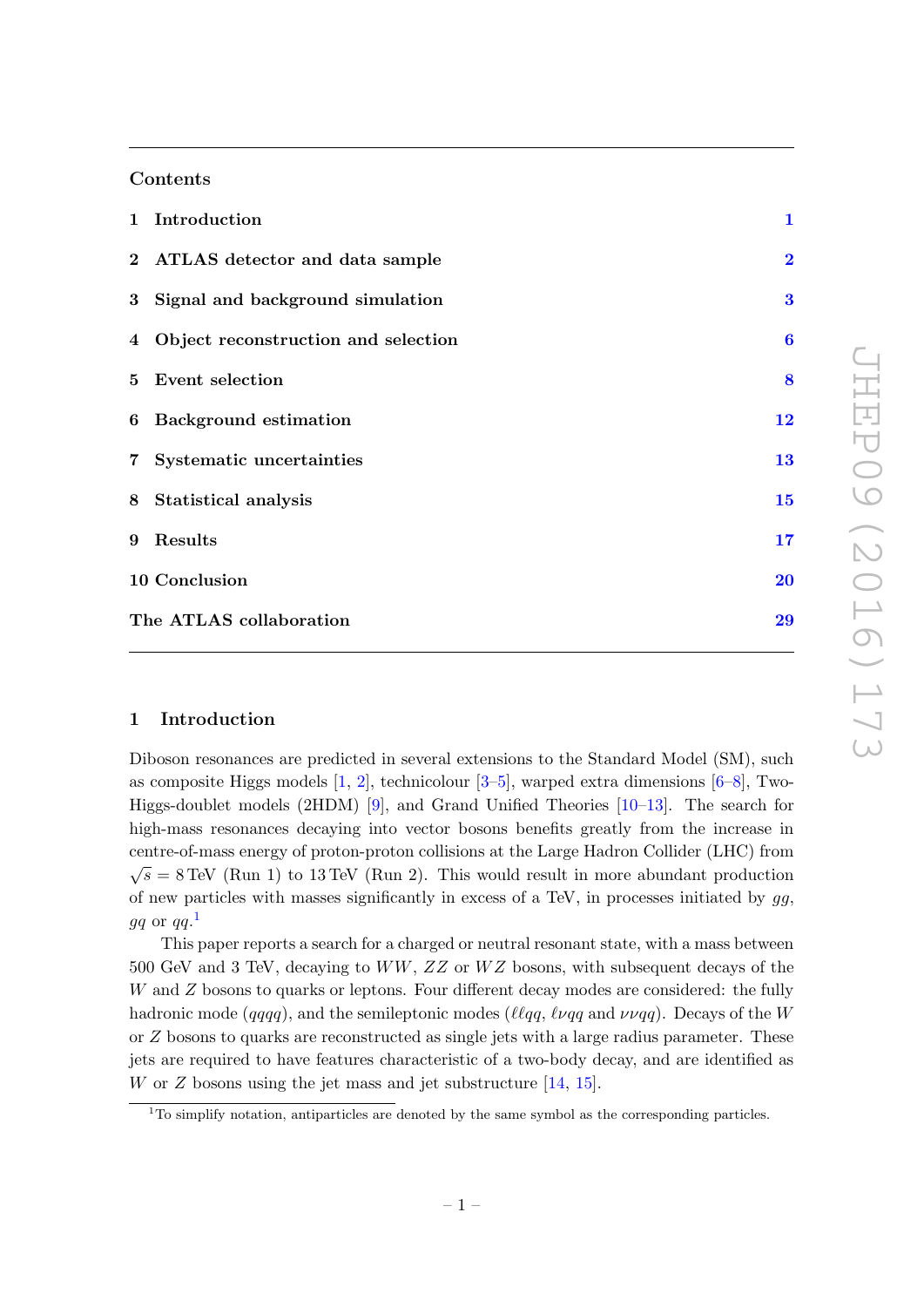## Contents

| | | |
|---|---|---|
| 1 | Introduction | 1 |
| 2 | ATLAS detector and data sample | 2 |
| 3 | Signal and background simulation | 3 |
| 4 | Object reconstruction and selection | 6 |
| 5 | Event selection | 8 |
| 6 | Background estimation | 12 |
| 7 | Systematic uncertainties | 13 |
| 8 | Statistical analysis | 15 |
| 9 | Results | 17 |
| 10 | Conclusion | 20 |
| | The ATLAS collaboration | 29 |

## 1 Introduction

Diboson resonances are predicted in several extensions to the Standard Model (SM), such as composite Higgs models [1, 2], technicolour [3–5], warped extra dimensions [6–8], Two-Higgs-doublet models (2HDM) [9], and Grand Unified Theories [10–13]. The search for high-mass resonances decaying into vector bosons benefits greatly from the increase in centre-of-mass energy of proton-proton collisions at the Large Hadron Collider (LHC) from $\sqrt{s} = 8\,\text{TeV}$ (Run 1) to $13\,\text{TeV}$ (Run 2). This would result in more abundant production of new particles with masses significantly in excess of a TeV, in processes initiated by $gg$, $gq$ or $qq$.[1]

This paper reports a search for a charged or neutral resonant state, with a mass between 500 GeV and 3 TeV, decaying to $WW$, $ZZ$ or $WZ$ bosons, with subsequent decays of the $W$ and $Z$ bosons to quarks or leptons. Four different decay modes are considered: the fully hadronic mode ($qqqq$), and the semileptonic modes ($\ell\ell qq$, $\ell\nu qq$ and $\nu\nu qq$). Decays of the $W$ or $Z$ bosons to quarks are reconstructed as single jets with a large radius parameter. These jets are required to have features characteristic of a two-body decay, and are identified as $W$ or $Z$ bosons using the jet mass and jet substructure [14, 15].

[1] To simplify notation, antiparticles are denoted by the same symbol as the corresponding particles.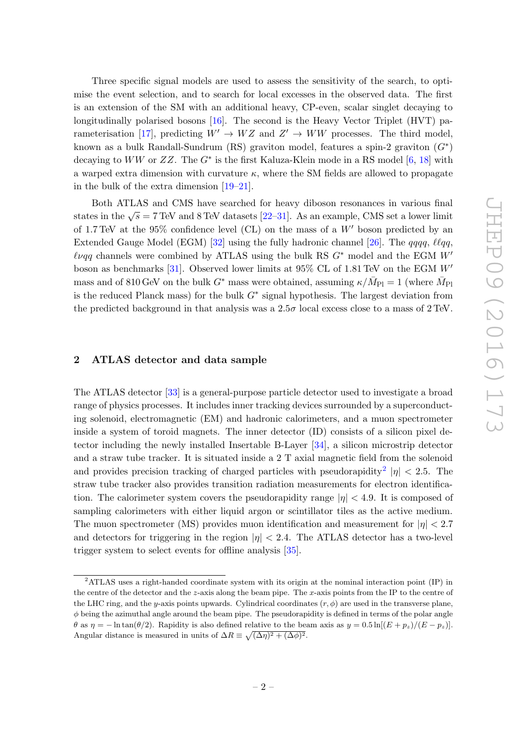Three specific signal models are used to assess the sensitivity of the search, to optimise the event selection, and to search for local excesses in the observed data. The first is an extension of the SM with an additional heavy, CP-even, scalar singlet decaying to longitudinally polarised bosons [16]. The second is the Heavy Vector Triplet (HVT) parameterisation [17], predicting $W' \to WZ$ and $Z' \to WW$ processes. The third model, known as a bulk Randall-Sundrum (RS) graviton model, features a spin-2 graviton ($G^*$) decaying to $WW$ or $ZZ$. The $G^*$ is the first Kaluza-Klein mode in a RS model [6, 18] with a warped extra dimension with curvature $\kappa$, where the SM fields are allowed to propagate in the bulk of the extra dimension [19–21].

Both ATLAS and CMS have searched for heavy diboson resonances in various final states in the $\sqrt{s} = 7$ TeV and 8 TeV datasets [22–31]. As an example, CMS set a lower limit of 1.7 TeV at the 95% confidence level (CL) on the mass of a $W'$ boson predicted by an Extended Gauge Model (EGM) [32] using the fully hadronic channel [26]. The $qqqq$, $\ell\ell qq$, $\ell\nu qq$ channels were combined by ATLAS using the bulk RS $G^*$ model and the EGM $W'$ boson as benchmarks [31]. Observed lower limits at 95% CL of 1.81 TeV on the EGM $W'$ mass and of 810 GeV on the bulk $G^*$ mass were obtained, assuming $\kappa/\bar{M}_{\rm Pl} = 1$ (where $\bar{M}_{\rm Pl}$ is the reduced Planck mass) for the bulk $G^*$ signal hypothesis. The largest deviation from the predicted background in that analysis was a $2.5\sigma$ local excess close to a mass of 2 TeV.

## 2 ATLAS detector and data sample

The ATLAS detector [33] is a general-purpose particle detector used to investigate a broad range of physics processes. It includes inner tracking devices surrounded by a superconducting solenoid, electromagnetic (EM) and hadronic calorimeters, and a muon spectrometer inside a system of toroid magnets. The inner detector (ID) consists of a silicon pixel detector including the newly installed Insertable B-Layer [34], a silicon microstrip detector and a straw tube tracker. It is situated inside a 2 T axial magnetic field from the solenoid and provides precision tracking of charged particles with pseudorapidity[2] $|\eta| < 2.5$. The straw tube tracker also provides transition radiation measurements for electron identification. The calorimeter system covers the pseudorapidity range $|\eta| < 4.9$. It is composed of sampling calorimeters with either liquid argon or scintillator tiles as the active medium. The muon spectrometer (MS) provides muon identification and measurement for $|\eta| < 2.7$ and detectors for triggering in the region $|\eta| < 2.4$. The ATLAS detector has a two-level trigger system to select events for offline analysis [35].

---

[2]ATLAS uses a right-handed coordinate system with its origin at the nominal interaction point (IP) in the centre of the detector and the $z$-axis along the beam pipe. The $x$-axis points from the IP to the centre of the LHC ring, and the $y$-axis points upwards. Cylindrical coordinates $(r, \phi)$ are used in the transverse plane, $\phi$ being the azimuthal angle around the beam pipe. The pseudorapidity is defined in terms of the polar angle $\theta$ as $\eta = -\ln\tan(\theta/2)$. Rapidity is also defined relative to the beam axis as $y = 0.5\ln[(E + p_z)/(E - p_z)]$. Angular distance is measured in units of $\Delta R \equiv \sqrt{(\Delta\eta)^2 + (\Delta\phi)^2}$.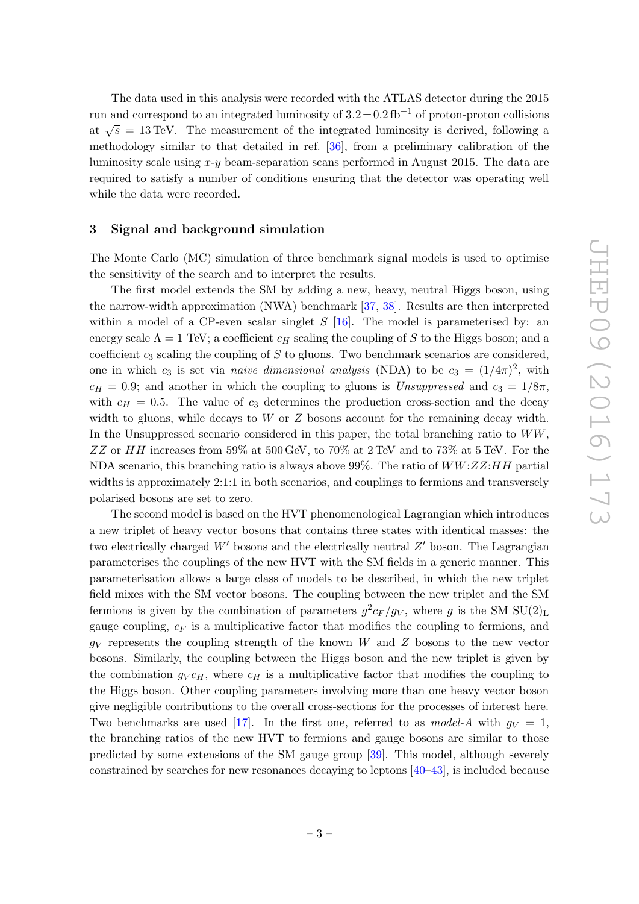The data used in this analysis were recorded with the ATLAS detector during the 2015 run and correspond to an integrated luminosity of $3.2 \pm 0.2\,\mathrm{fb}^{-1}$ of proton-proton collisions at $\sqrt{s} = 13\,\mathrm{TeV}$. The measurement of the integrated luminosity is derived, following a methodology similar to that detailed in ref. [36], from a preliminary calibration of the luminosity scale using $x$-$y$ beam-separation scans performed in August 2015. The data are required to satisfy a number of conditions ensuring that the detector was operating well while the data were recorded.

## 3 Signal and background simulation

The Monte Carlo (MC) simulation of three benchmark signal models is used to optimise the sensitivity of the search and to interpret the results.

The first model extends the SM by adding a new, heavy, neutral Higgs boson, using the narrow-width approximation (NWA) benchmark [37, 38]. Results are then interpreted within a model of a CP-even scalar singlet $S$ [16]. The model is parameterised by: an energy scale $\Lambda = 1$ TeV; a coefficient $c_H$ scaling the coupling of $S$ to the Higgs boson; and a coefficient $c_3$ scaling the coupling of $S$ to gluons. Two benchmark scenarios are considered, one in which $c_3$ is set via *naive dimensional analysis* (NDA) to be $c_3 = (1/4\pi)^2$, with $c_H = 0.9$; and another in which the coupling to gluons is *Unsuppressed* and $c_3 = 1/8\pi$, with $c_H = 0.5$. The value of $c_3$ determines the production cross-section and the decay width to gluons, while decays to $W$ or $Z$ bosons account for the remaining decay width. In the Unsuppressed scenario considered in this paper, the total branching ratio to $WW$, $ZZ$ or $HH$ increases from 59% at 500 GeV, to 70% at 2 TeV and to 73% at 5 TeV. For the NDA scenario, this branching ratio is always above 99%. The ratio of $WW$:$ZZ$:$HH$ partial widths is approximately 2:1:1 in both scenarios, and couplings to fermions and transversely polarised bosons are set to zero.

The second model is based on the HVT phenomenological Lagrangian which introduces a new triplet of heavy vector bosons that contains three states with identical masses: the two electrically charged $W'$ bosons and the electrically neutral $Z'$ boson. The Lagrangian parameterises the couplings of the new HVT with the SM fields in a generic manner. This parameterisation allows a large class of models to be described, in which the new triplet field mixes with the SM vector bosons. The coupling between the new triplet and the SM fermions is given by the combination of parameters $g^2 c_F / g_V$, where $g$ is the SM $\mathrm{SU(2)_L}$ gauge coupling, $c_F$ is a multiplicative factor that modifies the coupling to fermions, and $g_V$ represents the coupling strength of the known $W$ and $Z$ bosons to the new vector bosons. Similarly, the coupling between the Higgs boson and the new triplet is given by the combination $g_V c_H$, where $c_H$ is a multiplicative factor that modifies the coupling to the Higgs boson. Other coupling parameters involving more than one heavy vector boson give negligible contributions to the overall cross-sections for the processes of interest here. Two benchmarks are used [17]. In the first one, referred to as *model-A* with $g_V = 1$, the branching ratios of the new HVT to fermions and gauge bosons are similar to those predicted by some extensions of the SM gauge group [39]. This model, although severely constrained by searches for new resonances decaying to leptons [40–43], is included because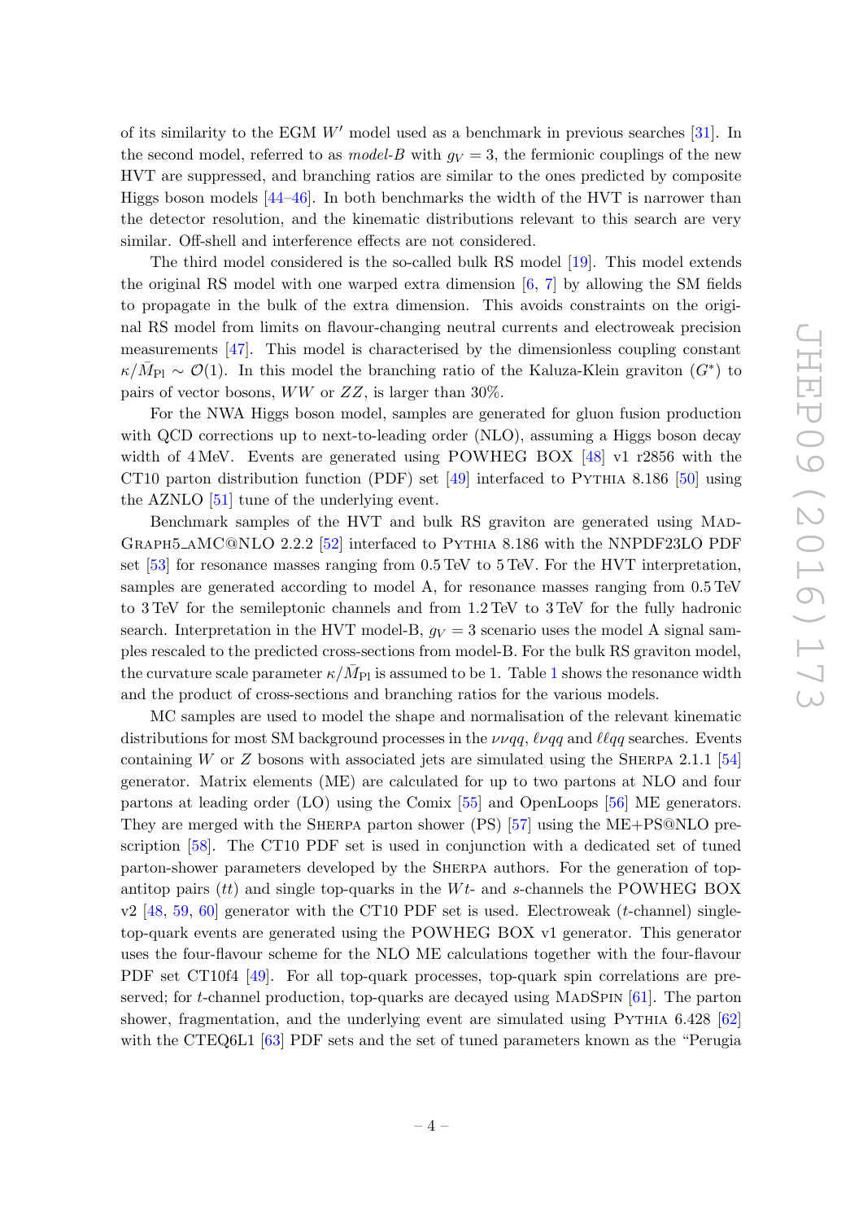of its similarity to the EGM $W'$ model used as a benchmark in previous searches [31]. In the second model, referred to as *model-B* with $g_V = 3$, the fermionic couplings of the new HVT are suppressed, and branching ratios are similar to the ones predicted by composite Higgs boson models [44–46]. In both benchmarks the width of the HVT is narrower than the detector resolution, and the kinematic distributions relevant to this search are very similar. Off-shell and interference effects are not considered.

The third model considered is the so-called bulk RS model [19]. This model extends the original RS model with one warped extra dimension [6, 7] by allowing the SM fields to propagate in the bulk of the extra dimension. This avoids constraints on the original RS model from limits on flavour-changing neutral currents and electroweak precision measurements [47]. This model is characterised by the dimensionless coupling constant $\kappa/\bar{M}_{\rm Pl} \sim \mathcal{O}(1)$. In this model the branching ratio of the Kaluza-Klein graviton ($G^*$) to pairs of vector bosons, $WW$ or $ZZ$, is larger than 30%.

For the NWA Higgs boson model, samples are generated for gluon fusion production with QCD corrections up to next-to-leading order (NLO), assuming a Higgs boson decay width of 4 MeV. Events are generated using POWHEG BOX [48] v1 r2856 with the CT10 parton distribution function (PDF) set [49] interfaced to PYTHIA 8.186 [50] using the AZNLO [51] tune of the underlying event.

Benchmark samples of the HVT and bulk RS graviton are generated using MADGRAPH5_aMC@NLO 2.2.2 [52] interfaced to PYTHIA 8.186 with the NNPDF23LO PDF set [53] for resonance masses ranging from 0.5 TeV to 5 TeV. For the HVT interpretation, samples are generated according to model A, for resonance masses ranging from 0.5 TeV to 3 TeV for the semileptonic channels and from 1.2 TeV to 3 TeV for the fully hadronic search. Interpretation in the HVT model-B, $g_V = 3$ scenario uses the model A signal samples rescaled to the predicted cross-sections from model-B. For the bulk RS graviton model, the curvature scale parameter $\kappa/\bar{M}_{\rm Pl}$ is assumed to be 1. Table 1 shows the resonance width and the product of cross-sections and branching ratios for the various models.

MC samples are used to model the shape and normalisation of the relevant kinematic distributions for most SM background processes in the $\nu\nu qq$, $\ell\nu qq$ and $\ell\ell qq$ searches. Events containing $W$ or $Z$ bosons with associated jets are simulated using the SHERPA 2.1.1 [54] generator. Matrix elements (ME) are calculated for up to two partons at NLO and four partons at leading order (LO) using the Comix [55] and OpenLoops [56] ME generators. They are merged with the SHERPA parton shower (PS) [57] using the ME+PS@NLO prescription [58]. The CT10 PDF set is used in conjunction with a dedicated set of tuned parton-shower parameters developed by the SHERPA authors. For the generation of top-antitop pairs ($tt$) and single top-quarks in the $Wt$- and $s$-channels the POWHEG BOX v2 [48, 59, 60] generator with the CT10 PDF set is used. Electroweak ($t$-channel) single-top-quark events are generated using the POWHEG BOX v1 generator. This generator uses the four-flavour scheme for the NLO ME calculations together with the four-flavour PDF set CT10f4 [49]. For all top-quark processes, top-quark spin correlations are preserved; for $t$-channel production, top-quarks are decayed using MADSPIN [61]. The parton shower, fragmentation, and the underlying event are simulated using PYTHIA 6.428 [62] with the CTEQ6L1 [63] PDF sets and the set of tuned parameters known as the "Perugia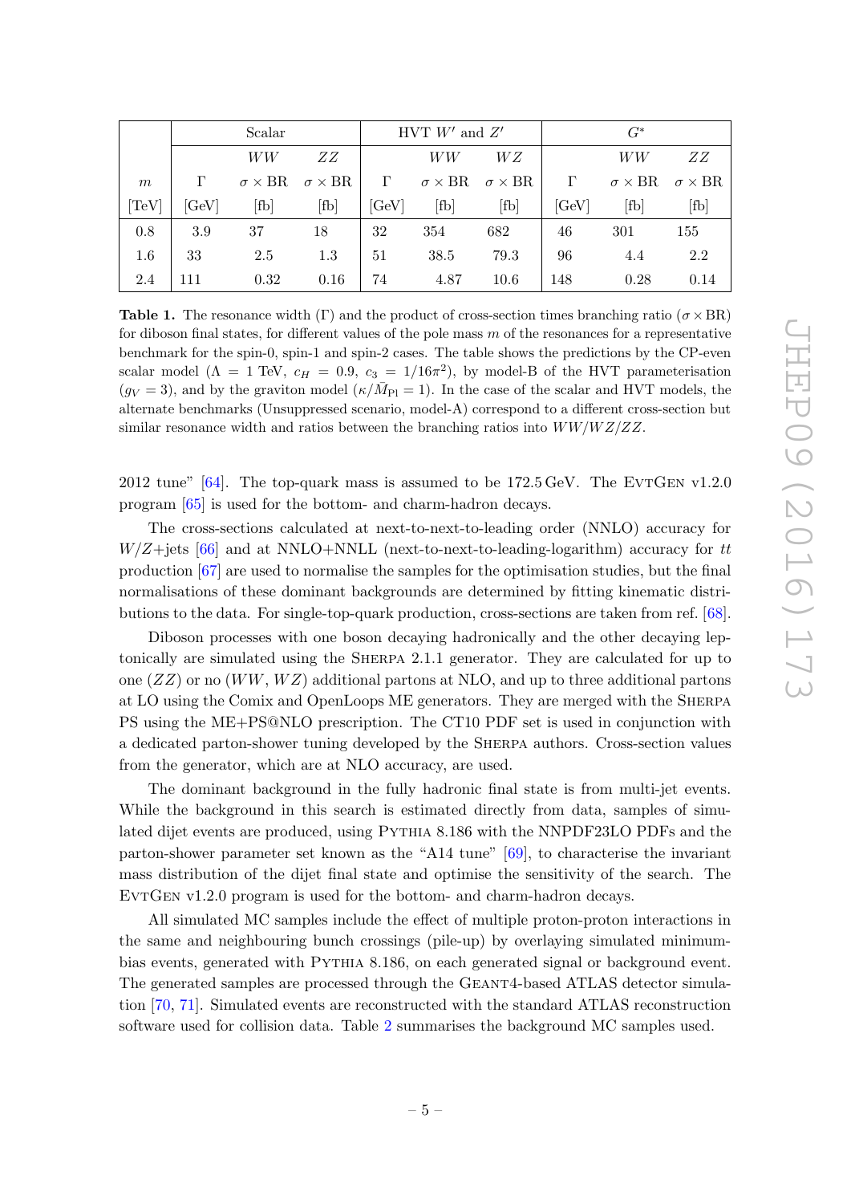| | Scalar | | | HVT $W'$ and $Z'$ | | | $G^*$ | | |
|---|---|---|---|---|---|---|---|---|---|
| | | $WW$ | $ZZ$ | | $WW$ | $WZ$ | | $WW$ | $ZZ$ |
| $m$ | $\Gamma$ | $\sigma \times \mathrm{BR}$ | $\sigma \times \mathrm{BR}$ | $\Gamma$ | $\sigma \times \mathrm{BR}$ | $\sigma \times \mathrm{BR}$ | $\Gamma$ | $\sigma \times \mathrm{BR}$ | $\sigma \times \mathrm{BR}$ |
| [TeV] | [GeV] | [fb] | [fb] | [GeV] | [fb] | [fb] | [GeV] | [fb] | [fb] |
| 0.8 | 3.9 | 37 | 18 | 32 | 354 | 682 | 46 | 301 | 155 |
| 1.6 | 33 | 2.5 | 1.3 | 51 | 38.5 | 79.3 | 96 | 4.4 | 2.2 |
| 2.4 | 111 | 0.32 | 0.16 | 74 | 4.87 | 10.6 | 148 | 0.28 | 0.14 |

**Table 1.** The resonance width ($\Gamma$) and the product of cross-section times branching ratio ($\sigma \times \mathrm{BR}$) for diboson final states, for different values of the pole mass $m$ of the resonances for a representative benchmark for the spin-0, spin-1 and spin-2 cases. The table shows the predictions by the CP-even scalar model ($\Lambda = 1$ TeV, $c_H = 0.9$, $c_3 = 1/16\pi^2$), by model-B of the HVT parameterisation ($g_V = 3$), and by the graviton model ($\kappa/\bar{M}_{\mathrm{Pl}} = 1$). In the case of the scalar and HVT models, the alternate benchmarks (Unsuppressed scenario, model-A) correspond to a different cross-section but similar resonance width and ratios between the branching ratios into $WW/WZ/ZZ$.

2012 tune" [64]. The top-quark mass is assumed to be 172.5 GeV. The EvtGen v1.2.0 program [65] is used for the bottom- and charm-hadron decays.

The cross-sections calculated at next-to-next-to-leading order (NNLO) accuracy for $W/Z$+jets [66] and at NNLO+NNLL (next-to-next-to-leading-logarithm) accuracy for $tt$ production [67] are used to normalise the samples for the optimisation studies, but the final normalisations of these dominant backgrounds are determined by fitting kinematic distributions to the data. For single-top-quark production, cross-sections are taken from ref. [68].

Diboson processes with one boson decaying hadronically and the other decaying leptonically are simulated using the Sherpa 2.1.1 generator. They are calculated for up to one ($ZZ$) or no ($WW$, $WZ$) additional partons at NLO, and up to three additional partons at LO using the Comix and OpenLoops ME generators. They are merged with the Sherpa PS using the ME+PS@NLO prescription. The CT10 PDF set is used in conjunction with a dedicated parton-shower tuning developed by the Sherpa authors. Cross-section values from the generator, which are at NLO accuracy, are used.

The dominant background in the fully hadronic final state is from multi-jet events. While the background in this search is estimated directly from data, samples of simulated dijet events are produced, using Pythia 8.186 with the NNPDF23LO PDFs and the parton-shower parameter set known as the "A14 tune" [69], to characterise the invariant mass distribution of the dijet final state and optimise the sensitivity of the search. The EvtGen v1.2.0 program is used for the bottom- and charm-hadron decays.

All simulated MC samples include the effect of multiple proton-proton interactions in the same and neighbouring bunch crossings (pile-up) by overlaying simulated minimum-bias events, generated with Pythia 8.186, on each generated signal or background event. The generated samples are processed through the Geant4-based ATLAS detector simulation [70, 71]. Simulated events are reconstructed with the standard ATLAS reconstruction software used for collision data. Table 2 summarises the background MC samples used.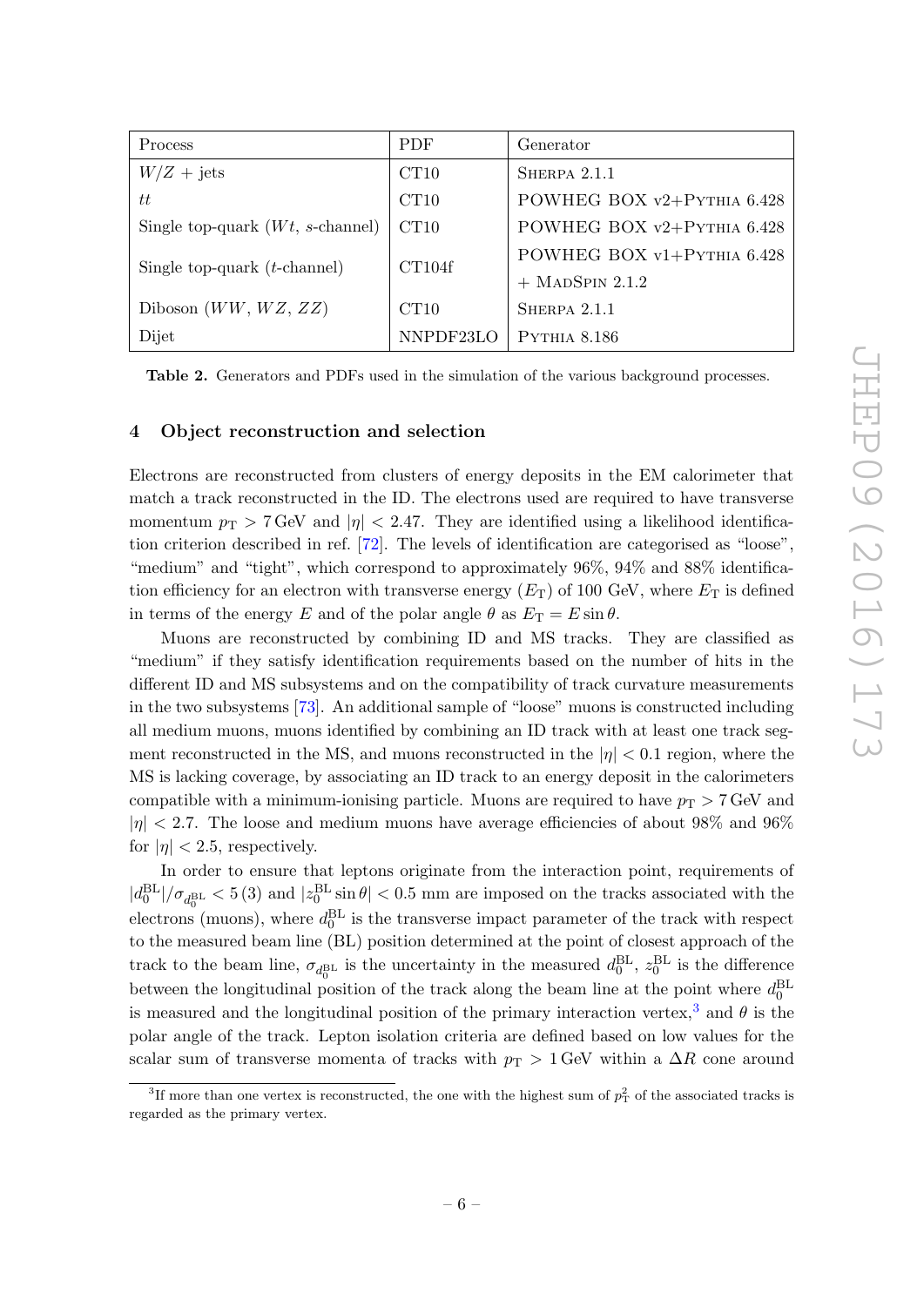| Process | PDF | Generator |
|---|---|---|
| $W/Z$ + jets | CT10 | SHERPA 2.1.1 |
| $tt$ | CT10 | POWHEG BOX v2+PYTHIA 6.428 |
| Single top-quark ($Wt$, $s$-channel) | CT10 | POWHEG BOX v2+PYTHIA 6.428 |
| Single top-quark ($t$-channel) | CT104f | POWHEG BOX v1+PYTHIA 6.428 + MADSPIN 2.1.2 |
| Diboson ($WW$, $WZ$, $ZZ$) | CT10 | SHERPA 2.1.1 |
| Dijet | NNPDF23LO | PYTHIA 8.186 |

**Table 2.** Generators and PDFs used in the simulation of the various background processes.

## 4 Object reconstruction and selection

Electrons are reconstructed from clusters of energy deposits in the EM calorimeter that match a track reconstructed in the ID. The electrons used are required to have transverse momentum $p_{\mathrm{T}} > 7\,\mathrm{GeV}$ and $|\eta| < 2.47$. They are identified using a likelihood identification criterion described in ref. [72]. The levels of identification are categorised as "loose", "medium" and "tight", which correspond to approximately 96%, 94% and 88% identification efficiency for an electron with transverse energy ($E_{\mathrm{T}}$) of 100 GeV, where $E_{\mathrm{T}}$ is defined in terms of the energy $E$ and of the polar angle $\theta$ as $E_{\mathrm{T}} = E \sin\theta$.

Muons are reconstructed by combining ID and MS tracks. They are classified as "medium" if they satisfy identification requirements based on the number of hits in the different ID and MS subsystems and on the compatibility of track curvature measurements in the two subsystems [73]. An additional sample of "loose" muons is constructed including all medium muons, muons identified by combining an ID track with at least one track segment reconstructed in the MS, and muons reconstructed in the $|\eta| < 0.1$ region, where the MS is lacking coverage, by associating an ID track to an energy deposit in the calorimeters compatible with a minimum-ionising particle. Muons are required to have $p_{\mathrm{T}} > 7\,\mathrm{GeV}$ and $|\eta| < 2.7$. The loose and medium muons have average efficiencies of about 98% and 96% for $|\eta| < 2.5$, respectively.

In order to ensure that leptons originate from the interaction point, requirements of $|d_0^{\mathrm{BL}}|/\sigma_{d_0^{\mathrm{BL}}} < 5\,(3)$ and $|z_0^{\mathrm{BL}} \sin\theta| < 0.5$ mm are imposed on the tracks associated with the electrons (muons), where $d_0^{\mathrm{BL}}$ is the transverse impact parameter of the track with respect to the measured beam line (BL) position determined at the point of closest approach of the track to the beam line, $\sigma_{d_0^{\mathrm{BL}}}$ is the uncertainty in the measured $d_0^{\mathrm{BL}}$, $z_0^{\mathrm{BL}}$ is the difference between the longitudinal position of the track along the beam line at the point where $d_0^{\mathrm{BL}}$ is measured and the longitudinal position of the primary interaction vertex,[3] and $\theta$ is the polar angle of the track. Lepton isolation criteria are defined based on low values for the scalar sum of transverse momenta of tracks with $p_{\mathrm{T}} > 1\,\mathrm{GeV}$ within a $\Delta R$ cone around

[3] If more than one vertex is reconstructed, the one with the highest sum of $p_{\mathrm{T}}^2$ of the associated tracks is regarded as the primary vertex.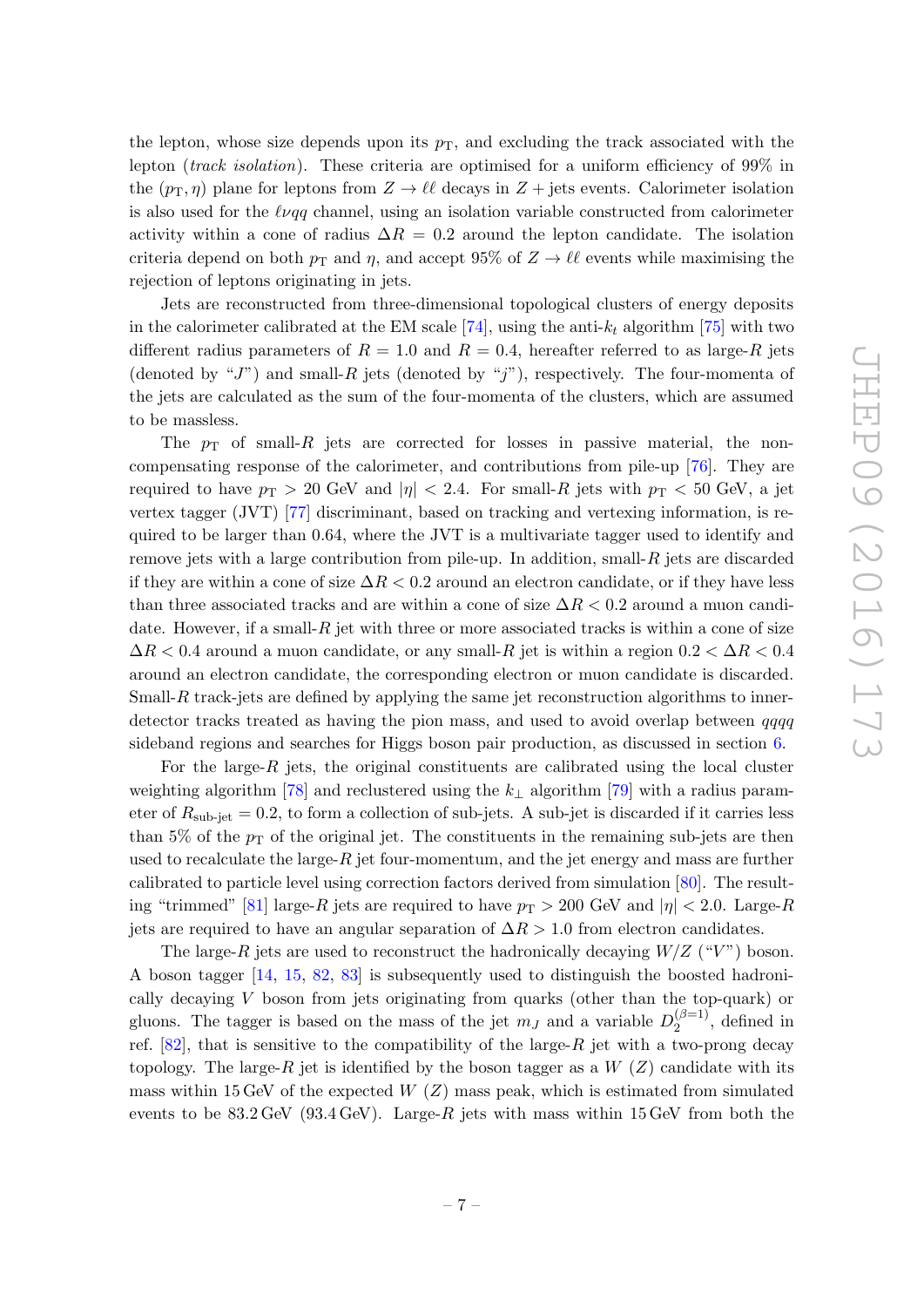the lepton, whose size depends upon its $p_{\mathrm{T}}$, and excluding the track associated with the lepton (*track isolation*). These criteria are optimised for a uniform efficiency of 99% in the $(p_{\mathrm{T}}, \eta)$ plane for leptons from $Z \to \ell\ell$ decays in $Z +$ jets events. Calorimeter isolation is also used for the $\ell\nu qq$ channel, using an isolation variable constructed from calorimeter activity within a cone of radius $\Delta R = 0.2$ around the lepton candidate. The isolation criteria depend on both $p_{\mathrm{T}}$ and $\eta$, and accept 95% of $Z \to \ell\ell$ events while maximising the rejection of leptons originating in jets.

Jets are reconstructed from three-dimensional topological clusters of energy deposits in the calorimeter calibrated at the EM scale [74], using the anti-$k_t$ algorithm [75] with two different radius parameters of $R = 1.0$ and $R = 0.4$, hereafter referred to as large-$R$ jets (denoted by "$J$") and small-$R$ jets (denoted by "$j$"), respectively. The four-momenta of the jets are calculated as the sum of the four-momenta of the clusters, which are assumed to be massless.

The $p_{\mathrm{T}}$ of small-$R$ jets are corrected for losses in passive material, the non-compensating response of the calorimeter, and contributions from pile-up [76]. They are required to have $p_{\mathrm{T}} > 20$ GeV and $|\eta| < 2.4$. For small-$R$ jets with $p_{\mathrm{T}} < 50$ GeV, a jet vertex tagger (JVT) [77] discriminant, based on tracking and vertexing information, is required to be larger than 0.64, where the JVT is a multivariate tagger used to identify and remove jets with a large contribution from pile-up. In addition, small-$R$ jets are discarded if they are within a cone of size $\Delta R < 0.2$ around an electron candidate, or if they have less than three associated tracks and are within a cone of size $\Delta R < 0.2$ around a muon candidate. However, if a small-$R$ jet with three or more associated tracks is within a cone of size $\Delta R < 0.4$ around a muon candidate, or any small-$R$ jet is within a region $0.2 < \Delta R < 0.4$ around an electron candidate, the corresponding electron or muon candidate is discarded. Small-$R$ track-jets are defined by applying the same jet reconstruction algorithms to inner-detector tracks treated as having the pion mass, and used to avoid overlap between $qqqq$ sideband regions and searches for Higgs boson pair production, as discussed in section 6.

For the large-$R$ jets, the original constituents are calibrated using the local cluster weighting algorithm [78] and reclustered using the $k_{\perp}$ algorithm [79] with a radius parameter of $R_{\text{sub-jet}} = 0.2$, to form a collection of sub-jets. A sub-jet is discarded if it carries less than 5% of the $p_{\mathrm{T}}$ of the original jet. The constituents in the remaining sub-jets are then used to recalculate the large-$R$ jet four-momentum, and the jet energy and mass are further calibrated to particle level using correction factors derived from simulation [80]. The resulting "trimmed" [81] large-$R$ jets are required to have $p_{\mathrm{T}} > 200$ GeV and $|\eta| < 2.0$. Large-$R$ jets are required to have an angular separation of $\Delta R > 1.0$ from electron candidates.

The large-$R$ jets are used to reconstruct the hadronically decaying $W/Z$ ("$V$") boson. A boson tagger [14, 15, 82, 83] is subsequently used to distinguish the boosted hadronically decaying $V$ boson from jets originating from quarks (other than the top-quark) or gluons. The tagger is based on the mass of the jet $m_J$ and a variable $D_2^{(\beta=1)}$, defined in ref. [82], that is sensitive to the compatibility of the large-$R$ jet with a two-prong decay topology. The large-$R$ jet is identified by the boson tagger as a $W$ ($Z$) candidate with its mass within 15 GeV of the expected $W$ ($Z$) mass peak, which is estimated from simulated events to be 83.2 GeV (93.4 GeV). Large-$R$ jets with mass within 15 GeV from both the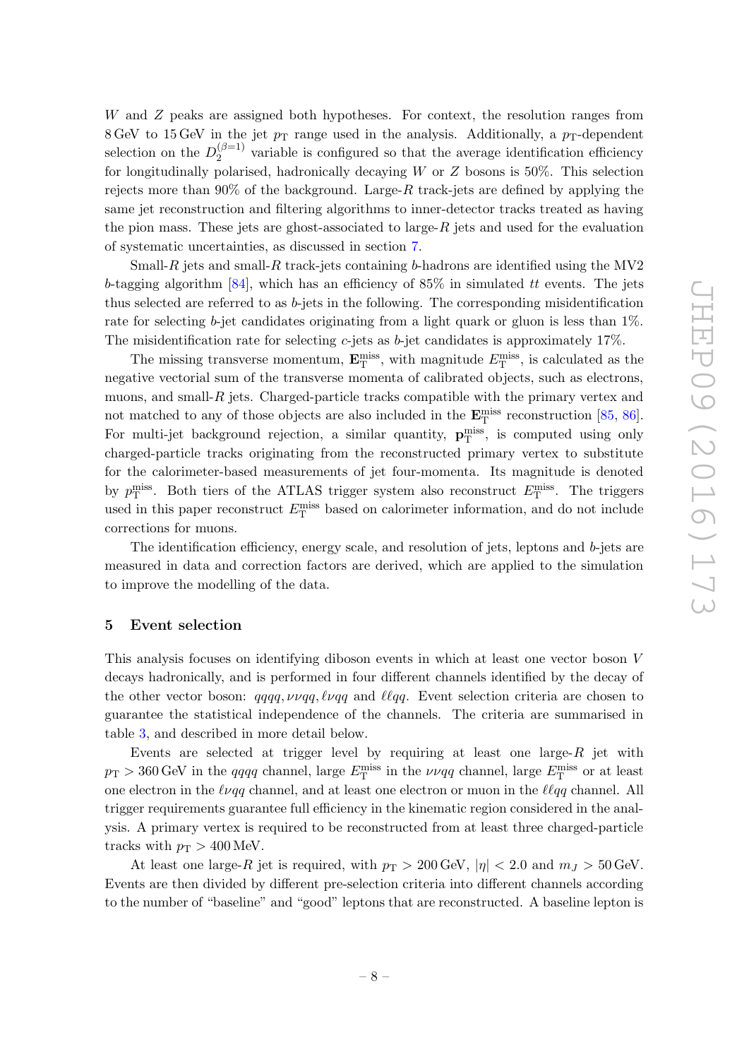$W$ and $Z$ peaks are assigned both hypotheses. For context, the resolution ranges from 8 GeV to 15 GeV in the jet $p_{\mathrm{T}}$ range used in the analysis. Additionally, a $p_{\mathrm{T}}$-dependent selection on the $D_2^{(\beta=1)}$ variable is configured so that the average identification efficiency for longitudinally polarised, hadronically decaying $W$ or $Z$ bosons is 50%. This selection rejects more than 90% of the background. Large-$R$ track-jets are defined by applying the same jet reconstruction and filtering algorithms to inner-detector tracks treated as having the pion mass. These jets are ghost-associated to large-$R$ jets and used for the evaluation of systematic uncertainties, as discussed in section 7.

Small-$R$ jets and small-$R$ track-jets containing $b$-hadrons are identified using the MV2 $b$-tagging algorithm [84], which has an efficiency of 85% in simulated $tt$ events. The jets thus selected are referred to as $b$-jets in the following. The corresponding misidentification rate for selecting $b$-jet candidates originating from a light quark or gluon is less than 1%. The misidentification rate for selecting $c$-jets as $b$-jet candidates is approximately 17%.

The missing transverse momentum, $\mathbf{E}_{\mathrm{T}}^{\mathrm{miss}}$, with magnitude $E_{\mathrm{T}}^{\mathrm{miss}}$, is calculated as the negative vectorial sum of the transverse momenta of calibrated objects, such as electrons, muons, and small-$R$ jets. Charged-particle tracks compatible with the primary vertex and not matched to any of those objects are also included in the $\mathbf{E}_{\mathrm{T}}^{\mathrm{miss}}$ reconstruction [85, 86]. For multi-jet background rejection, a similar quantity, $\mathbf{p}_{\mathrm{T}}^{\mathrm{miss}}$, is computed using only charged-particle tracks originating from the reconstructed primary vertex to substitute for the calorimeter-based measurements of jet four-momenta. Its magnitude is denoted by $p_{\mathrm{T}}^{\mathrm{miss}}$. Both tiers of the ATLAS trigger system also reconstruct $E_{\mathrm{T}}^{\mathrm{miss}}$. The triggers used in this paper reconstruct $E_{\mathrm{T}}^{\mathrm{miss}}$ based on calorimeter information, and do not include corrections for muons.

The identification efficiency, energy scale, and resolution of jets, leptons and $b$-jets are measured in data and correction factors are derived, which are applied to the simulation to improve the modelling of the data.

## 5 Event selection

This analysis focuses on identifying diboson events in which at least one vector boson $V$ decays hadronically, and is performed in four different channels identified by the decay of the other vector boson: $qqqq, \nu\nu qq, \ell\nu qq$ and $\ell\ell qq$. Event selection criteria are chosen to guarantee the statistical independence of the channels. The criteria are summarised in table 3, and described in more detail below.

Events are selected at trigger level by requiring at least one large-$R$ jet with $p_{\mathrm{T}} > 360$ GeV in the $qqqq$ channel, large $E_{\mathrm{T}}^{\mathrm{miss}}$ in the $\nu\nu qq$ channel, large $E_{\mathrm{T}}^{\mathrm{miss}}$ or at least one electron in the $\ell\nu qq$ channel, and at least one electron or muon in the $\ell\ell qq$ channel. All trigger requirements guarantee full efficiency in the kinematic region considered in the analysis. A primary vertex is required to be reconstructed from at least three charged-particle tracks with $p_{\mathrm{T}} > 400$ MeV.

At least one large-$R$ jet is required, with $p_{\mathrm{T}} > 200$ GeV, $|\eta| < 2.0$ and $m_J > 50$ GeV. Events are then divided by different pre-selection criteria into different channels according to the number of "baseline" and "good" leptons that are reconstructed. A baseline lepton is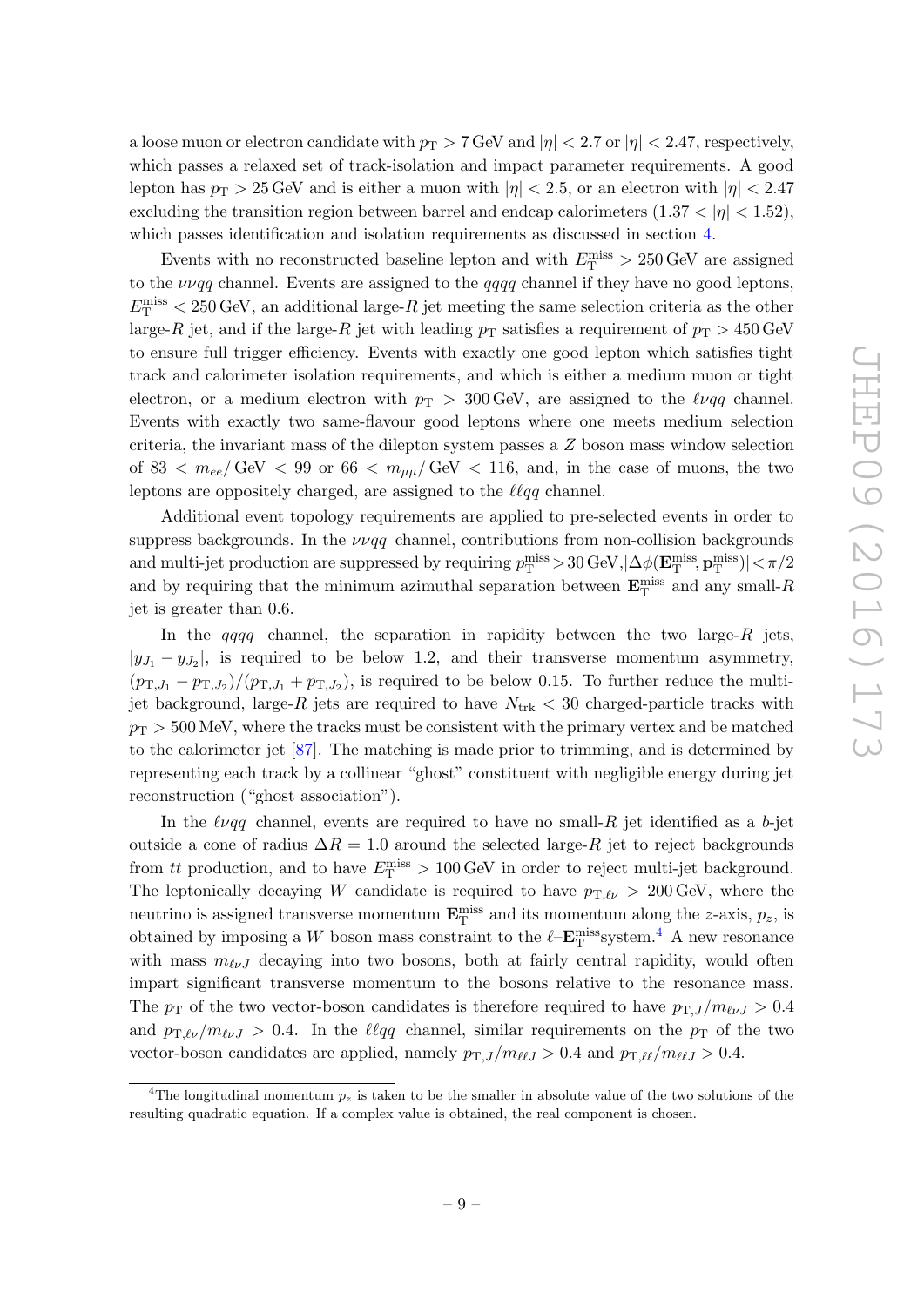a loose muon or electron candidate with $p_{\mathrm{T}} > 7\,\mathrm{GeV}$ and $|\eta| < 2.7$ or $|\eta| < 2.47$, respectively, which passes a relaxed set of track-isolation and impact parameter requirements. A good lepton has $p_{\mathrm{T}} > 25\,\mathrm{GeV}$ and is either a muon with $|\eta| < 2.5$, or an electron with $|\eta| < 2.47$ excluding the transition region between barrel and endcap calorimeters ($1.37 < |\eta| < 1.52$), which passes identification and isolation requirements as discussed in section 4.

Events with no reconstructed baseline lepton and with $E_{\mathrm{T}}^{\mathrm{miss}} > 250\,\mathrm{GeV}$ are assigned to the $\nu\nu qq$ channel. Events are assigned to the $qqqq$ channel if they have no good leptons, $E_{\mathrm{T}}^{\mathrm{miss}} < 250\,\mathrm{GeV}$, an additional large-$R$ jet meeting the same selection criteria as the other large-$R$ jet, and if the large-$R$ jet with leading $p_{\mathrm{T}}$ satisfies a requirement of $p_{\mathrm{T}} > 450\,\mathrm{GeV}$ to ensure full trigger efficiency. Events with exactly one good lepton which satisfies tight track and calorimeter isolation requirements, and which is either a medium muon or tight electron, or a medium electron with $p_{\mathrm{T}} > 300\,\mathrm{GeV}$, are assigned to the $\ell\nu qq$ channel. Events with exactly two same-flavour good leptons where one meets medium selection criteria, the invariant mass of the dilepton system passes a $Z$ boson mass window selection of $83 < m_{ee}/\,\mathrm{GeV} < 99$ or $66 < m_{\mu\mu}/\,\mathrm{GeV} < 116$, and, in the case of muons, the two leptons are oppositely charged, are assigned to the $\ell\ell qq$ channel.

Additional event topology requirements are applied to pre-selected events in order to suppress backgrounds. In the $\nu\nu qq$ channel, contributions from non-collision backgrounds and multi-jet production are suppressed by requiring $p_{\mathrm{T}}^{\mathrm{miss}} > 30\,\mathrm{GeV}$, $|\Delta\phi(\mathbf{E}_{\mathrm{T}}^{\mathrm{miss}}, \mathbf{p}_{\mathrm{T}}^{\mathrm{miss}})| < \pi/2$ and by requiring that the minimum azimuthal separation between $\mathbf{E}_{\mathrm{T}}^{\mathrm{miss}}$ and any small-$R$ jet is greater than 0.6.

In the $qqqq$ channel, the separation in rapidity between the two large-$R$ jets, $|y_{J_1} - y_{J_2}|$, is required to be below 1.2, and their transverse momentum asymmetry, $(p_{\mathrm{T},J_1} - p_{\mathrm{T},J_2})/(p_{\mathrm{T},J_1} + p_{\mathrm{T},J_2})$, is required to be below 0.15. To further reduce the multi-jet background, large-$R$ jets are required to have $N_{\mathrm{trk}} < 30$ charged-particle tracks with $p_{\mathrm{T}} > 500\,\mathrm{MeV}$, where the tracks must be consistent with the primary vertex and be matched to the calorimeter jet [87]. The matching is made prior to trimming, and is determined by representing each track by a collinear "ghost" constituent with negligible energy during jet reconstruction ("ghost association").

In the $\ell\nu qq$ channel, events are required to have no small-$R$ jet identified as a $b$-jet outside a cone of radius $\Delta R = 1.0$ around the selected large-$R$ jet to reject backgrounds from $tt$ production, and to have $E_{\mathrm{T}}^{\mathrm{miss}} > 100\,\mathrm{GeV}$ in order to reject multi-jet background. The leptonically decaying $W$ candidate is required to have $p_{\mathrm{T},\ell\nu} > 200\,\mathrm{GeV}$, where the neutrino is assigned transverse momentum $\mathbf{E}_{\mathrm{T}}^{\mathrm{miss}}$ and its momentum along the $z$-axis, $p_z$, is obtained by imposing a $W$ boson mass constraint to the $\ell$–$\mathbf{E}_{\mathrm{T}}^{\mathrm{miss}}$system.[4] A new resonance with mass $m_{\ell\nu J}$ decaying into two bosons, both at fairly central rapidity, would often impart significant transverse momentum to the bosons relative to the resonance mass. The $p_{\mathrm{T}}$ of the two vector-boson candidates is therefore required to have $p_{\mathrm{T},J}/m_{\ell\nu J} > 0.4$ and $p_{\mathrm{T},\ell\nu}/m_{\ell\nu J} > 0.4$. In the $\ell\ell qq$ channel, similar requirements on the $p_{\mathrm{T}}$ of the two vector-boson candidates are applied, namely $p_{\mathrm{T},J}/m_{\ell\ell J} > 0.4$ and $p_{\mathrm{T},\ell\ell}/m_{\ell\ell J} > 0.4$.

[4] The longitudinal momentum $p_z$ is taken to be the smaller in absolute value of the two solutions of the resulting quadratic equation. If a complex value is obtained, the real component is chosen.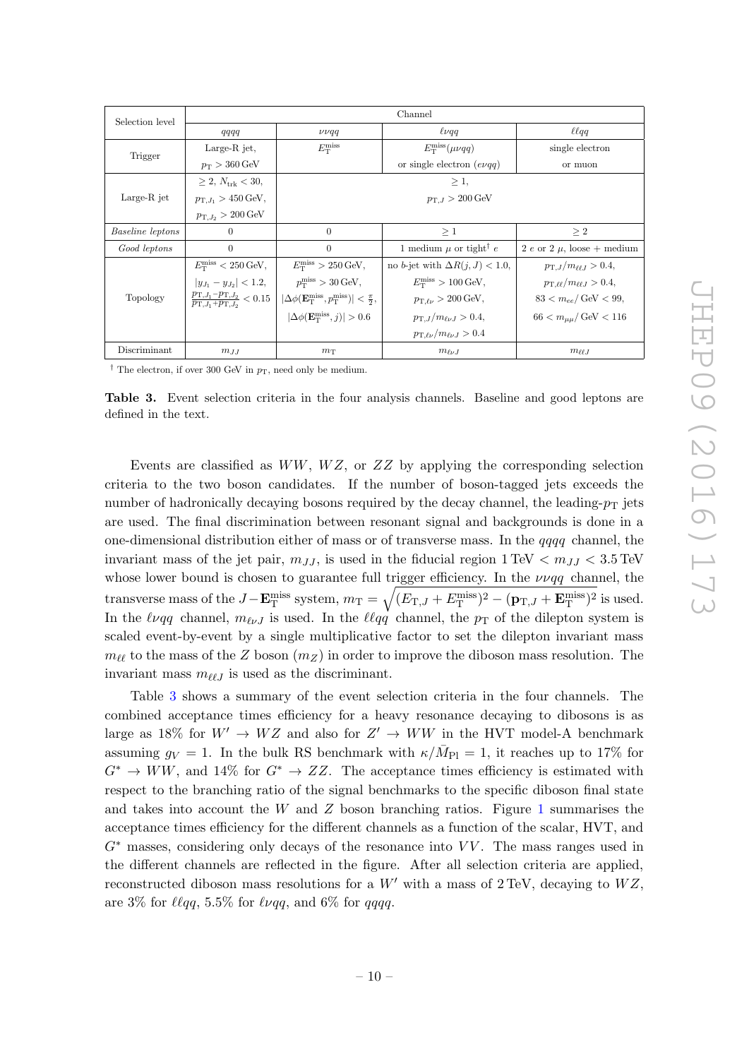| Selection level | Channel | | | |
|---|---|---|---|---|
| | $qqqq$ | $\nu\nu qq$ | $\ell\nu qq$ | $\ell\ell qq$ |
| Trigger | Large-R jet, $p_{\rm T} > 360\,\text{GeV}$ | $E_{\rm T}^{\rm miss}$ | $E_{\rm T}^{\rm miss}(\mu\nu qq)$ or single electron ($e\nu qq$) | single electron or muon |
| Large-R jet | $\geq 2$, $N_{\rm trk} < 30$, $p_{{\rm T},J_1} > 450\,\text{GeV}$, $p_{{\rm T},J_2} > 200\,\text{GeV}$ | $\geq 1$, $p_{{\rm T},J} > 200\,\text{GeV}$ | | |
| *Baseline leptons* | 0 | 0 | $\geq 1$ | $\geq 2$ |
| *Good leptons* | 0 | 0 | 1 medium $\mu$ or tight[†] $e$ | 2 $e$ or 2 $\mu$, loose + medium |
| Topology | $E_{\rm T}^{\rm miss} < 250\,\text{GeV}$, $\lvert y_{J_1} - y_{J_2}\rvert < 1.2$, $\frac{p_{{\rm T},J_1} - p_{{\rm T},J_2}}{p_{{\rm T},J_1} + p_{{\rm T},J_2}} < 0.15$ | $E_{\rm T}^{\rm miss} > 250\,\text{GeV}$, $p_{\rm T}^{\rm miss} > 30\,\text{GeV}$, $\lvert\Delta\phi(\mathbf{E}_{\rm T}^{\rm miss}, p_{\rm T}^{\rm miss})\rvert < \frac{\pi}{2}$, $\lvert\Delta\phi(\mathbf{E}_{\rm T}^{\rm miss}, j)\rvert > 0.6$ | no $b$-jet with $\Delta R(j, J) < 1.0$, $E_{\rm T}^{\rm miss} > 100\,\text{GeV}$, $p_{{\rm T},\ell\nu} > 200\,\text{GeV}$, $p_{{\rm T},J}/m_{\ell\nu J} > 0.4$, $p_{{\rm T},\ell\nu}/m_{\ell\nu J} > 0.4$ | $p_{{\rm T},J}/m_{\ell\ell J} > 0.4$, $p_{{\rm T},\ell\ell}/m_{\ell\ell J} > 0.4$, $83 < m_{ee}/\,\text{GeV} < 99$, $66 < m_{\mu\mu}/\,\text{GeV} < 116$ |
| Discriminant | $m_{JJ}$ | $m_{\rm T}$ | $m_{\ell\nu J}$ | $m_{\ell\ell J}$ |

[†] The electron, if over 300 GeV in $p_{\rm T}$, need only be medium.

**Table 3.** Event selection criteria in the four analysis channels. Baseline and good leptons are defined in the text.

Events are classified as $WW$, $WZ$, or $ZZ$ by applying the corresponding selection criteria to the two boson candidates. If the number of boson-tagged jets exceeds the number of hadronically decaying bosons required by the decay channel, the leading-$p_{\rm T}$ jets are used. The final discrimination between resonant signal and backgrounds is done in a one-dimensional distribution either of mass or of transverse mass. In the $qqqq$ channel, the invariant mass of the jet pair, $m_{JJ}$, is used in the fiducial region $1\,\text{TeV} < m_{JJ} < 3.5\,\text{TeV}$ whose lower bound is chosen to guarantee full trigger efficiency. In the $\nu\nu qq$ channel, the transverse mass of the $J-\mathbf{E}_{\rm T}^{\rm miss}$ system, $m_{\rm T} = \sqrt{(E_{{\rm T},J} + E_{\rm T}^{\rm miss})^2 - (\mathbf{p}_{{\rm T},J} + \mathbf{E}_{\rm T}^{\rm miss})^2}$ is used. In the $\ell\nu qq$ channel, $m_{\ell\nu J}$ is used. In the $\ell\ell qq$ channel, the $p_{\rm T}$ of the dilepton system is scaled event-by-event by a single multiplicative factor to set the dilepton invariant mass $m_{\ell\ell}$ to the mass of the $Z$ boson ($m_Z$) in order to improve the diboson mass resolution. The invariant mass $m_{\ell\ell J}$ is used as the discriminant.

Table 3 shows a summary of the event selection criteria in the four channels. The combined acceptance times efficiency for a heavy resonance decaying to dibosons is as large as 18% for $W' \to WZ$ and also for $Z' \to WW$ in the HVT model-A benchmark assuming $g_V = 1$. In the bulk RS benchmark with $\kappa/\bar{M}_{\rm Pl} = 1$, it reaches up to 17% for $G^* \to WW$, and 14% for $G^* \to ZZ$. The acceptance times efficiency is estimated with respect to the branching ratio of the signal benchmarks to the specific diboson final state and takes into account the $W$ and $Z$ boson branching ratios. Figure 1 summarises the acceptance times efficiency for the different channels as a function of the scalar, HVT, and $G^*$ masses, considering only decays of the resonance into $VV$. The mass ranges used in the different channels are reflected in the figure. After all selection criteria are applied, reconstructed diboson mass resolutions for a $W'$ with a mass of 2 TeV, decaying to $WZ$, are 3% for $\ell\ell qq$, 5.5% for $\ell\nu qq$, and 6% for $qqqq$.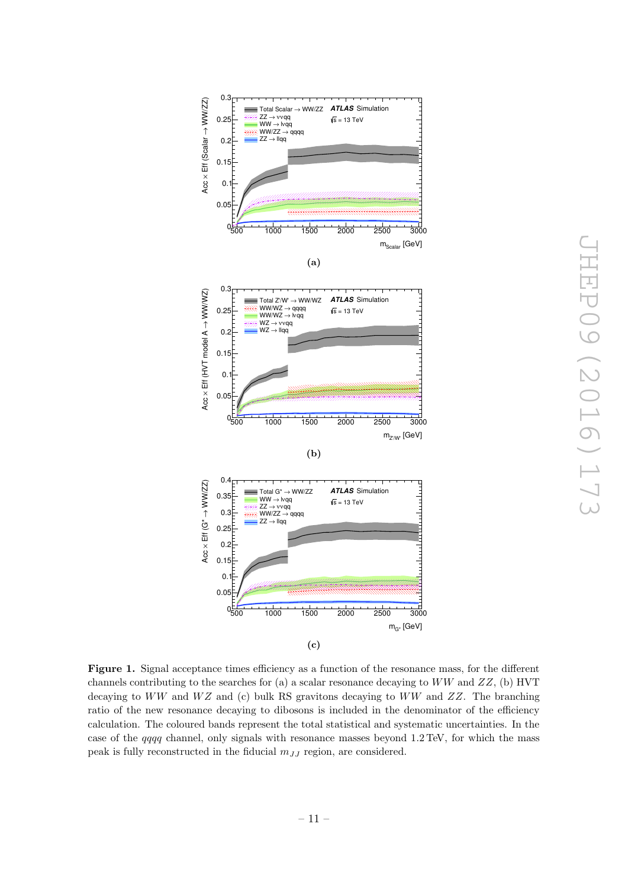**Figure 1.** Signal acceptance times efficiency as a function of the resonance mass, for the different channels contributing to the searches for (a) a scalar resonance decaying to $WW$ and $ZZ$, (b) HVT decaying to $WW$ and $WZ$ and (c) bulk RS gravitons decaying to $WW$ and $ZZ$. The branching ratio of the new resonance decaying to dibosons is included in the denominator of the efficiency calculation. The coloured bands represent the total statistical and systematic uncertainties. In the case of the $qqqq$ channel, only signals with resonance masses beyond 1.2 TeV, for which the mass peak is fully reconstructed in the fiducial $m_{JJ}$ region, are considered.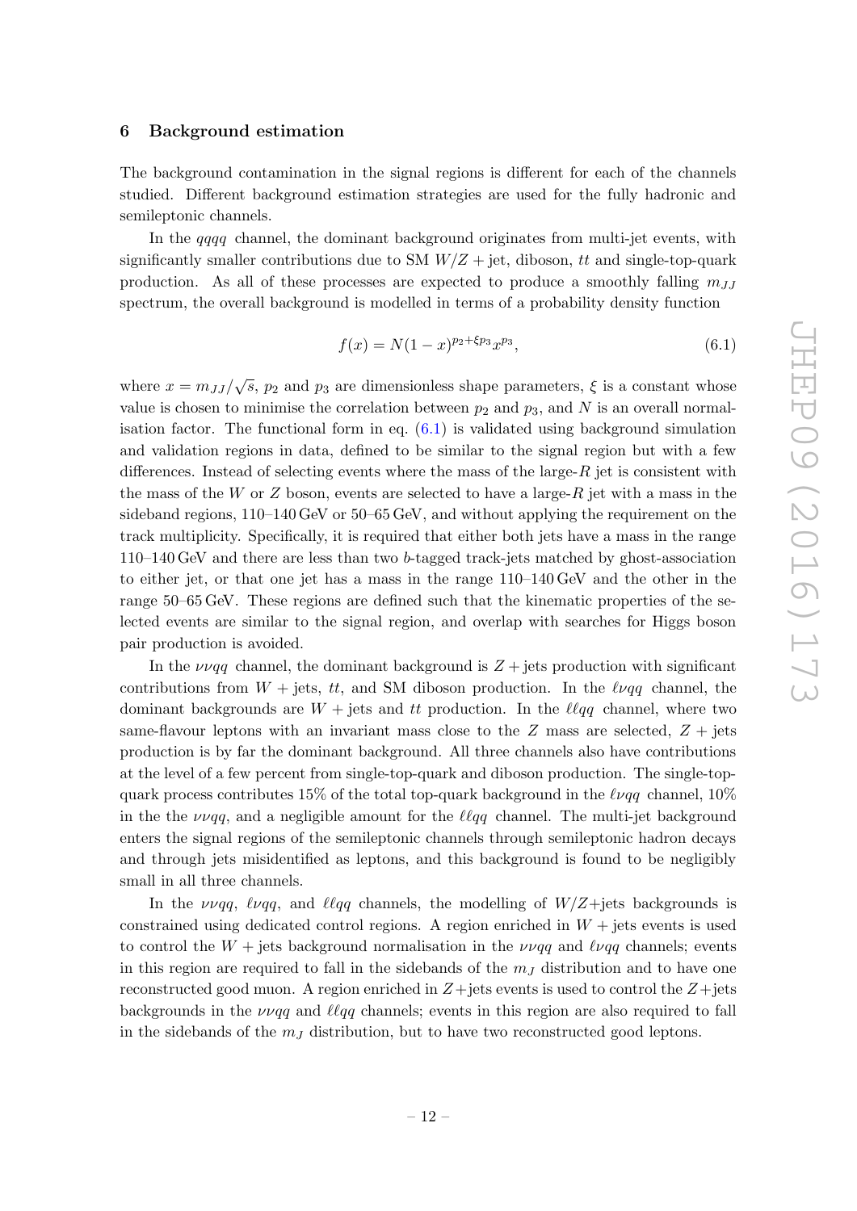## 6 Background estimation

The background contamination in the signal regions is different for each of the channels studied. Different background estimation strategies are used for the fully hadronic and semileptonic channels.

In the $qqqq$ channel, the dominant background originates from multi-jet events, with significantly smaller contributions due to SM $W/Z$ + jet, diboson, $tt$ and single-top-quark production. As all of these processes are expected to produce a smoothly falling $m_{JJ}$ spectrum, the overall background is modelled in terms of a probability density function

$$f(x) = N(1-x)^{p_2+\xi p_3} x^{p_3}, \tag{6.1}$$

where $x = m_{JJ}/\sqrt{s}$, $p_2$ and $p_3$ are dimensionless shape parameters, $\xi$ is a constant whose value is chosen to minimise the correlation between $p_2$ and $p_3$, and $N$ is an overall normalisation factor. The functional form in eq. (6.1) is validated using background simulation and validation regions in data, defined to be similar to the signal region but with a few differences. Instead of selecting events where the mass of the large-$R$ jet is consistent with the mass of the $W$ or $Z$ boson, events are selected to have a large-$R$ jet with a mass in the sideband regions, 110–140 GeV or 50–65 GeV, and without applying the requirement on the track multiplicity. Specifically, it is required that either both jets have a mass in the range 110–140 GeV and there are less than two $b$-tagged track-jets matched by ghost-association to either jet, or that one jet has a mass in the range 110–140 GeV and the other in the range 50–65 GeV. These regions are defined such that the kinematic properties of the selected events are similar to the signal region, and overlap with searches for Higgs boson pair production is avoided.

In the $\nu\nu qq$ channel, the dominant background is $Z$ + jets production with significant contributions from $W$ + jets, $tt$, and SM diboson production. In the $\ell\nu qq$ channel, the dominant backgrounds are $W$ + jets and $tt$ production. In the $\ell\ell qq$ channel, where two same-flavour leptons with an invariant mass close to the $Z$ mass are selected, $Z$ + jets production is by far the dominant background. All three channels also have contributions at the level of a few percent from single-top-quark and diboson production. The single-top-quark process contributes 15% of the total top-quark background in the $\ell\nu qq$ channel, 10% in the the $\nu\nu qq$, and a negligible amount for the $\ell\ell qq$ channel. The multi-jet background enters the signal regions of the semileptonic channels through semileptonic hadron decays and through jets misidentified as leptons, and this background is found to be negligibly small in all three channels.

In the $\nu\nu qq$, $\ell\nu qq$, and $\ell\ell qq$ channels, the modelling of $W/Z$+jets backgrounds is constrained using dedicated control regions. A region enriched in $W$ + jets events is used to control the $W$ + jets background normalisation in the $\nu\nu qq$ and $\ell\nu qq$ channels; events in this region are required to fall in the sidebands of the $m_J$ distribution and to have one reconstructed good muon. A region enriched in $Z$+jets events is used to control the $Z$+jets backgrounds in the $\nu\nu qq$ and $\ell\ell qq$ channels; events in this region are also required to fall in the sidebands of the $m_J$ distribution, but to have two reconstructed good leptons.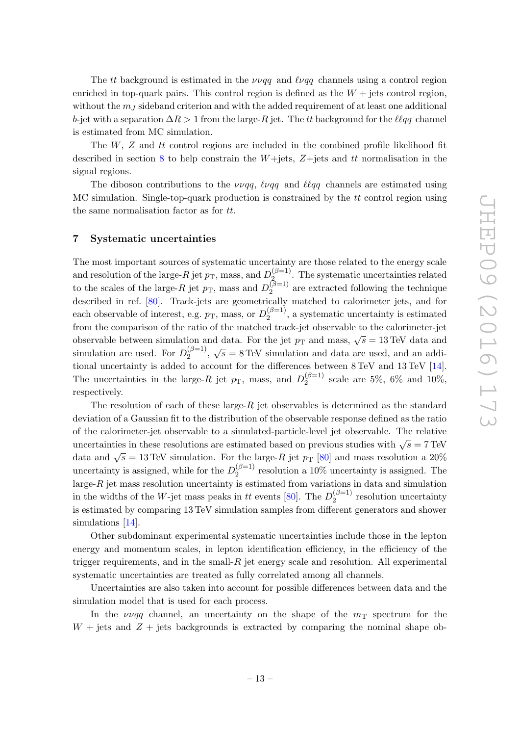The $tt$ background is estimated in the $\nu\nu qq$ and $\ell\nu qq$ channels using a control region enriched in top-quark pairs. This control region is defined as the $W+$jets control region, without the $m_J$ sideband criterion and with the added requirement of at least one additional $b$-jet with a separation $\Delta R > 1$ from the large-$R$ jet. The $tt$ background for the $\ell\ell qq$ channel is estimated from MC simulation.

The $W$, $Z$ and $tt$ control regions are included in the combined profile likelihood fit described in section 8 to help constrain the $W$+jets, $Z$+jets and $tt$ normalisation in the signal regions.

The diboson contributions to the $\nu\nu qq$, $\ell\nu qq$ and $\ell\ell qq$ channels are estimated using MC simulation. Single-top-quark production is constrained by the $tt$ control region using the same normalisation factor as for $tt$.

## 7 Systematic uncertainties

The most important sources of systematic uncertainty are those related to the energy scale and resolution of the large-$R$ jet $p_{\mathrm{T}}$, mass, and $D_2^{(\beta=1)}$. The systematic uncertainties related to the scales of the large-$R$ jet $p_{\mathrm{T}}$, mass and $D_2^{(\beta=1)}$ are extracted following the technique described in ref. [80]. Track-jets are geometrically matched to calorimeter jets, and for each observable of interest, e.g. $p_{\mathrm{T}}$, mass, or $D_2^{(\beta=1)}$, a systematic uncertainty is estimated from the comparison of the ratio of the matched track-jet observable to the calorimeter-jet observable between simulation and data. For the jet $p_{\mathrm{T}}$ and mass, $\sqrt{s} = 13\,\mathrm{TeV}$ data and simulation are used. For $D_2^{(\beta=1)}$, $\sqrt{s} = 8\,\mathrm{TeV}$ simulation and data are used, and an additional uncertainty is added to account for the differences between 8 TeV and 13 TeV [14]. The uncertainties in the large-$R$ jet $p_{\mathrm{T}}$, mass, and $D_2^{(\beta=1)}$ scale are 5%, 6% and 10%, respectively.

The resolution of each of these large-$R$ jet observables is determined as the standard deviation of a Gaussian fit to the distribution of the observable response defined as the ratio of the calorimeter-jet observable to a simulated-particle-level jet observable. The relative uncertainties in these resolutions are estimated based on previous studies with $\sqrt{s} = 7\,\mathrm{TeV}$ data and $\sqrt{s} = 13\,\mathrm{TeV}$ simulation. For the large-$R$ jet $p_{\mathrm{T}}$ [80] and mass resolution a 20% uncertainty is assigned, while for the $D_2^{(\beta=1)}$ resolution a 10% uncertainty is assigned. The large-$R$ jet mass resolution uncertainty is estimated from variations in data and simulation in the widths of the $W$-jet mass peaks in $tt$ events [80]. The $D_2^{(\beta=1)}$ resolution uncertainty is estimated by comparing 13 TeV simulation samples from different generators and shower simulations [14].

Other subdominant experimental systematic uncertainties include those in the lepton energy and momentum scales, in lepton identification efficiency, in the efficiency of the trigger requirements, and in the small-$R$ jet energy scale and resolution. All experimental systematic uncertainties are treated as fully correlated among all channels.

Uncertainties are also taken into account for possible differences between data and the simulation model that is used for each process.

In the $\nu\nu qq$ channel, an uncertainty on the shape of the $m_{\mathrm{T}}$ spectrum for the $W+$jets and $Z+$jets backgrounds is extracted by comparing the nominal shape ob-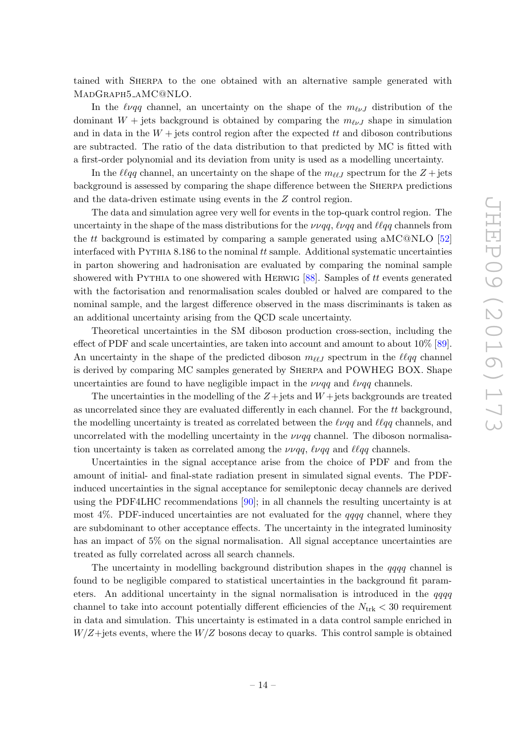tained with Sherpa to the one obtained with an alternative sample generated with MadGraph5_aMC@NLO.

In the $\ell\nu qq$ channel, an uncertainty on the shape of the $m_{\ell\nu J}$ distribution of the dominant $W+$jets background is obtained by comparing the $m_{\ell\nu J}$ shape in simulation and in data in the $W+$jets control region after the expected $tt$ and diboson contributions are subtracted. The ratio of the data distribution to that predicted by MC is fitted with a first-order polynomial and its deviation from unity is used as a modelling uncertainty.

In the $\ell\ell qq$ channel, an uncertainty on the shape of the $m_{\ell\ell J}$ spectrum for the $Z+$jets background is assessed by comparing the shape difference between the Sherpa predictions and the data-driven estimate using events in the $Z$ control region.

The data and simulation agree very well for events in the top-quark control region. The uncertainty in the shape of the mass distributions for the $\nu\nu qq$, $\ell\nu qq$ and $\ell\ell qq$ channels from the $tt$ background is estimated by comparing a sample generated using aMC@NLO [52] interfaced with Pythia 8.186 to the nominal $tt$ sample. Additional systematic uncertainties in parton showering and hadronisation are evaluated by comparing the nominal sample showered with Pythia to one showered with Herwig [88]. Samples of $tt$ events generated with the factorisation and renormalisation scales doubled or halved are compared to the nominal sample, and the largest difference observed in the mass discriminants is taken as an additional uncertainty arising from the QCD scale uncertainty.

Theoretical uncertainties in the SM diboson production cross-section, including the effect of PDF and scale uncertainties, are taken into account and amount to about 10% [89]. An uncertainty in the shape of the predicted diboson $m_{\ell\ell J}$ spectrum in the $\ell\ell qq$ channel is derived by comparing MC samples generated by Sherpa and POWHEG BOX. Shape uncertainties are found to have negligible impact in the $\nu\nu qq$ and $\ell\nu qq$ channels.

The uncertainties in the modelling of the $Z+$jets and $W+$jets backgrounds are treated as uncorrelated since they are evaluated differently in each channel. For the $tt$ background, the modelling uncertainty is treated as correlated between the $\ell\nu qq$ and $\ell\ell qq$ channels, and uncorrelated with the modelling uncertainty in the $\nu\nu qq$ channel. The diboson normalisation uncertainty is taken as correlated among the $\nu\nu qq$, $\ell\nu qq$ and $\ell\ell qq$ channels.

Uncertainties in the signal acceptance arise from the choice of PDF and from the amount of initial- and final-state radiation present in simulated signal events. The PDF-induced uncertainties in the signal acceptance for semileptonic decay channels are derived using the PDF4LHC recommendations [90]; in all channels the resulting uncertainty is at most 4%. PDF-induced uncertainties are not evaluated for the $qqqq$ channel, where they are subdominant to other acceptance effects. The uncertainty in the integrated luminosity has an impact of 5% on the signal normalisation. All signal acceptance uncertainties are treated as fully correlated across all search channels.

The uncertainty in modelling background distribution shapes in the $qqqq$ channel is found to be negligible compared to statistical uncertainties in the background fit parameters. An additional uncertainty in the signal normalisation is introduced in the $qqqq$ channel to take into account potentially different efficiencies of the $N_{\text{trk}} < 30$ requirement in data and simulation. This uncertainty is estimated in a data control sample enriched in $W/Z$+jets events, where the $W/Z$ bosons decay to quarks. This control sample is obtained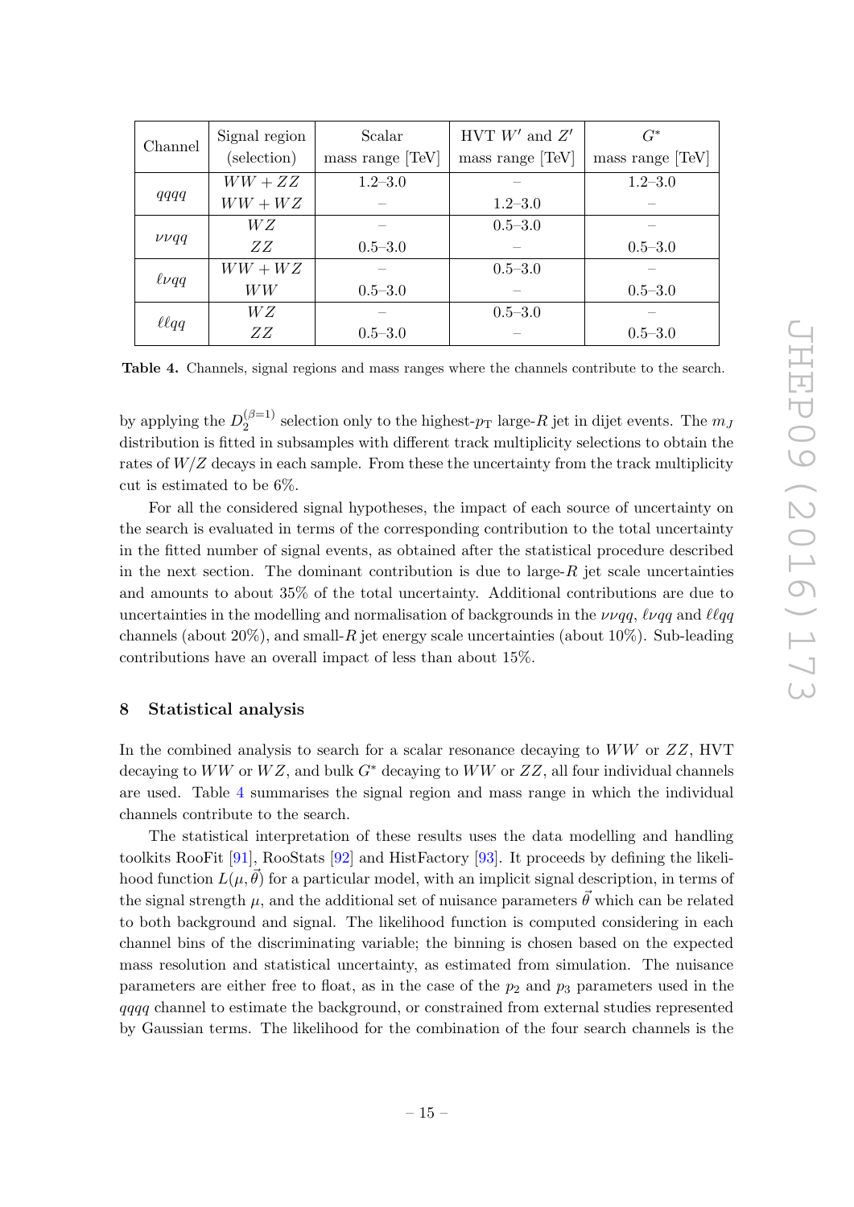| Channel | Signal region (selection) | Scalar mass range [TeV] | HVT $W'$ and $Z'$ mass range [TeV] | $G^*$ mass range [TeV] |
|---|---|---|---|---|
| $qqqq$ | $WW+ZZ$ | 1.2–3.0 | – | 1.2–3.0 |
| | $WW+WZ$ | – | 1.2–3.0 | – |
| $\nu\nu qq$ | $WZ$ | – | 0.5–3.0 | – |
| | $ZZ$ | 0.5–3.0 | – | 0.5–3.0 |
| $\ell\nu qq$ | $WW+WZ$ | – | 0.5–3.0 | – |
| | $WW$ | 0.5–3.0 | – | 0.5–3.0 |
| $\ell\ell qq$ | $WZ$ | – | 0.5–3.0 | – |
| | $ZZ$ | 0.5–3.0 | – | 0.5–3.0 |

**Table 4.** Channels, signal regions and mass ranges where the channels contribute to the search.

by applying the $D_2^{(\beta=1)}$ selection only to the highest-$p_{\mathrm{T}}$ large-$R$ jet in dijet events. The $m_J$ distribution is fitted in subsamples with different track multiplicity selections to obtain the rates of $W/Z$ decays in each sample. From these the uncertainty from the track multiplicity cut is estimated to be 6%.

For all the considered signal hypotheses, the impact of each source of uncertainty on the search is evaluated in terms of the corresponding contribution to the total uncertainty in the fitted number of signal events, as obtained after the statistical procedure described in the next section. The dominant contribution is due to large-$R$ jet scale uncertainties and amounts to about 35% of the total uncertainty. Additional contributions are due to uncertainties in the modelling and normalisation of backgrounds in the $\nu\nu qq$, $\ell\nu qq$ and $\ell\ell qq$ channels (about 20%), and small-$R$ jet energy scale uncertainties (about 10%). Sub-leading contributions have an overall impact of less than about 15%.

## 8 Statistical analysis

In the combined analysis to search for a scalar resonance decaying to $WW$ or $ZZ$, HVT decaying to $WW$ or $WZ$, and bulk $G^*$ decaying to $WW$ or $ZZ$, all four individual channels are used. Table 4 summarises the signal region and mass range in which the individual channels contribute to the search.

The statistical interpretation of these results uses the data modelling and handling toolkits RooFit [91], RooStats [92] and HistFactory [93]. It proceeds by defining the likelihood function $L(\mu, \vec{\theta})$ for a particular model, with an implicit signal description, in terms of the signal strength $\mu$, and the additional set of nuisance parameters $\vec{\theta}$ which can be related to both background and signal. The likelihood function is computed considering in each channel bins of the discriminating variable; the binning is chosen based on the expected mass resolution and statistical uncertainty, as estimated from simulation. The nuisance parameters are either free to float, as in the case of the $p_2$ and $p_3$ parameters used in the $qqqq$ channel to estimate the background, or constrained from external studies represented by Gaussian terms. The likelihood for the combination of the four search channels is the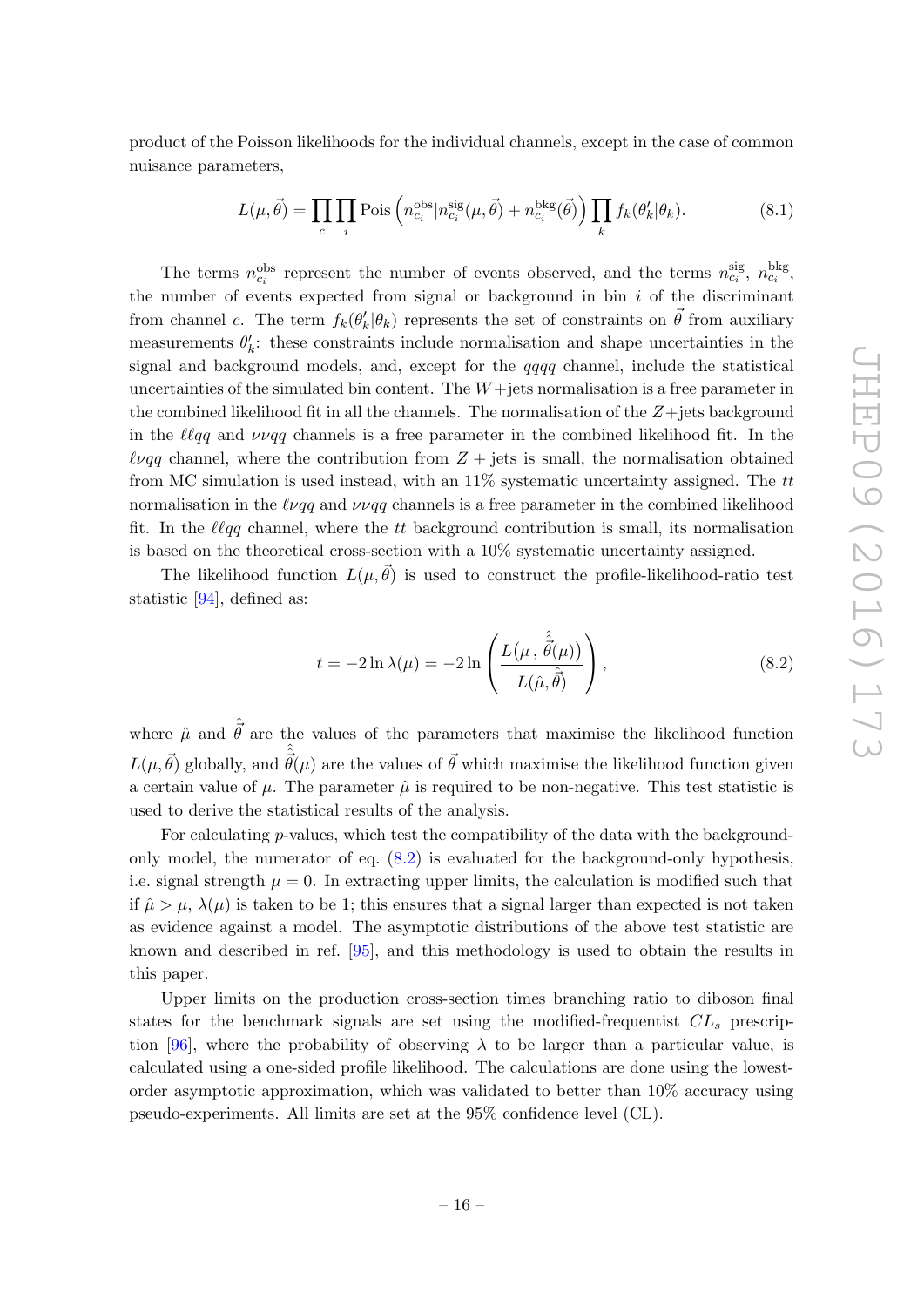product of the Poisson likelihoods for the individual channels, except in the case of common nuisance parameters,

$$L(\mu, \vec{\theta}) = \prod_{c} \prod_{i} \text{Pois}\left(n_{c_i}^{\text{obs}} | n_{c_i}^{\text{sig}}(\mu, \vec{\theta}) + n_{c_i}^{\text{bkg}}(\vec{\theta})\right) \prod_{k} f_k(\theta_k' | \theta_k). \tag{8.1}$$

The terms $n_{c_i}^{\text{obs}}$ represent the number of events observed, and the terms $n_{c_i}^{\text{sig}}$, $n_{c_i}^{\text{bkg}}$, the number of events expected from signal or background in bin $i$ of the discriminant from channel $c$. The term $f_k(\theta_k'|\theta_k)$ represents the set of constraints on $\vec{\theta}$ from auxiliary measurements $\theta_k'$: these constraints include normalisation and shape uncertainties in the signal and background models, and, except for the $qqqq$ channel, include the statistical uncertainties of the simulated bin content. The $W$+jets normalisation is a free parameter in the combined likelihood fit in all the channels. The normalisation of the $Z$+jets background in the $\ell\ell qq$ and $\nu\nu qq$ channels is a free parameter in the combined likelihood fit. In the $\ell\nu qq$ channel, where the contribution from $Z$ + jets is small, the normalisation obtained from MC simulation is used instead, with an 11% systematic uncertainty assigned. The $tt$ normalisation in the $\ell\nu qq$ and $\nu\nu qq$ channels is a free parameter in the combined likelihood fit. In the $\ell\ell qq$ channel, where the $tt$ background contribution is small, its normalisation is based on the theoretical cross-section with a 10% systematic uncertainty assigned.

The likelihood function $L(\mu, \vec{\theta})$ is used to construct the profile-likelihood-ratio test statistic [94], defined as:

$$t = -2 \ln \lambda(\mu) = -2 \ln \left( \frac{L(\mu\,,\,\hat{\hat{\vec{\theta}}}(\mu))}{L(\hat{\mu}, \hat{\vec{\theta}})} \right), \tag{8.2}$$

where $\hat{\mu}$ and $\hat{\vec{\theta}}$ are the values of the parameters that maximise the likelihood function $L(\mu, \vec{\theta})$ globally, and $\hat{\hat{\vec{\theta}}}(\mu)$ are the values of $\vec{\theta}$ which maximise the likelihood function given a certain value of $\mu$. The parameter $\hat{\mu}$ is required to be non-negative. This test statistic is used to derive the statistical results of the analysis.

For calculating $p$-values, which test the compatibility of the data with the background-only model, the numerator of eq. (8.2) is evaluated for the background-only hypothesis, i.e. signal strength $\mu = 0$. In extracting upper limits, the calculation is modified such that if $\hat{\mu} > \mu$, $\lambda(\mu)$ is taken to be 1; this ensures that a signal larger than expected is not taken as evidence against a model. The asymptotic distributions of the above test statistic are known and described in ref. [95], and this methodology is used to obtain the results in this paper.

Upper limits on the production cross-section times branching ratio to diboson final states for the benchmark signals are set using the modified-frequentist $CL_s$ prescription [96], where the probability of observing $\lambda$ to be larger than a particular value, is calculated using a one-sided profile likelihood. The calculations are done using the lowest-order asymptotic approximation, which was validated to better than 10% accuracy using pseudo-experiments. All limits are set at the 95% confidence level (CL).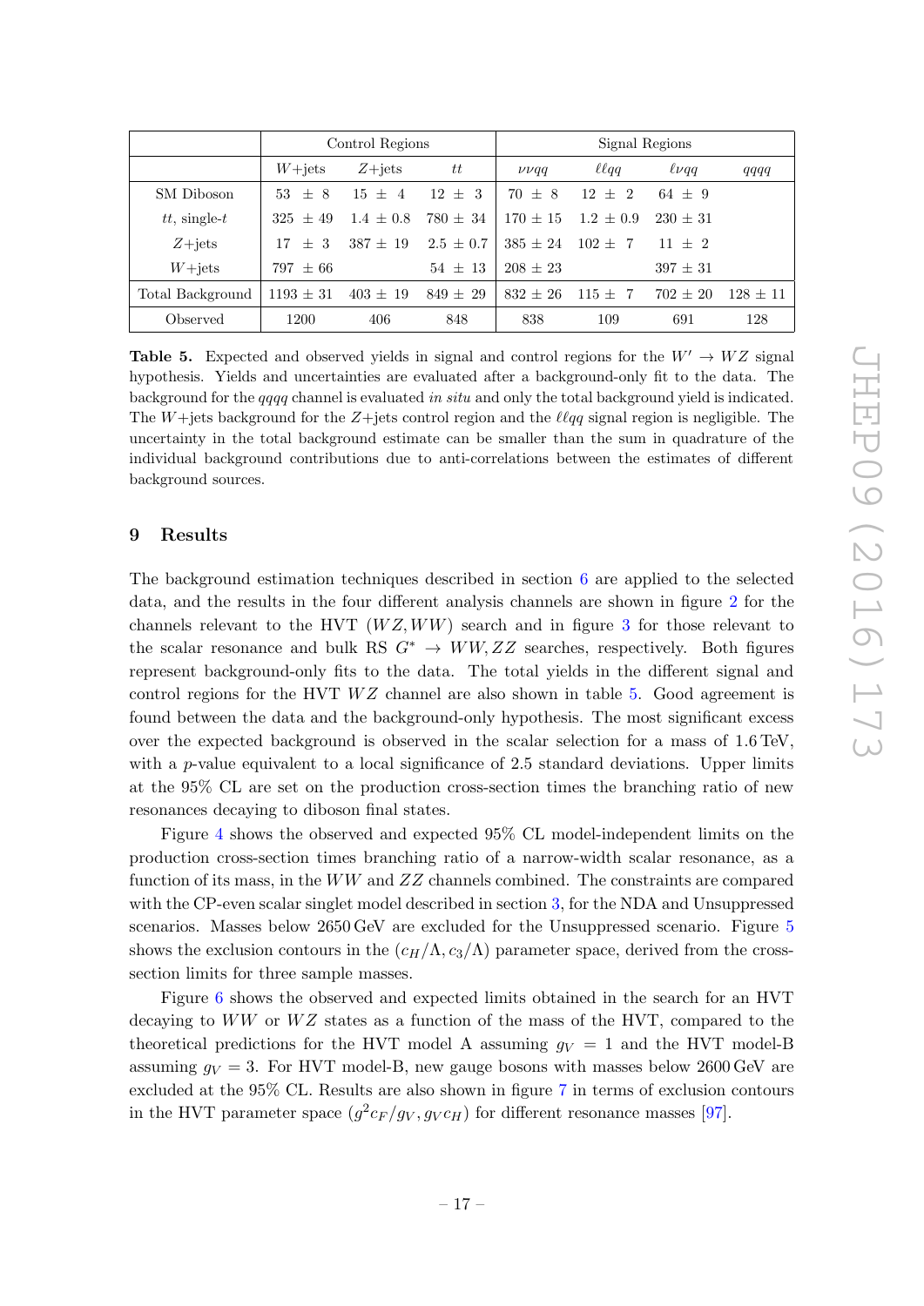| | Control Regions | | | Signal Regions | | | |
|---|---|---|---|---|---|---|---|
| | $W$+jets | $Z$+jets | $tt$ | $\nu\nu qq$ | $\ell\ell qq$ | $\ell\nu qq$ | $qqqq$ |
| SM Diboson | 53 ± 8 | 15 ± 4 | 12 ± 3 | 70 ± 8 | 12 ± 2 | 64 ± 9 | |
| $tt$, single-$t$ | 325 ± 49 | 1.4 ± 0.8 | 780 ± 34 | 170 ± 15 | 1.2 ± 0.9 | 230 ± 31 | |
| $Z$+jets | 17 ± 3 | 387 ± 19 | 2.5 ± 0.7 | 385 ± 24 | 102 ± 7 | 11 ± 2 | |
| $W$+jets | 797 ± 66 | | 54 ± 13 | 208 ± 23 | | 397 ± 31 | |
| Total Background | 1193 ± 31 | 403 ± 19 | 849 ± 29 | 832 ± 26 | 115 ± 7 | 702 ± 20 | 128 ± 11 |
| Observed | 1200 | 406 | 848 | 838 | 109 | 691 | 128 |

**Table 5.** Expected and observed yields in signal and control regions for the $W' \to WZ$ signal hypothesis. Yields and uncertainties are evaluated after a background-only fit to the data. The background for the $qqqq$ channel is evaluated *in situ* and only the total background yield is indicated. The $W$+jets background for the $Z$+jets control region and the $\ell\ell qq$ signal region is negligible. The uncertainty in the total background estimate can be smaller than the sum in quadrature of the individual background contributions due to anti-correlations between the estimates of different background sources.

## 9 Results

The background estimation techniques described in section 6 are applied to the selected data, and the results in the four different analysis channels are shown in figure 2 for the channels relevant to the HVT $(WZ, WW)$ search and in figure 3 for those relevant to the scalar resonance and bulk RS $G^* \to WW, ZZ$ searches, respectively. Both figures represent background-only fits to the data. The total yields in the different signal and control regions for the HVT $WZ$ channel are also shown in table 5. Good agreement is found between the data and the background-only hypothesis. The most significant excess over the expected background is observed in the scalar selection for a mass of 1.6 TeV, with a $p$-value equivalent to a local significance of 2.5 standard deviations. Upper limits at the 95% CL are set on the production cross-section times the branching ratio of new resonances decaying to diboson final states.

Figure 4 shows the observed and expected 95% CL model-independent limits on the production cross-section times branching ratio of a narrow-width scalar resonance, as a function of its mass, in the $WW$ and $ZZ$ channels combined. The constraints are compared with the CP-even scalar singlet model described in section 3, for the NDA and Unsuppressed scenarios. Masses below 2650 GeV are excluded for the Unsuppressed scenario. Figure 5 shows the exclusion contours in the $(c_H/\Lambda, c_3/\Lambda)$ parameter space, derived from the cross-section limits for three sample masses.

Figure 6 shows the observed and expected limits obtained in the search for an HVT decaying to $WW$ or $WZ$ states as a function of the mass of the HVT, compared to the theoretical predictions for the HVT model A assuming $g_V = 1$ and the HVT model-B assuming $g_V = 3$. For HVT model-B, new gauge bosons with masses below 2600 GeV are excluded at the 95% CL. Results are also shown in figure 7 in terms of exclusion contours in the HVT parameter space $(g^2 c_F/g_V, g_V c_H)$ for different resonance masses [97].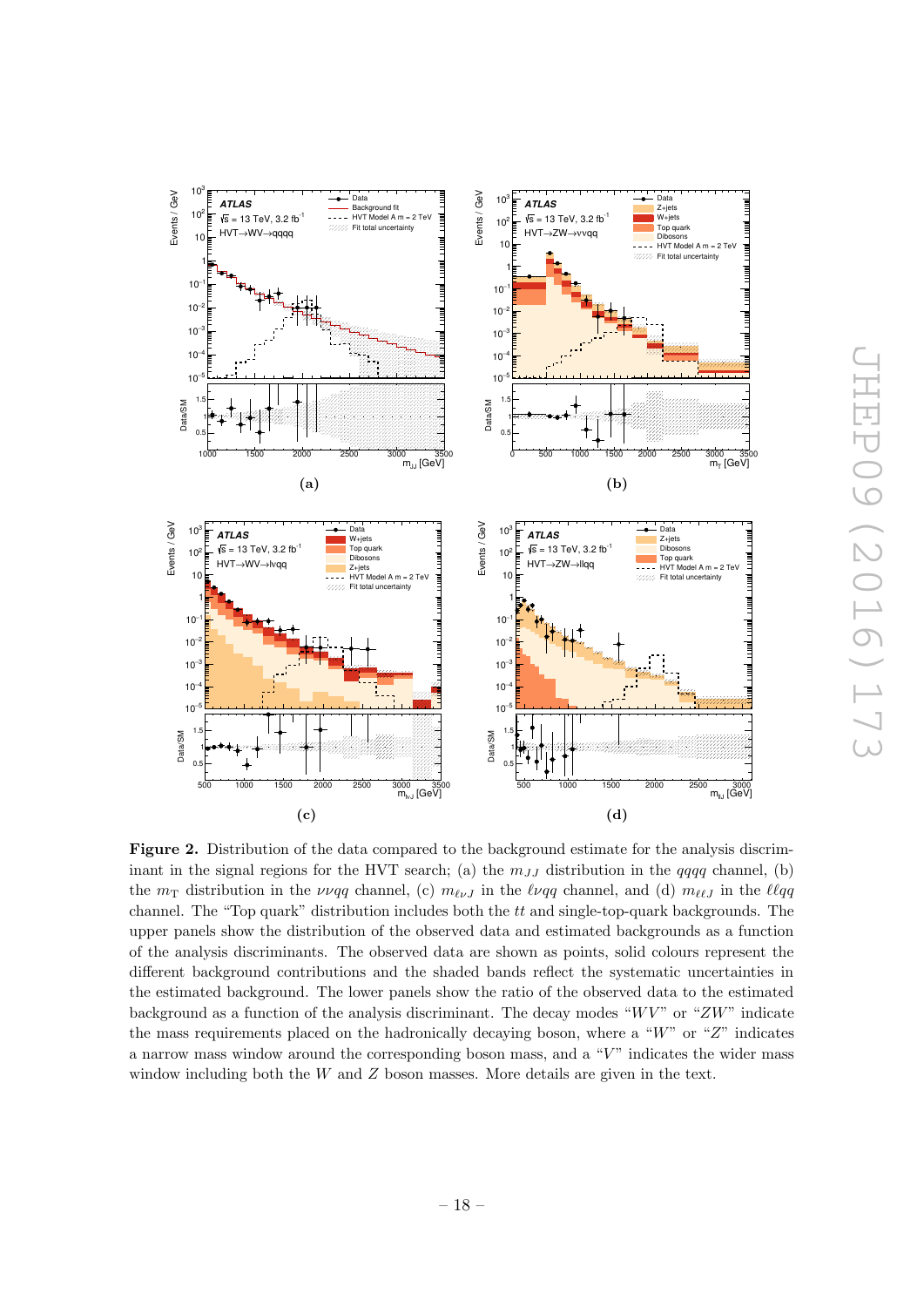**Figure 2.** Distribution of the data compared to the background estimate for the analysis discriminant in the signal regions for the HVT search; (a) the $m_{JJ}$ distribution in the $qqqq$ channel, (b) the $m_{\mathrm{T}}$ distribution in the $\nu\nu qq$ channel, (c) $m_{\ell\nu J}$ in the $\ell\nu qq$ channel, and (d) $m_{\ell\ell J}$ in the $\ell\ell qq$ channel. The "Top quark" distribution includes both the $tt$ and single-top-quark backgrounds. The upper panels show the distribution of the observed data and estimated backgrounds as a function of the analysis discriminants. The observed data are shown as points, solid colours represent the different background contributions and the shaded bands reflect the systematic uncertainties in the estimated background. The lower panels show the ratio of the observed data to the estimated background as a function of the analysis discriminant. The decay modes "$WV$" or "$ZW$" indicate the mass requirements placed on the hadronically decaying boson, where a "$W$" or "$Z$" indicates a narrow mass window around the corresponding boson mass, and a "$V$" indicates the wider mass window including both the $W$ and $Z$ boson masses. More details are given in the text.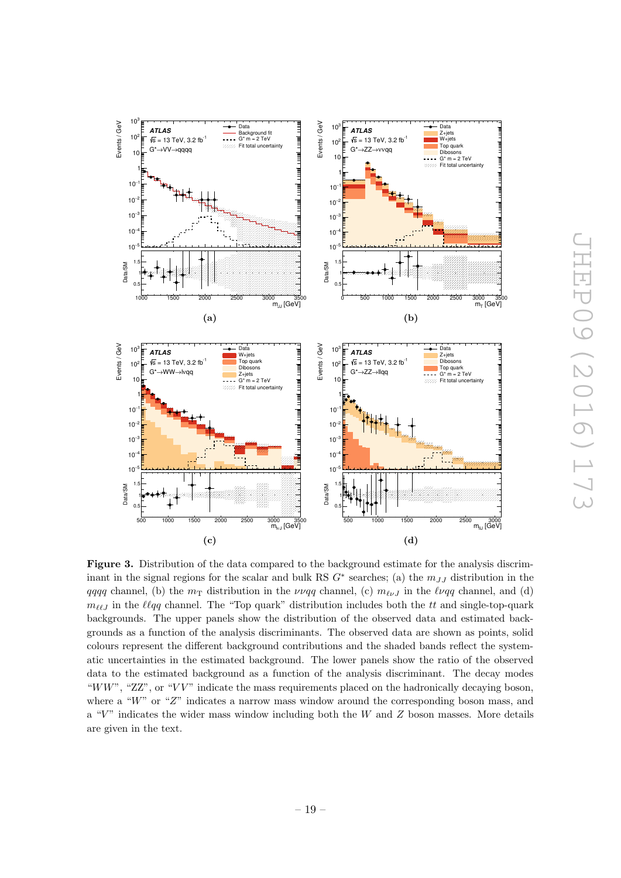**Figure 3.** Distribution of the data compared to the background estimate for the analysis discriminant in the signal regions for the scalar and bulk RS $G^*$ searches; (a) the $m_{JJ}$ distribution in the $qqqq$ channel, (b) the $m_{\mathrm{T}}$ distribution in the $\nu\nu qq$ channel, (c) $m_{\ell\nu J}$ in the $\ell\nu qq$ channel, and (d) $m_{\ell\ell J}$ in the $\ell\ell qq$ channel. The "Top quark" distribution includes both the $tt$ and single-top-quark backgrounds. The upper panels show the distribution of the observed data and estimated backgrounds as a function of the analysis discriminants. The observed data are shown as points, solid colours represent the different background contributions and the shaded bands reflect the systematic uncertainties in the estimated background. The lower panels show the ratio of the observed data to the estimated background as a function of the analysis discriminant. The decay modes "$WW$", "ZZ", or "$VV$" indicate the mass requirements placed on the hadronically decaying boson, where a "$W$" or "$Z$" indicates a narrow mass window around the corresponding boson mass, and a "$V$" indicates the wider mass window including both the $W$ and $Z$ boson masses. More details are given in the text.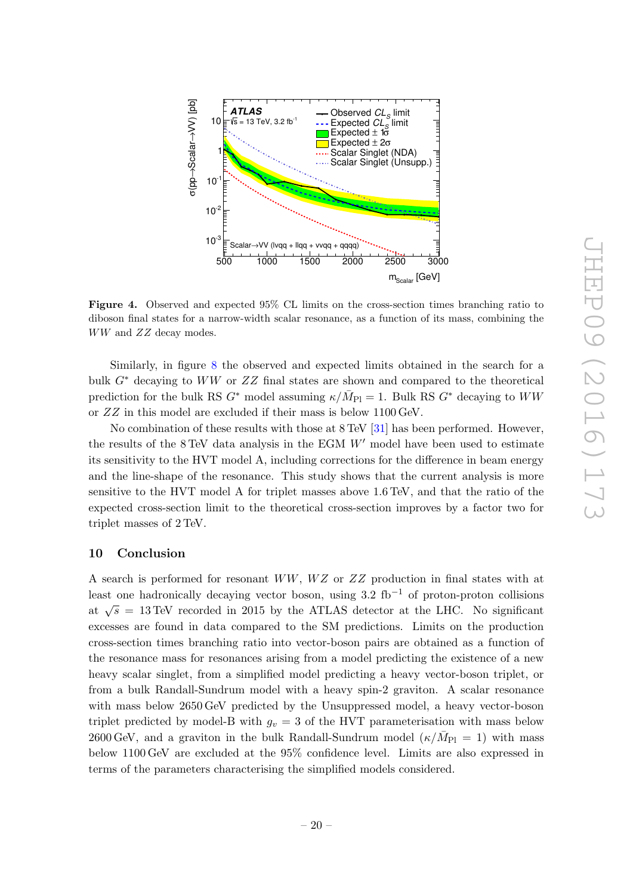**Figure 4.** Observed and expected 95% CL limits on the cross-section times branching ratio to diboson final states for a narrow-width scalar resonance, as a function of its mass, combining the $WW$ and $ZZ$ decay modes.

Similarly, in figure 8 the observed and expected limits obtained in the search for a bulk $G^*$ decaying to $WW$ or $ZZ$ final states are shown and compared to the theoretical prediction for the bulk RS $G^*$ model assuming $\kappa/\bar{M}_{\text{Pl}} = 1$. Bulk RS $G^*$ decaying to $WW$ or $ZZ$ in this model are excluded if their mass is below 1100 GeV.

No combination of these results with those at 8 TeV [31] has been performed. However, the results of the 8 TeV data analysis in the EGM $W'$ model have been used to estimate its sensitivity to the HVT model A, including corrections for the difference in beam energy and the line-shape of the resonance. This study shows that the current analysis is more sensitive to the HVT model A for triplet masses above 1.6 TeV, and that the ratio of the expected cross-section limit to the theoretical cross-section improves by a factor two for triplet masses of 2 TeV.

## 10 Conclusion

A search is performed for resonant $WW$, $WZ$ or $ZZ$ production in final states with at least one hadronically decaying vector boson, using 3.2 fb$^{-1}$ of proton-proton collisions at $\sqrt{s} = 13$ TeV recorded in 2015 by the ATLAS detector at the LHC. No significant excesses are found in data compared to the SM predictions. Limits on the production cross-section times branching ratio into vector-boson pairs are obtained as a function of the resonance mass for resonances arising from a model predicting the existence of a new heavy scalar singlet, from a simplified model predicting a heavy vector-boson triplet, or from a bulk Randall-Sundrum model with a heavy spin-2 graviton. A scalar resonance with mass below 2650 GeV predicted by the Unsuppressed model, a heavy vector-boson triplet predicted by model-B with $g_v = 3$ of the HVT parameterisation with mass below 2600 GeV, and a graviton in the bulk Randall-Sundrum model ($\kappa/\bar{M}_{\text{Pl}} = 1$) with mass below 1100 GeV are excluded at the 95% confidence level. Limits are also expressed in terms of the parameters characterising the simplified models considered.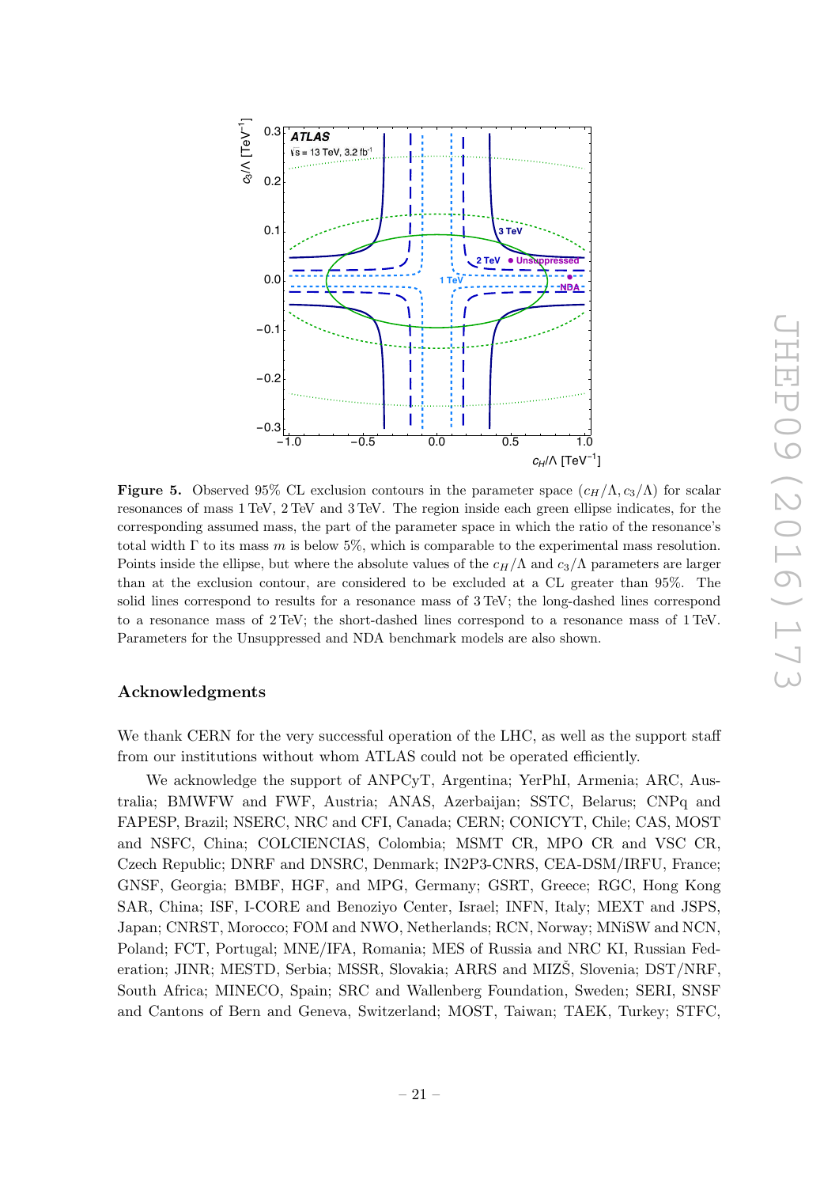**Figure 5.** Observed 95% CL exclusion contours in the parameter space $(c_H/\Lambda, c_3/\Lambda)$ for scalar resonances of mass 1 TeV, 2 TeV and 3 TeV. The region inside each green ellipse indicates, for the corresponding assumed mass, the part of the parameter space in which the ratio of the resonance's total width $\Gamma$ to its mass $m$ is below 5%, which is comparable to the experimental mass resolution. Points inside the ellipse, but where the absolute values of the $c_H/\Lambda$ and $c_3/\Lambda$ parameters are larger than at the exclusion contour, are considered to be excluded at a CL greater than 95%. The solid lines correspond to results for a resonance mass of 3 TeV; the long-dashed lines correspond to a resonance mass of 2 TeV; the short-dashed lines correspond to a resonance mass of 1 TeV. Parameters for the Unsuppressed and NDA benchmark models are also shown.

## Acknowledgments

We thank CERN for the very successful operation of the LHC, as well as the support staff from our institutions without whom ATLAS could not be operated efficiently.

We acknowledge the support of ANPCyT, Argentina; YerPhI, Armenia; ARC, Australia; BMWFW and FWF, Austria; ANAS, Azerbaijan; SSTC, Belarus; CNPq and FAPESP, Brazil; NSERC, NRC and CFI, Canada; CERN; CONICYT, Chile; CAS, MOST and NSFC, China; COLCIENCIAS, Colombia; MSMT CR, MPO CR and VSC CR, Czech Republic; DNRF and DNSRC, Denmark; IN2P3-CNRS, CEA-DSM/IRFU, France; GNSF, Georgia; BMBF, HGF, and MPG, Germany; GSRT, Greece; RGC, Hong Kong SAR, China; ISF, I-CORE and Benoziyo Center, Israel; INFN, Italy; MEXT and JSPS, Japan; CNRST, Morocco; FOM and NWO, Netherlands; RCN, Norway; MNiSW and NCN, Poland; FCT, Portugal; MNE/IFA, Romania; MES of Russia and NRC KI, Russian Federation; JINR; MESTD, Serbia; MSSR, Slovakia; ARRS and MIZŠ, Slovenia; DST/NRF, South Africa; MINECO, Spain; SRC and Wallenberg Foundation, Sweden; SERI, SNSF and Cantons of Bern and Geneva, Switzerland; MOST, Taiwan; TAEK, Turkey; STFC,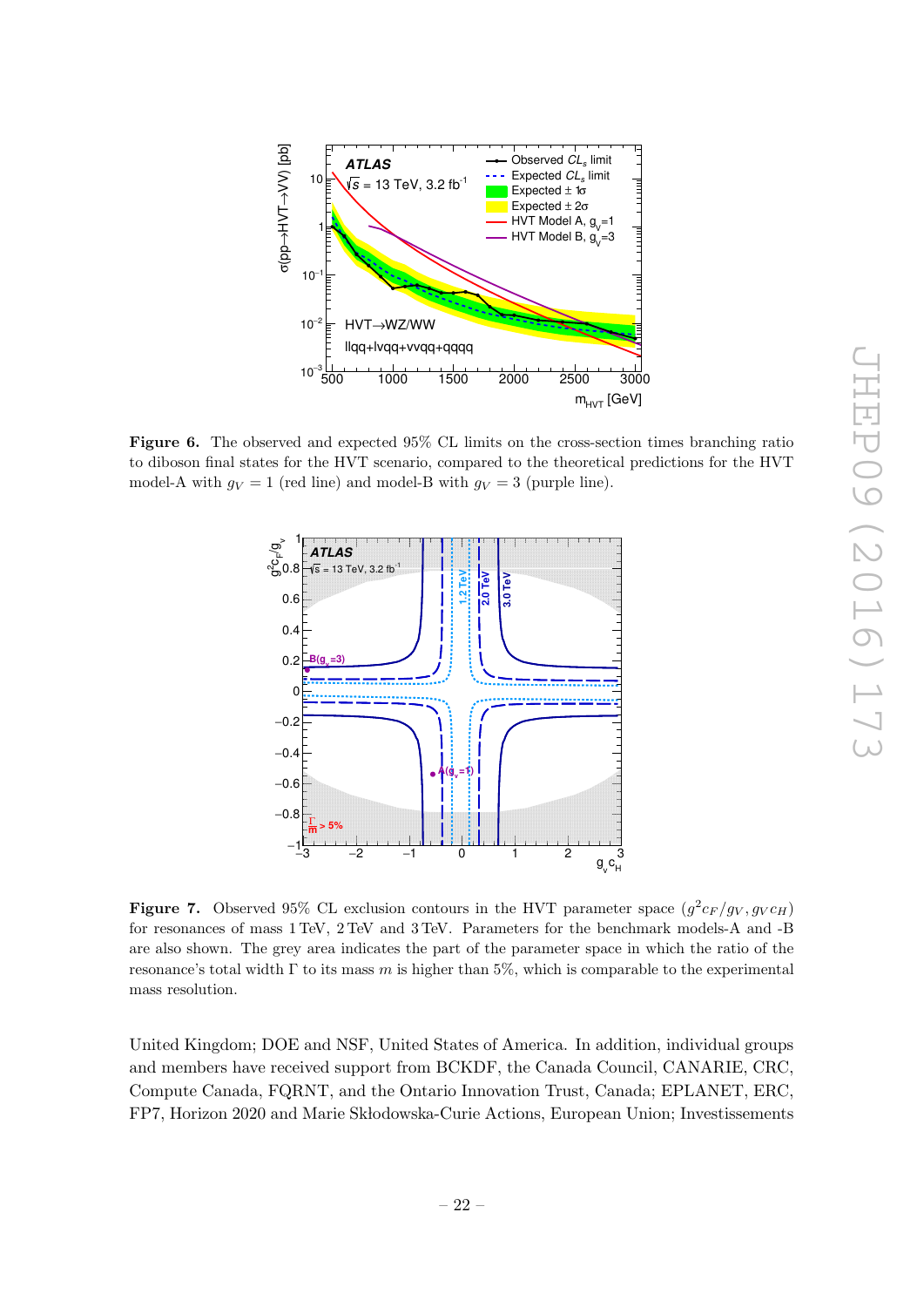**Figure 6.** The observed and expected 95% CL limits on the cross-section times branching ratio to diboson final states for the HVT scenario, compared to the theoretical predictions for the HVT model-A with $g_V = 1$ (red line) and model-B with $g_V = 3$ (purple line).

**Figure 7.** Observed 95% CL exclusion contours in the HVT parameter space $(g^2 c_F / g_V, g_V c_H)$ for resonances of mass 1 TeV, 2 TeV and 3 TeV. Parameters for the benchmark models-A and -B are also shown. The grey area indicates the part of the parameter space in which the ratio of the resonance's total width Γ to its mass $m$ is higher than 5%, which is comparable to the experimental mass resolution.

United Kingdom; DOE and NSF, United States of America. In addition, individual groups and members have received support from BCKDF, the Canada Council, CANARIE, CRC, Compute Canada, FQRNT, and the Ontario Innovation Trust, Canada; EPLANET, ERC, FP7, Horizon 2020 and Marie Skłodowska-Curie Actions, European Union; Investissements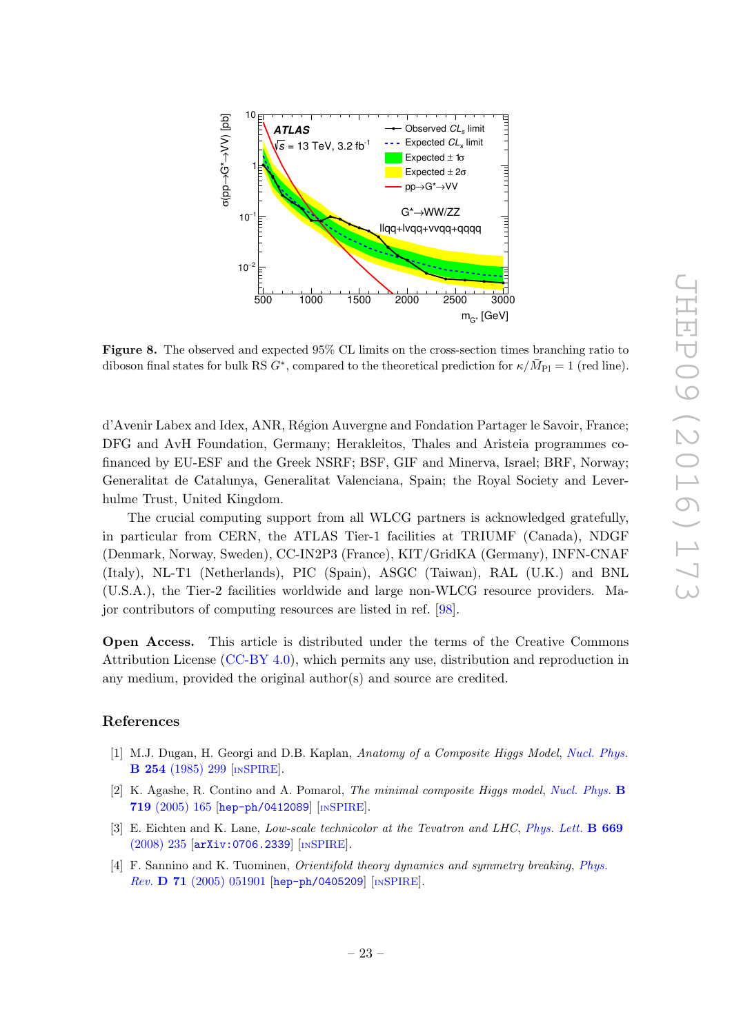**Figure 8.** The observed and expected 95% CL limits on the cross-section times branching ratio to diboson final states for bulk RS $G^*$, compared to the theoretical prediction for $\kappa/\bar{M}_{\rm Pl} = 1$ (red line).

d'Avenir Labex and Idex, ANR, Région Auvergne and Fondation Partager le Savoir, France; DFG and AvH Foundation, Germany; Herakleitos, Thales and Aristeia programmes co-financed by EU-ESF and the Greek NSRF; BSF, GIF and Minerva, Israel; BRF, Norway; Generalitat de Catalunya, Generalitat Valenciana, Spain; the Royal Society and Leverhulme Trust, United Kingdom.

The crucial computing support from all WLCG partners is acknowledged gratefully, in particular from CERN, the ATLAS Tier-1 facilities at TRIUMF (Canada), NDGF (Denmark, Norway, Sweden), CC-IN2P3 (France), KIT/GridKA (Germany), INFN-CNAF (Italy), NL-T1 (Netherlands), PIC (Spain), ASGC (Taiwan), RAL (U.K.) and BNL (U.S.A.), the Tier-2 facilities worldwide and large non-WLCG resource providers. Major contributors of computing resources are listed in ref. [98].

**Open Access.** This article is distributed under the terms of the Creative Commons Attribution License (CC-BY 4.0), which permits any use, distribution and reproduction in any medium, provided the original author(s) and source are credited.

## References

[1] M.J. Dugan, H. Georgi and D.B. Kaplan, *Anatomy of a Composite Higgs Model*, *Nucl. Phys.* **B 254** (1985) 299 [INSPIRE].

[2] K. Agashe, R. Contino and A. Pomarol, *The minimal composite Higgs model*, *Nucl. Phys.* **B 719** (2005) 165 [hep-ph/0412089] [INSPIRE].

[3] E. Eichten and K. Lane, *Low-scale technicolor at the Tevatron and LHC*, *Phys. Lett.* **B 669** (2008) 235 [arXiv:0706.2339] [INSPIRE].

[4] F. Sannino and K. Tuominen, *Orientifold theory dynamics and symmetry breaking*, *Phys. Rev.* **D 71** (2005) 051901 [hep-ph/0405209] [INSPIRE].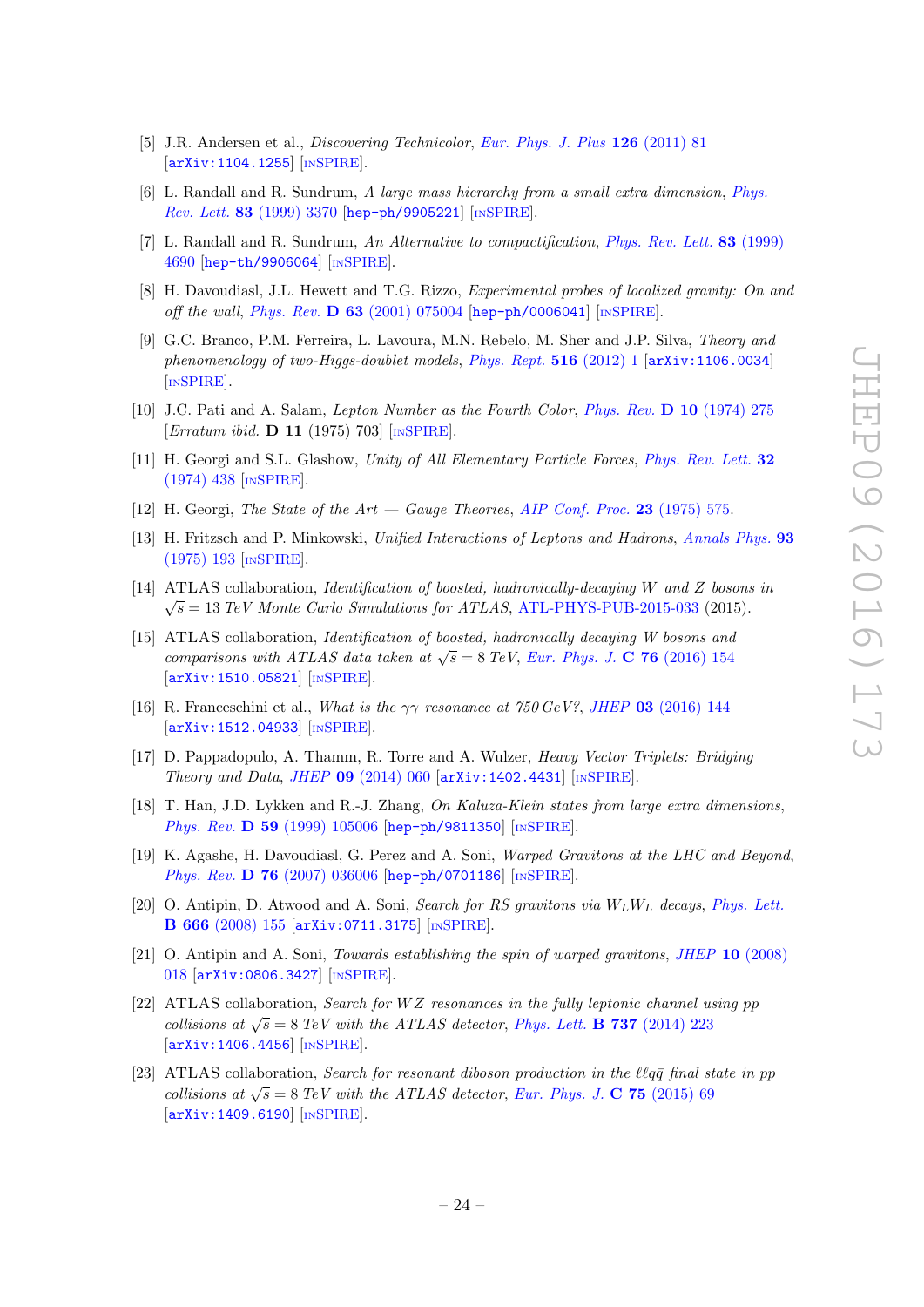- [5] J.R. Andersen et al., *Discovering Technicolor*, *Eur. Phys. J. Plus* **126** (2011) 81 [arXiv:1104.1255] [INSPIRE].
- [6] L. Randall and R. Sundrum, *A large mass hierarchy from a small extra dimension*, *Phys. Rev. Lett.* **83** (1999) 3370 [hep-ph/9905221] [INSPIRE].
- [7] L. Randall and R. Sundrum, *An Alternative to compactification*, *Phys. Rev. Lett.* **83** (1999) 4690 [hep-th/9906064] [INSPIRE].
- [8] H. Davoudiasl, J.L. Hewett and T.G. Rizzo, *Experimental probes of localized gravity: On and off the wall*, *Phys. Rev.* **D 63** (2001) 075004 [hep-ph/0006041] [INSPIRE].
- [9] G.C. Branco, P.M. Ferreira, L. Lavoura, M.N. Rebelo, M. Sher and J.P. Silva, *Theory and phenomenology of two-Higgs-doublet models*, *Phys. Rept.* **516** (2012) 1 [arXiv:1106.0034] [INSPIRE].
- [10] J.C. Pati and A. Salam, *Lepton Number as the Fourth Color*, *Phys. Rev.* **D 10** (1974) 275 [*Erratum ibid.* **D 11** (1975) 703] [INSPIRE].
- [11] H. Georgi and S.L. Glashow, *Unity of All Elementary Particle Forces*, *Phys. Rev. Lett.* **32** (1974) 438 [INSPIRE].
- [12] H. Georgi, *The State of the Art — Gauge Theories*, *AIP Conf. Proc.* **23** (1975) 575.
- [13] H. Fritzsch and P. Minkowski, *Unified Interactions of Leptons and Hadrons*, *Annals Phys.* **93** (1975) 193 [INSPIRE].
- [14] ATLAS collaboration, *Identification of boosted, hadronically-decaying W and Z bosons in $\sqrt{s} = 13$ TeV Monte Carlo Simulations for ATLAS*, ATL-PHYS-PUB-2015-033 (2015).
- [15] ATLAS collaboration, *Identification of boosted, hadronically decaying W bosons and comparisons with ATLAS data taken at $\sqrt{s} = 8$ TeV*, *Eur. Phys. J.* **C 76** (2016) 154 [arXiv:1510.05821] [INSPIRE].
- [16] R. Franceschini et al., *What is the $\gamma\gamma$ resonance at 750 GeV?*, *JHEP* **03** (2016) 144 [arXiv:1512.04933] [INSPIRE].
- [17] D. Pappadopulo, A. Thamm, R. Torre and A. Wulzer, *Heavy Vector Triplets: Bridging Theory and Data*, *JHEP* **09** (2014) 060 [arXiv:1402.4431] [INSPIRE].
- [18] T. Han, J.D. Lykken and R.-J. Zhang, *On Kaluza-Klein states from large extra dimensions*, *Phys. Rev.* **D 59** (1999) 105006 [hep-ph/9811350] [INSPIRE].
- [19] K. Agashe, H. Davoudiasl, G. Perez and A. Soni, *Warped Gravitons at the LHC and Beyond*, *Phys. Rev.* **D 76** (2007) 036006 [hep-ph/0701186] [INSPIRE].
- [20] O. Antipin, D. Atwood and A. Soni, *Search for RS gravitons via $W_L W_L$ decays*, *Phys. Lett.* **B 666** (2008) 155 [arXiv:0711.3175] [INSPIRE].
- [21] O. Antipin and A. Soni, *Towards establishing the spin of warped gravitons*, *JHEP* **10** (2008) 018 [arXiv:0806.3427] [INSPIRE].
- [22] ATLAS collaboration, *Search for WZ resonances in the fully leptonic channel using pp collisions at $\sqrt{s} = 8$ TeV with the ATLAS detector*, *Phys. Lett.* **B 737** (2014) 223 [arXiv:1406.4456] [INSPIRE].
- [23] ATLAS collaboration, *Search for resonant diboson production in the $\ell\ell q\bar{q}$ final state in pp collisions at $\sqrt{s} = 8$ TeV with the ATLAS detector*, *Eur. Phys. J.* **C 75** (2015) 69 [arXiv:1409.6190] [INSPIRE].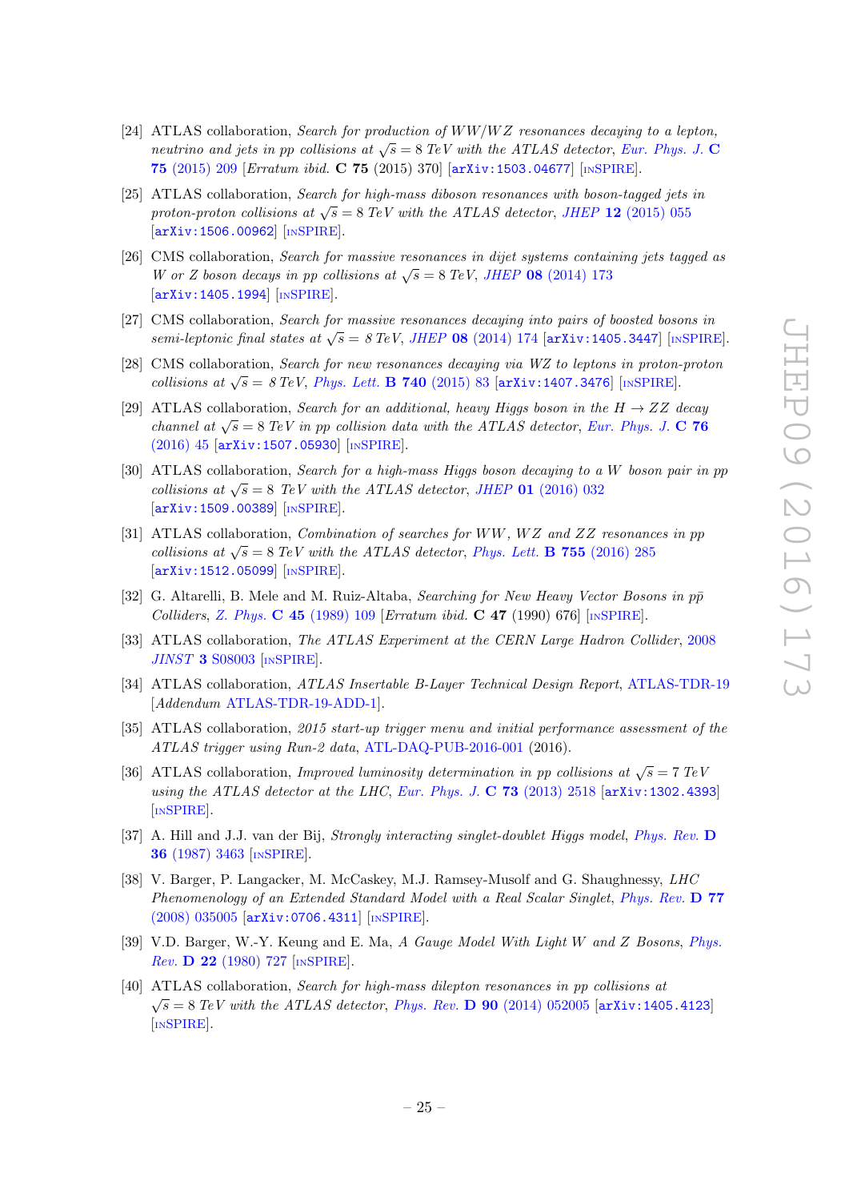[24] ATLAS collaboration, *Search for production of $WW/WZ$ resonances decaying to a lepton, neutrino and jets in pp collisions at $\sqrt{s} = 8$ TeV with the ATLAS detector*, Eur. Phys. J. **C 75** (2015) 209 [Erratum ibid. **C 75** (2015) 370] [arXiv:1503.04677] [INSPIRE].

[25] ATLAS collaboration, *Search for high-mass diboson resonances with boson-tagged jets in proton-proton collisions at $\sqrt{s} = 8$ TeV with the ATLAS detector*, JHEP **12** (2015) 055 [arXiv:1506.00962] [INSPIRE].

[26] CMS collaboration, *Search for massive resonances in dijet systems containing jets tagged as W or Z boson decays in pp collisions at $\sqrt{s} = 8$ TeV*, JHEP **08** (2014) 173 [arXiv:1405.1994] [INSPIRE].

[27] CMS collaboration, *Search for massive resonances decaying into pairs of boosted bosons in semi-leptonic final states at $\sqrt{s} = 8$ TeV*, JHEP **08** (2014) 174 [arXiv:1405.3447] [INSPIRE].

[28] CMS collaboration, *Search for new resonances decaying via WZ to leptons in proton-proton collisions at $\sqrt{s} = 8$ TeV*, Phys. Lett. **B 740** (2015) 83 [arXiv:1407.3476] [INSPIRE].

[29] ATLAS collaboration, *Search for an additional, heavy Higgs boson in the $H \to ZZ$ decay channel at $\sqrt{s} = 8$ TeV in pp collision data with the ATLAS detector*, Eur. Phys. J. **C 76** (2016) 45 [arXiv:1507.05930] [INSPIRE].

[30] ATLAS collaboration, *Search for a high-mass Higgs boson decaying to a W boson pair in pp collisions at $\sqrt{s} = 8$ TeV with the ATLAS detector*, JHEP **01** (2016) 032 [arXiv:1509.00389] [INSPIRE].

[31] ATLAS collaboration, *Combination of searches for $WW$, $WZ$ and $ZZ$ resonances in pp collisions at $\sqrt{s} = 8$ TeV with the ATLAS detector*, Phys. Lett. **B 755** (2016) 285 [arXiv:1512.05099] [INSPIRE].

[32] G. Altarelli, B. Mele and M. Ruiz-Altaba, *Searching for New Heavy Vector Bosons in $p\bar{p}$ Colliders*, Z. Phys. **C 45** (1989) 109 [Erratum ibid. **C 47** (1990) 676] [INSPIRE].

[33] ATLAS collaboration, *The ATLAS Experiment at the CERN Large Hadron Collider*, 2008 JINST **3** S08003 [INSPIRE].

[34] ATLAS collaboration, *ATLAS Insertable B-Layer Technical Design Report*, ATLAS-TDR-19 [Addendum ATLAS-TDR-19-ADD-1].

[35] ATLAS collaboration, *2015 start-up trigger menu and initial performance assessment of the ATLAS trigger using Run-2 data*, ATL-DAQ-PUB-2016-001 (2016).

[36] ATLAS collaboration, *Improved luminosity determination in pp collisions at $\sqrt{s} = 7$ TeV using the ATLAS detector at the LHC*, Eur. Phys. J. **C 73** (2013) 2518 [arXiv:1302.4393] [INSPIRE].

[37] A. Hill and J.J. van der Bij, *Strongly interacting singlet-doublet Higgs model*, Phys. Rev. **D 36** (1987) 3463 [INSPIRE].

[38] V. Barger, P. Langacker, M. McCaskey, M.J. Ramsey-Musolf and G. Shaughnessy, *LHC Phenomenology of an Extended Standard Model with a Real Scalar Singlet*, Phys. Rev. **D 77** (2008) 035005 [arXiv:0706.4311] [INSPIRE].

[39] V.D. Barger, W.-Y. Keung and E. Ma, *A Gauge Model With Light W and Z Bosons*, Phys. Rev. **D 22** (1980) 727 [INSPIRE].

[40] ATLAS collaboration, *Search for high-mass dilepton resonances in pp collisions at $\sqrt{s} = 8$ TeV with the ATLAS detector*, Phys. Rev. **D 90** (2014) 052005 [arXiv:1405.4123] [INSPIRE].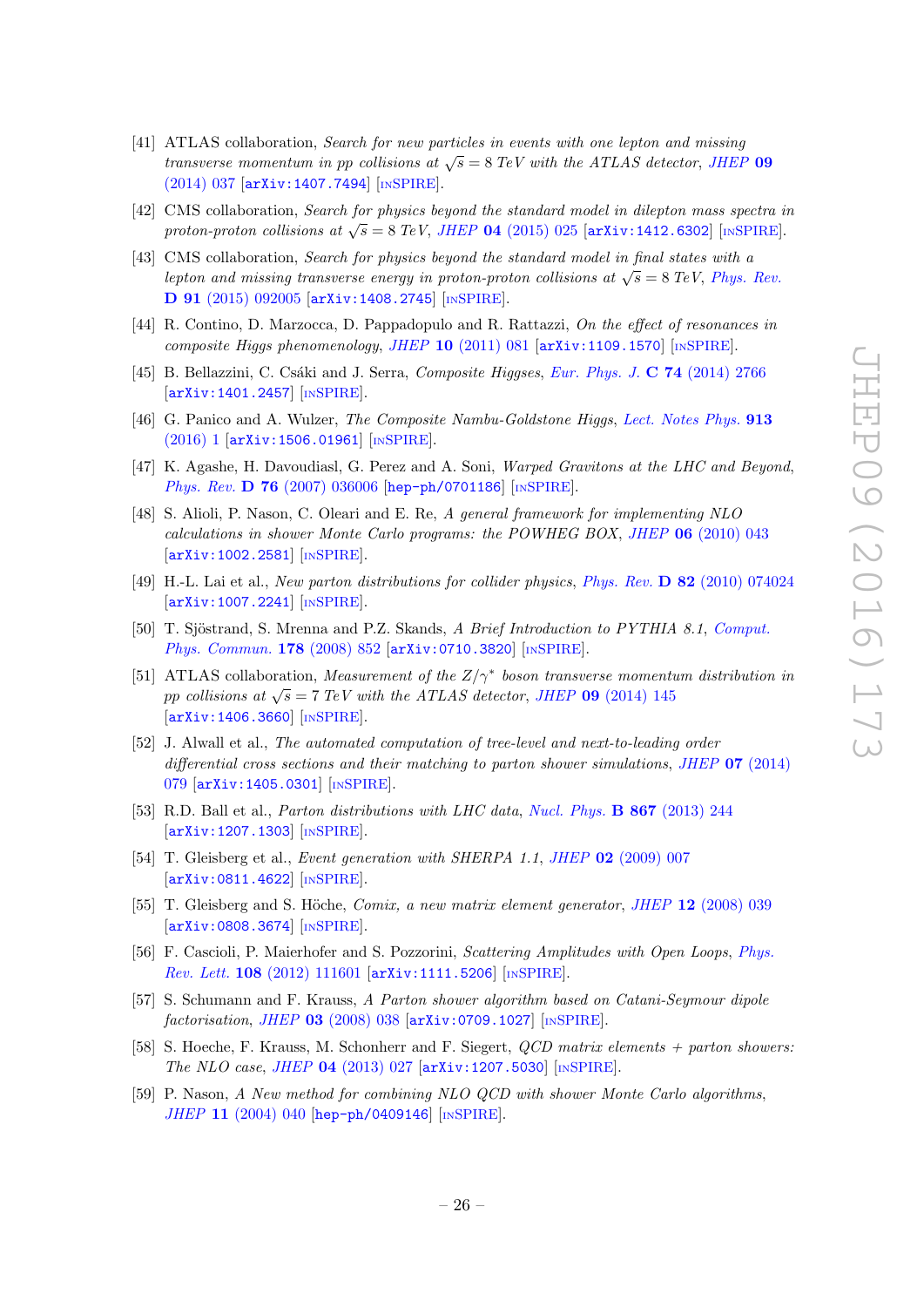[41] ATLAS collaboration, *Search for new particles in events with one lepton and missing transverse momentum in pp collisions at $\sqrt{s} = 8$ TeV with the ATLAS detector*, JHEP **09** (2014) 037 [arXiv:1407.7494] [INSPIRE].

[42] CMS collaboration, *Search for physics beyond the standard model in dilepton mass spectra in proton-proton collisions at $\sqrt{s} = 8$ TeV*, JHEP **04** (2015) 025 [arXiv:1412.6302] [INSPIRE].

[43] CMS collaboration, *Search for physics beyond the standard model in final states with a lepton and missing transverse energy in proton-proton collisions at $\sqrt{s} = 8$ TeV*, Phys. Rev. **D 91** (2015) 092005 [arXiv:1408.2745] [INSPIRE].

[44] R. Contino, D. Marzocca, D. Pappadopulo and R. Rattazzi, *On the effect of resonances in composite Higgs phenomenology*, JHEP **10** (2011) 081 [arXiv:1109.1570] [INSPIRE].

[45] B. Bellazzini, C. Csáki and J. Serra, *Composite Higgses*, Eur. Phys. J. **C 74** (2014) 2766 [arXiv:1401.2457] [INSPIRE].

[46] G. Panico and A. Wulzer, *The Composite Nambu-Goldstone Higgs*, Lect. Notes Phys. **913** (2016) 1 [arXiv:1506.01961] [INSPIRE].

[47] K. Agashe, H. Davoudiasl, G. Perez and A. Soni, *Warped Gravitons at the LHC and Beyond*, Phys. Rev. **D 76** (2007) 036006 [hep-ph/0701186] [INSPIRE].

[48] S. Alioli, P. Nason, C. Oleari and E. Re, *A general framework for implementing NLO calculations in shower Monte Carlo programs: the POWHEG BOX*, JHEP **06** (2010) 043 [arXiv:1002.2581] [INSPIRE].

[49] H.-L. Lai et al., *New parton distributions for collider physics*, Phys. Rev. **D 82** (2010) 074024 [arXiv:1007.2241] [INSPIRE].

[50] T. Sjöstrand, S. Mrenna and P.Z. Skands, *A Brief Introduction to PYTHIA 8.1*, Comput. Phys. Commun. **178** (2008) 852 [arXiv:0710.3820] [INSPIRE].

[51] ATLAS collaboration, *Measurement of the $Z/\gamma^*$ boson transverse momentum distribution in pp collisions at $\sqrt{s} = 7$ TeV with the ATLAS detector*, JHEP **09** (2014) 145 [arXiv:1406.3660] [INSPIRE].

[52] J. Alwall et al., *The automated computation of tree-level and next-to-leading order differential cross sections and their matching to parton shower simulations*, JHEP **07** (2014) 079 [arXiv:1405.0301] [INSPIRE].

[53] R.D. Ball et al., *Parton distributions with LHC data*, Nucl. Phys. **B 867** (2013) 244 [arXiv:1207.1303] [INSPIRE].

[54] T. Gleisberg et al., *Event generation with SHERPA 1.1*, JHEP **02** (2009) 007 [arXiv:0811.4622] [INSPIRE].

[55] T. Gleisberg and S. Höche, *Comix, a new matrix element generator*, JHEP **12** (2008) 039 [arXiv:0808.3674] [INSPIRE].

[56] F. Cascioli, P. Maierhofer and S. Pozzorini, *Scattering Amplitudes with Open Loops*, Phys. Rev. Lett. **108** (2012) 111601 [arXiv:1111.5206] [INSPIRE].

[57] S. Schumann and F. Krauss, *A Parton shower algorithm based on Catani-Seymour dipole factorisation*, JHEP **03** (2008) 038 [arXiv:0709.1027] [INSPIRE].

[58] S. Hoeche, F. Krauss, M. Schonherr and F. Siegert, *QCD matrix elements + parton showers: The NLO case*, JHEP **04** (2013) 027 [arXiv:1207.5030] [INSPIRE].

[59] P. Nason, *A New method for combining NLO QCD with shower Monte Carlo algorithms*, JHEP **11** (2004) 040 [hep-ph/0409146] [INSPIRE].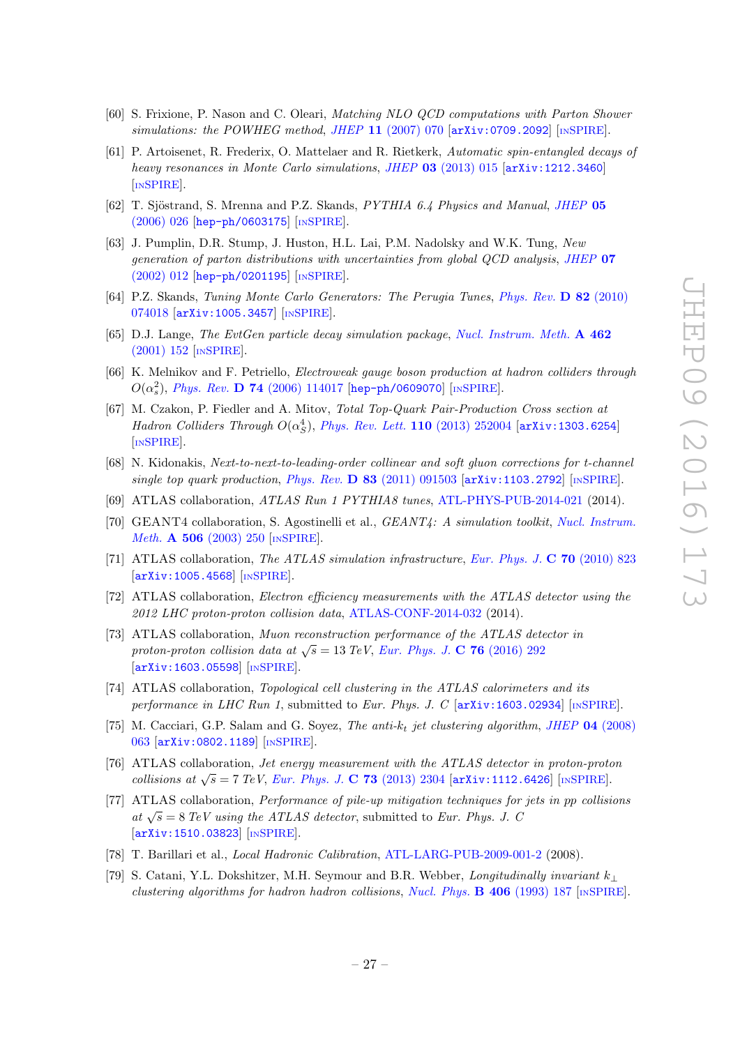[60] S. Frixione, P. Nason and C. Oleari, *Matching NLO QCD computations with Parton Shower simulations: the POWHEG method*, JHEP **11** (2007) 070 [arXiv:0709.2092] [INSPIRE].

[61] P. Artoisenet, R. Frederix, O. Mattelaer and R. Rietkerk, *Automatic spin-entangled decays of heavy resonances in Monte Carlo simulations*, JHEP **03** (2013) 015 [arXiv:1212.3460] [INSPIRE].

[62] T. Sjöstrand, S. Mrenna and P.Z. Skands, *PYTHIA 6.4 Physics and Manual*, JHEP **05** (2006) 026 [hep-ph/0603175] [INSPIRE].

[63] J. Pumplin, D.R. Stump, J. Huston, H.L. Lai, P.M. Nadolsky and W.K. Tung, *New generation of parton distributions with uncertainties from global QCD analysis*, JHEP **07** (2002) 012 [hep-ph/0201195] [INSPIRE].

[64] P.Z. Skands, *Tuning Monte Carlo Generators: The Perugia Tunes*, Phys. Rev. **D 82** (2010) 074018 [arXiv:1005.3457] [INSPIRE].

[65] D.J. Lange, *The EvtGen particle decay simulation package*, Nucl. Instrum. Meth. **A 462** (2001) 152 [INSPIRE].

[66] K. Melnikov and F. Petriello, *Electroweak gauge boson production at hadron colliders through $O(\alpha_s^2)$*, Phys. Rev. **D 74** (2006) 114017 [hep-ph/0609070] [INSPIRE].

[67] M. Czakon, P. Fiedler and A. Mitov, *Total Top-Quark Pair-Production Cross section at Hadron Colliders Through $O(\alpha_S^4)$*, Phys. Rev. Lett. **110** (2013) 252004 [arXiv:1303.6254] [INSPIRE].

[68] N. Kidonakis, *Next-to-next-to-leading-order collinear and soft gluon corrections for t-channel single top quark production*, Phys. Rev. **D 83** (2011) 091503 [arXiv:1103.2792] [INSPIRE].

[69] ATLAS collaboration, *ATLAS Run 1 PYTHIA8 tunes*, ATL-PHYS-PUB-2014-021 (2014).

[70] GEANT4 collaboration, S. Agostinelli et al., *GEANT4: A simulation toolkit*, Nucl. Instrum. Meth. **A 506** (2003) 250 [INSPIRE].

[71] ATLAS collaboration, *The ATLAS simulation infrastructure*, Eur. Phys. J. **C 70** (2010) 823 [arXiv:1005.4568] [INSPIRE].

[72] ATLAS collaboration, *Electron efficiency measurements with the ATLAS detector using the 2012 LHC proton-proton collision data*, ATLAS-CONF-2014-032 (2014).

[73] ATLAS collaboration, *Muon reconstruction performance of the ATLAS detector in proton-proton collision data at $\sqrt{s} = 13$ TeV*, Eur. Phys. J. **C 76** (2016) 292 [arXiv:1603.05598] [INSPIRE].

[74] ATLAS collaboration, *Topological cell clustering in the ATLAS calorimeters and its performance in LHC Run 1*, submitted to Eur. Phys. J. C [arXiv:1603.02934] [INSPIRE].

[75] M. Cacciari, G.P. Salam and G. Soyez, *The anti-$k_t$ jet clustering algorithm*, JHEP **04** (2008) 063 [arXiv:0802.1189] [INSPIRE].

[76] ATLAS collaboration, *Jet energy measurement with the ATLAS detector in proton-proton collisions at $\sqrt{s} = 7$ TeV*, Eur. Phys. J. **C 73** (2013) 2304 [arXiv:1112.6426] [INSPIRE].

[77] ATLAS collaboration, *Performance of pile-up mitigation techniques for jets in pp collisions at $\sqrt{s} = 8$ TeV using the ATLAS detector*, submitted to Eur. Phys. J. C [arXiv:1510.03823] [INSPIRE].

[78] T. Barillari et al., *Local Hadronic Calibration*, ATL-LARG-PUB-2009-001-2 (2008).

[79] S. Catani, Y.L. Dokshitzer, M.H. Seymour and B.R. Webber, *Longitudinally invariant $k_\perp$ clustering algorithms for hadron hadron collisions*, Nucl. Phys. **B 406** (1993) 187 [INSPIRE].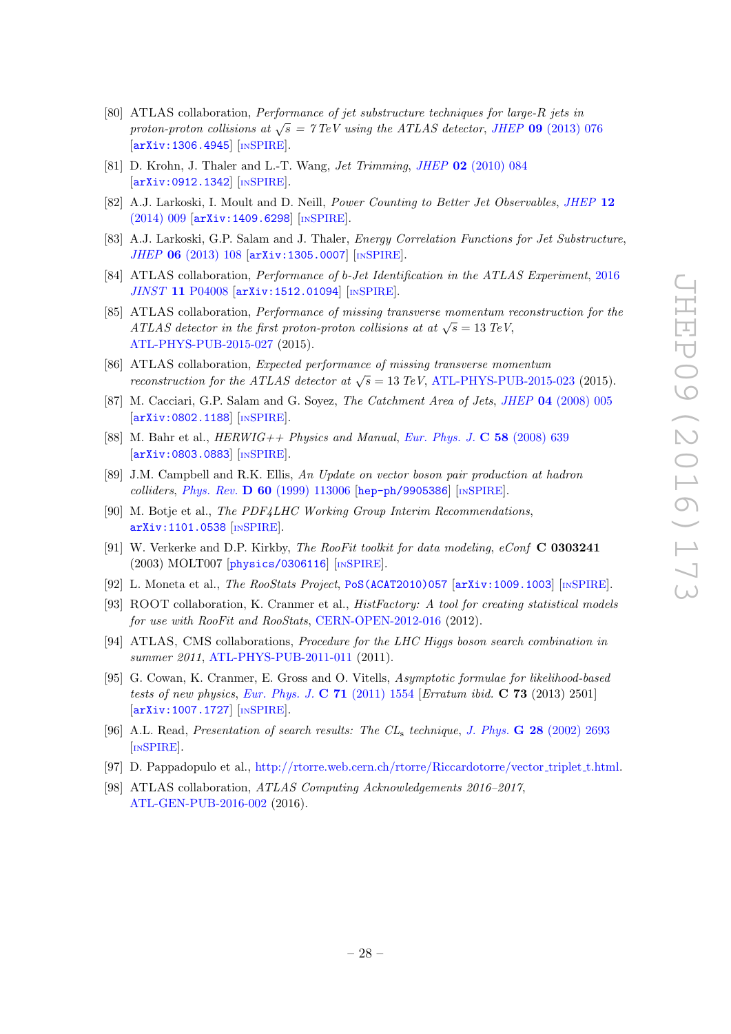[80] ATLAS collaboration, *Performance of jet substructure techniques for large-R jets in proton-proton collisions at $\sqrt{s}$ = 7 TeV using the ATLAS detector*, JHEP **09** (2013) 076 [arXiv:1306.4945] [INSPIRE].

[81] D. Krohn, J. Thaler and L.-T. Wang, *Jet Trimming*, JHEP **02** (2010) 084 [arXiv:0912.1342] [INSPIRE].

[82] A.J. Larkoski, I. Moult and D. Neill, *Power Counting to Better Jet Observables*, JHEP **12** (2014) 009 [arXiv:1409.6298] [INSPIRE].

[83] A.J. Larkoski, G.P. Salam and J. Thaler, *Energy Correlation Functions for Jet Substructure*, JHEP **06** (2013) 108 [arXiv:1305.0007] [INSPIRE].

[84] ATLAS collaboration, *Performance of b-Jet Identification in the ATLAS Experiment*, 2016 JINST **11** P04008 [arXiv:1512.01094] [INSPIRE].

[85] ATLAS collaboration, *Performance of missing transverse momentum reconstruction for the ATLAS detector in the first proton-proton collisions at at $\sqrt{s}$ = 13 TeV*, ATL-PHYS-PUB-2015-027 (2015).

[86] ATLAS collaboration, *Expected performance of missing transverse momentum reconstruction for the ATLAS detector at $\sqrt{s}$ = 13 TeV*, ATL-PHYS-PUB-2015-023 (2015).

[87] M. Cacciari, G.P. Salam and G. Soyez, *The Catchment Area of Jets*, JHEP **04** (2008) 005 [arXiv:0802.1188] [INSPIRE].

[88] M. Bahr et al., *HERWIG++ Physics and Manual*, Eur. Phys. J. **C 58** (2008) 639 [arXiv:0803.0883] [INSPIRE].

[89] J.M. Campbell and R.K. Ellis, *An Update on vector boson pair production at hadron colliders*, Phys. Rev. **D 60** (1999) 113006 [hep-ph/9905386] [INSPIRE].

[90] M. Botje et al., *The PDF4LHC Working Group Interim Recommendations*, arXiv:1101.0538 [INSPIRE].

[91] W. Verkerke and D.P. Kirkby, *The RooFit toolkit for data modeling*, eConf **C 0303241** (2003) MOLT007 [physics/0306116] [INSPIRE].

[92] L. Moneta et al., *The RooStats Project*, PoS(ACAT2010)057 [arXiv:1009.1003] [INSPIRE].

[93] ROOT collaboration, K. Cranmer et al., *HistFactory: A tool for creating statistical models for use with RooFit and RooStats*, CERN-OPEN-2012-016 (2012).

[94] ATLAS, CMS collaborations, *Procedure for the LHC Higgs boson search combination in summer 2011*, ATL-PHYS-PUB-2011-011 (2011).

[95] G. Cowan, K. Cranmer, E. Gross and O. Vitells, *Asymptotic formulae for likelihood-based tests of new physics*, Eur. Phys. J. **C 71** (2011) 1554 [*Erratum ibid.* **C 73** (2013) 2501] [arXiv:1007.1727] [INSPIRE].

[96] A.L. Read, *Presentation of search results: The $CL_s$ technique*, J. Phys. **G 28** (2002) 2693 [INSPIRE].

[97] D. Pappadopulo et al., http://rtorre.web.cern.ch/rtorre/Riccardotorre/vector_triplet_t.html.

[98] ATLAS collaboration, *ATLAS Computing Acknowledgements 2016–2017*, ATL-GEN-PUB-2016-002 (2016).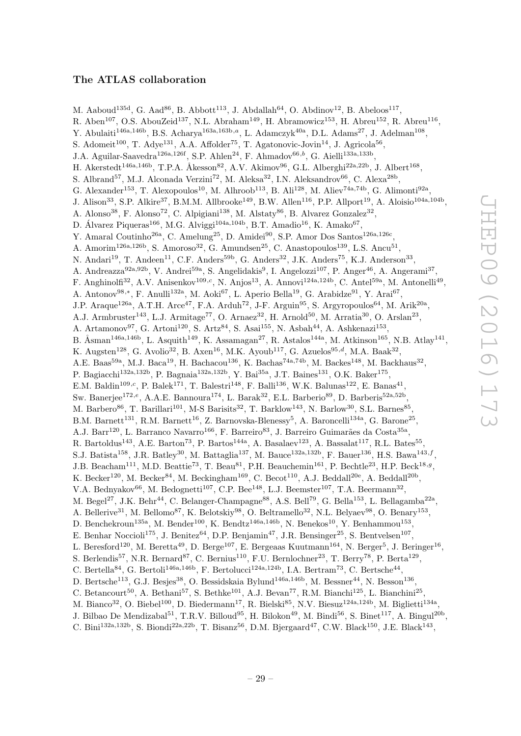### The ATLAS collaboration

M. Aaboud[135d], G. Aad[86], B. Abbott[113], J. Abdallah[64], O. Abdinov[12], B. Abeloos[117], R. Aben[107], O.S. AbouZeid[137], N.L. Abraham[149], H. Abramowicz[153], H. Abreu[152], R. Abreu[116], Y. Abulaiti[146a,146b], B.S. Acharya[163a,163b,a], L. Adamczyk[40a], D.L. Adams[27], J. Adelman[108], S. Adomeit[100], T. Adye[131], A.A. Affolder[75], T. Agatonovic-Jovin[14], J. Agricola[56], J.A. Aguilar-Saavedra[126a,126f], S.P. Ahlen[24], F. Ahmadov[66,b], G. Aielli[133a,133b], H. Akerstedt[146a,146b], T.P.A. Åkesson[82], A.V. Akimov[96], G.L. Alberghi[22a,22b], J. Albert[168], S. Albrand[57], M.J. Alconada Verzini[72], M. Aleksa[32], I.N. Aleksandrov[66], C. Alexa[28b], G. Alexander[153], T. Alexopoulos[10], M. Alhroob[113], B. Ali[128], M. Aliev[74a,74b], G. Alimonti[92a], J. Alison[33], S.P. Alkire[37], B.M.M. Allbrooke[149], B.W. Allen[116], P.P. Allport[19], A. Aloisio[104a,104b], A. Alonso[38], F. Alonso[72], C. Alpigiani[138], M. Alstaty[86], B. Alvarez Gonzalez[32], D. Álvarez Piqueras[166], M.G. Alviggi[104a,104b], B.T. Amadio[16], K. Amako[67], Y. Amaral Coutinho[26a], C. Amelung[25], D. Amidei[90], S.P. Amor Dos Santos[126a,126c], A. Amorim[126a,126b], S. Amoroso[32], G. Amundsen[25], C. Anastopoulos[139], L.S. Ancu[51], N. Andari[19], T. Andeen[11], C.F. Anders[59b], G. Anders[32], J.K. Anders[75], K.J. Anderson[33], A. Andreazza[92a,92b], V. Andrei[59a], S. Angelidakis[9], I. Angelozzi[107], P. Anger[46], A. Angerami[37], F. Anghinolfi[32], A.V. Anisenkov[109,c], N. Anjos[13], A. Annovi[124a,124b], C. Antel[59a], M. Antonelli[49], A. Antonov[98,*], F. Anulli[132a], M. Aoki[67], L. Aperio Bella[19], G. Arabidze[91], Y. Arai[67], J.P. Araque[126a], A.T.H. Arce[47], F.A. Arduh[72], J-F. Arguin[95], S. Argyropoulos[64], M. Arik[20a], A.J. Armbruster[143], L.J. Armitage[77], O. Arnaez[32], H. Arnold[50], M. Arratia[30], O. Arslan[23], A. Artamonov[97], G. Artoni[120], S. Artz[84], S. Asai[155], N. Asbah[44], A. Ashkenazi[153], B. Åsman[146a,146b], L. Asquith[149], K. Assamagan[27], R. Astalos[144a], M. Atkinson[165], N.B. Atlay[141], K. Augsten[128], G. Avolio[32], B. Axen[16], M.K. Ayoub[117], G. Azuelos[95,d], M.A. Baak[32], A.E. Baas[59a], M.J. Baca[19], H. Bachacou[136], K. Bachas[74a,74b], M. Backes[148], M. Backhaus[32], P. Bagiacchi[132a,132b], P. Bagnaia[132a,132b], Y. Bai[35a], J.T. Baines[131], O.K. Baker[175], E.M. Baldin[109,c], P. Balek[171], T. Balestri[148], F. Balli[136], W.K. Balunas[122], E. Banas[41], Sw. Banerjee[172,e], A.A.E. Bannoura[174], L. Barak[32], E.L. Barberio[89], D. Barberis[52a,52b], M. Barbero[86], T. Barillari[101], M-S Barisits[32], T. Barklow[143], N. Barlow[30], S.L. Barnes[85], B.M. Barnett[131], R.M. Barnett[16], Z. Barnovska-Blenessy[5], A. Baroncelli[134a], G. Barone[25], A.J. Barr[120], L. Barranco Navarro[166], F. Barreiro[83], J. Barreiro Guimarães da Costa[35a], R. Bartoldus[143], A.E. Barton[73], P. Bartos[144a], A. Basalaev[123], A. Bassalat[117], R.L. Bates[55], S.J. Batista[158], J.R. Batley[30], M. Battaglia[137], M. Bauce[132a,132b], F. Bauer[136], H.S. Bawa[143,f], J.B. Beacham[111], M.D. Beattie[73], T. Beau[81], P.H. Beauchemin[161], P. Bechtle[23], H.P. Beck[18,g], K. Becker[120], M. Becker[84], M. Beckingham[169], C. Becot[110], A.J. Beddall[20e], A. Beddall[20b], V.A. Bednyakov[66], M. Bedognetti[107], C.P. Bee[148], L.J. Beemster[107], T.A. Beermann[32], M. Begel[27], J.K. Behr[44], C. Belanger-Champagne[88], A.S. Bell[79], G. Bella[153], L. Bellagamba[22a], A. Bellerive[31], M. Bellomo[87], K. Belotskiy[98], O. Beltramello[32], N.L. Belyaev[98], O. Benary[153], D. Benchekroun[135a], M. Bender[100], K. Bendtz[146a,146b], N. Benekos[10], Y. Benhammou[153], E. Benhar Noccioli[175], J. Benitez[64], D.P. Benjamin[47], J.R. Bensinger[25], S. Bentvelsen[107], L. Beresford[120], M. Beretta[49], D. Berge[107], E. Bergeaas Kuutmann[164], N. Berger[5], J. Beringer[16], S. Berlendis[57], N.R. Bernard[87], C. Bernius[110], F.U. Bernlochner[23], T. Berry[78], P. Berta[129], C. Bertella[84], G. Bertoli[146a,146b], F. Bertolucci[124a,124b], I.A. Bertram[73], C. Bertsche[44], D. Bertsche[113], G.J. Besjes[38], O. Bessidskaia Bylund[146a,146b], M. Bessner[44], N. Besson[136], C. Betancourt[50], A. Bethani[57], S. Bethke[101], A.J. Bevan[77], R.M. Bianchi[125], L. Bianchini[25], M. Bianco[32], O. Biebel[100], D. Biedermann[17], R. Bielski[85], N.V. Biesuz[124a,124b], M. Biglietti[134a], J. Bilbao De Mendizabal[51], T.R.V. Billoud[95], H. Bilokon[49], M. Bindi[56], S. Binet[117], A. Bingul[20b], C. Bini[132a,132b], S. Biondi[22a,22b], T. Bisanz[56], D.M. Bjergaard[47], C.W. Black[150], J.E. Black[143],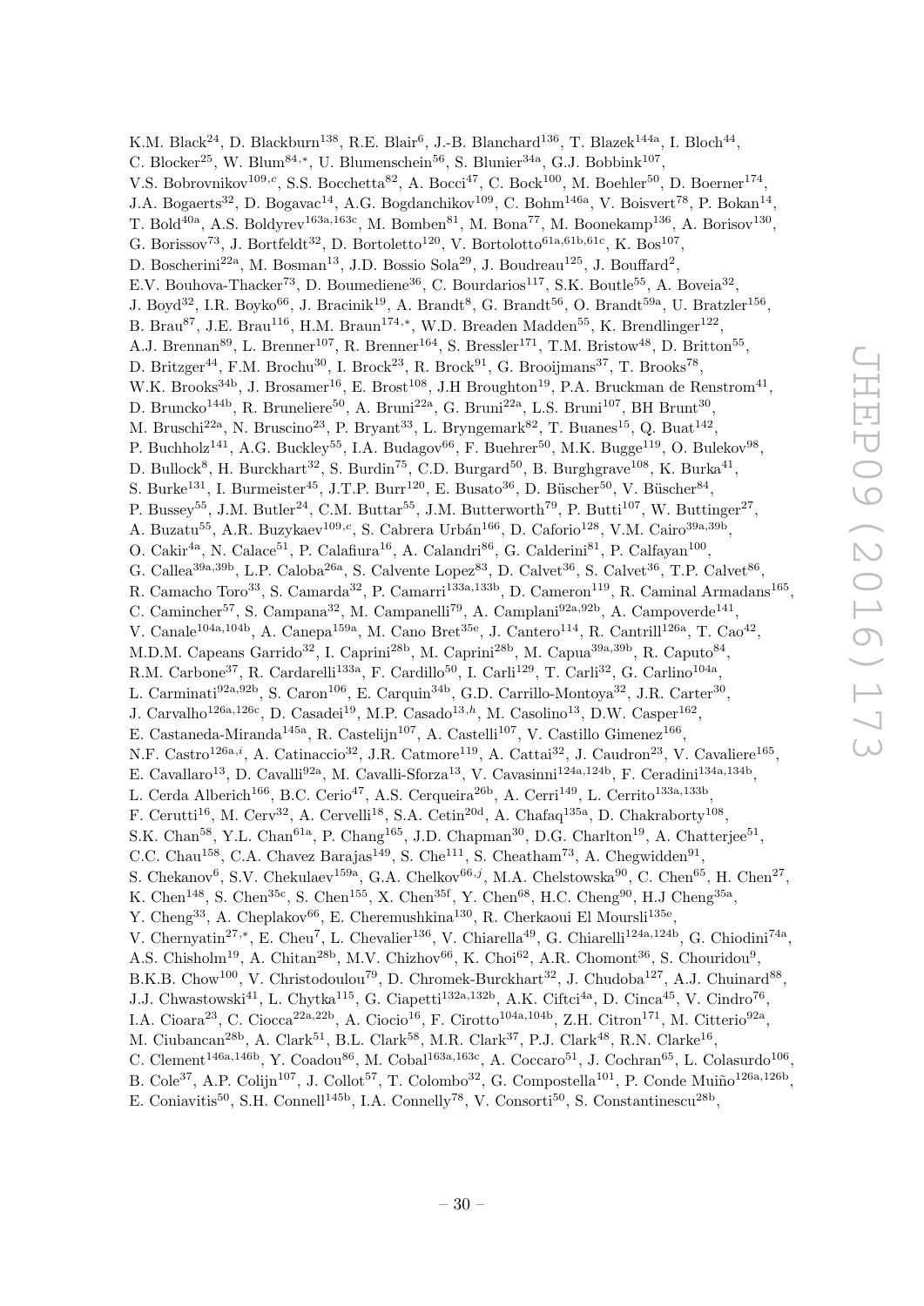K.M. Black[24], D. Blackburn[138], R.E. Blair[6], J.-B. Blanchard[136], T. Blazek[144a], I. Bloch[44], C. Blocker[25], W. Blum[84,∗], U. Blumenschein[56], S. Blunier[34a], G.J. Bobbink[107], V.S. Bobrovnikov[109,c], S.S. Bocchetta[82], A. Bocci[47], C. Bock[100], M. Boehler[50], D. Boerner[174], J.A. Bogaerts[32], D. Bogavac[14], A.G. Bogdanchikov[109], C. Bohm[146a], V. Boisvert[78], P. Bokan[14], T. Bold[40a], A.S. Boldyrev[163a,163c], M. Bomben[81], M. Bona[77], M. Boonekamp[136], A. Borisov[130], G. Borissov[73], J. Bortfeldt[32], D. Bortoletto[120], V. Bortolotto[61a,61b,61c], K. Bos[107], D. Boscherini[22a], M. Bosman[13], J.D. Bossio Sola[29], J. Boudreau[125], J. Bouffard[2], E.V. Bouhova-Thacker[73], D. Boumediene[36], C. Bourdarios[117], S.K. Boutle[55], A. Boveia[32], J. Boyd[32], I.R. Boyko[66], J. Bracinik[19], A. Brandt[8], G. Brandt[56], O. Brandt[59a], U. Bratzler[156], B. Brau[87], J.E. Brau[116], H.M. Braun[174,∗], W.D. Breaden Madden[55], K. Brendlinger[122], A.J. Brennan[89], L. Brenner[107], R. Brenner[164], S. Bressler[171], T.M. Bristow[48], D. Britton[55], D. Britzger[44], F.M. Brochu[30], I. Brock[23], R. Brock[91], G. Brooijmans[37], T. Brooks[78], W.K. Brooks[34b], J. Brosamer[16], E. Brost[108], J.H Broughton[19], P.A. Bruckman de Renstrom[41], D. Bruncko[144b], R. Bruneliere[50], A. Bruni[22a], G. Bruni[22a], L.S. Bruni[107], BH Brunt[30], M. Bruschi[22a], N. Bruscino[23], P. Bryant[33], L. Bryngemark[82], T. Buanes[15], Q. Buat[142], P. Buchholz[141], A.G. Buckley[55], I.A. Budagov[66], F. Buehrer[50], M.K. Bugge[119], O. Bulekov[98], D. Bullock[8], H. Burckhart[32], S. Burdin[75], C.D. Burgard[50], B. Burghgrave[108], K. Burka[41], S. Burke[131], I. Burmeister[45], J.T.P. Burr[120], E. Busato[36], D. Büscher[50], V. Büscher[84], P. Bussey[55], J.M. Butler[24], C.M. Buttar[55], J.M. Butterworth[79], P. Butti[107], W. Buttinger[27], A. Buzatu[55], A.R. Buzykaev[109,c], S. Cabrera Urbán[166], D. Caforio[128], V.M. Cairo[39a,39b], O. Cakir[4a], N. Calace[51], P. Calafiura[16], A. Calandri[86], G. Calderini[81], P. Calfayan[100], G. Callea[39a,39b], L.P. Caloba[26a], S. Calvente Lopez[83], D. Calvet[36], S. Calvet[36], T.P. Calvet[86], R. Camacho Toro[33], S. Camarda[32], P. Camarri[133a,133b], D. Cameron[119], R. Caminal Armadans[165], C. Camincher[57], S. Campana[32], M. Campanelli[79], A. Camplani[92a,92b], A. Campoverde[141], V. Canale[104a,104b], A. Canepa[159a], M. Cano Bret[35e], J. Cantero[114], R. Cantrill[126a], T. Cao[42], M.D.M. Capeans Garrido[32], I. Caprini[28b], M. Caprini[28b], M. Capua[39a,39b], R. Caputo[84], R.M. Carbone[37], R. Cardarelli[133a], F. Cardillo[50], I. Carli[129], T. Carli[32], G. Carlino[104a], L. Carminati[92a,92b], S. Caron[106], E. Carquin[34b], G.D. Carrillo-Montoya[32], J.R. Carter[30], J. Carvalho[126a,126c], D. Casadei[19], M.P. Casado[13,h], M. Casolino[13], D.W. Casper[162], E. Castaneda-Miranda[145a], R. Castelijn[107], A. Castelli[107], V. Castillo Gimenez[166], N.F. Castro[126a,i], A. Catinaccio[32], J.R. Catmore[119], A. Cattai[32], J. Caudron[23], V. Cavaliere[165], E. Cavallaro[13], D. Cavalli[92a], M. Cavalli-Sforza[13], V. Cavasinni[124a,124b], F. Ceradini[134a,134b], L. Cerda Alberich[166], B.C. Cerio[47], A.S. Cerqueira[26b], A. Cerri[149], L. Cerrito[133a,133b], F. Cerutti[16], M. Cerv[32], A. Cervelli[18], S.A. Cetin[20d], A. Chafaq[135a], D. Chakraborty[108], S.K. Chan[58], Y.L. Chan[61a], P. Chang[165], J.D. Chapman[30], D.G. Charlton[19], A. Chatterjee[51], C.C. Chau[158], C.A. Chavez Barajas[149], S. Che[111], S. Cheatham[73], A. Chegwidden[91], S. Chekanov[6], S.V. Chekulaev[159a], G.A. Chelkov[66,j], M.A. Chelstowska[90], C. Chen[65], H. Chen[27], K. Chen[148], S. Chen[35c], S. Chen[155], X. Chen[35f], Y. Chen[68], H.C. Cheng[90], H.J Cheng[35a], Y. Cheng[33], A. Cheplakov[66], E. Cheremushkina[130], R. Cherkaoui El Moursli[135e], V. Chernyatin[27,∗], E. Cheu[7], L. Chevalier[136], V. Chiarella[49], G. Chiarelli[124a,124b], G. Chiodini[74a], A.S. Chisholm[19], A. Chitan[28b], M.V. Chizhov[66], K. Choi[62], A.R. Chomont[36], S. Chouridou[9], B.K.B. Chow[100], V. Christodoulou[79], D. Chromek-Burckhart[32], J. Chudoba[127], A.J. Chuinard[88], J.J. Chwastowski[41], L. Chytka[115], G. Ciapetti[132a,132b], A.K. Ciftci[4a], D. Cinca[45], V. Cindro[76], I.A. Cioara[23], C. Ciocca[22a,22b], A. Ciocio[16], F. Cirotto[104a,104b], Z.H. Citron[171], M. Citterio[92a], M. Ciubancan[28b], A. Clark[51], B.L. Clark[58], M.R. Clark[37], P.J. Clark[48], R.N. Clarke[16], C. Clement[146a,146b], Y. Coadou[86], M. Cobal[163a,163c], A. Coccaro[51], J. Cochran[65], L. Colasurdo[106], B. Cole[37], A.P. Colijn[107], J. Collot[57], T. Colombo[32], G. Compostella[101], P. Conde Muiño[126a,126b], E. Coniavitis[50], S.H. Connell[145b], I.A. Connelly[78], V. Consorti[50], S. Constantinescu[28b],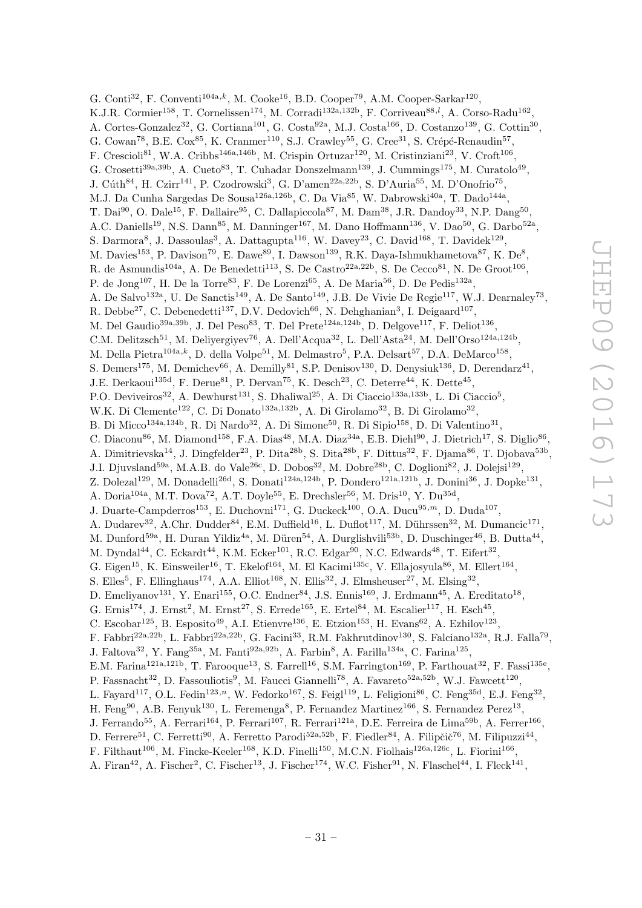G. Conti[32], F. Conventi[104a,k], M. Cooke[16], B.D. Cooper[79], A.M. Cooper-Sarkar[120], K.J.R. Cormier[158], T. Cornelissen[174], M. Corradi[132a,132b], F. Corriveau[88,l], A. Corso-Radu[162], A. Cortes-Gonzalez[32], G. Cortiana[101], G. Costa[92a], M.J. Costa[166], D. Costanzo[139], G. Cottin[30], G. Cowan[78], B.E. Cox[85], K. Cranmer[110], S.J. Crawley[55], G. Cree[31], S. Crépé-Renaudin[57], F. Crescioli[81], W.A. Cribbs[146a,146b], M. Crispin Ortuzar[120], M. Cristinziani[23], V. Croft[106], G. Crosetti[39a,39b], A. Cueto[83], T. Cuhadar Donszelmann[139], J. Cummings[175], M. Curatolo[49], J. Cúth[84], H. Czirr[141], P. Czodrowski[3], G. D'amen[22a,22b], S. D'Auria[55], M. D'Onofrio[75], M.J. Da Cunha Sargedas De Sousa[126a,126b], C. Da Via[85], W. Dabrowski[40a], T. Dado[144a], T. Dai[90], O. Dale[15], F. Dallaire[95], C. Dallapiccola[87], M. Dam[38], J.R. Dandoy[33], N.P. Dang[50], A.C. Daniells[19], N.S. Dann[85], M. Danninger[167], M. Dano Hoffmann[136], V. Dao[50], G. Darbo[52a], S. Darmora[8], J. Dassoulas[3], A. Dattagupta[116], W. Davey[23], C. David[168], T. Davidek[129], M. Davies[153], P. Davison[79], E. Dawe[89], I. Dawson[139], R.K. Daya-Ishmukhametova[87], K. De[8], R. de Asmundis[104a], A. De Benedetti[113], S. De Castro[22a,22b], S. De Cecco[81], N. De Groot[106], P. de Jong[107], H. De la Torre[83], F. De Lorenzi[65], A. De Maria[56], D. De Pedis[132a], A. De Salvo[132a], U. De Sanctis[149], A. De Santo[149], J.B. De Vivie De Regie[117], W.J. Dearnaley[73], R. Debbe[27], C. Debenedetti[137], D.V. Dedovich[66], N. Dehghanian[3], I. Deigaard[107], M. Del Gaudio[39a,39b], J. Del Peso[83], T. Del Prete[124a,124b], D. Delgove[117], F. Deliot[136], C.M. Delitzsch[51], M. Deliyergiyev[76], A. Dell'Acqua[32], L. Dell'Asta[24], M. Dell'Orso[124a,124b], M. Della Pietra[104a,k], D. della Volpe[51], M. Delmastro[5], P.A. Delsart[57], D.A. DeMarco[158], S. Demers[175], M. Demichev[66], A. Demilly[81], S.P. Denisov[130], D. Denysiuk[136], D. Derendarz[41], J.E. Derkaoui[135d], F. Derue[81], P. Dervan[75], K. Desch[23], C. Deterre[44], K. Dette[45], P.O. Deviveiros[32], A. Dewhurst[131], S. Dhaliwal[25], A. Di Ciaccio[133a,133b], L. Di Ciaccio[5], W.K. Di Clemente[122], C. Di Donato[132a,132b], A. Di Girolamo[32], B. Di Girolamo[32], B. Di Micco[134a,134b], R. Di Nardo[32], A. Di Simone[50], R. Di Sipio[158], D. Di Valentino[31], C. Diaconu[86], M. Diamond[158], F.A. Dias[48], M.A. Diaz[34a], E.B. Diehl[90], J. Dietrich[17], S. Diglio[86], A. Dimitrievska[14], J. Dingfelder[23], P. Dita[28b], S. Dita[28b], F. Dittus[32], F. Djama[86], T. Djobava[53b], J.I. Djuvsland[59a], M.A.B. do Vale[26c], D. Dobos[32], M. Dobre[28b], C. Doglioni[82], J. Dolejsi[129], Z. Dolezal[129], M. Donadelli[26d], S. Donati[124a,124b], P. Dondero[121a,121b], J. Donini[36], J. Dopke[131], A. Doria[104a], M.T. Dova[72], A.T. Doyle[55], E. Drechsler[56], M. Dris[10], Y. Du[35d], J. Duarte-Campderros[153], E. Duchovni[171], G. Duckeck[100], O.A. Ducu[95,m], D. Duda[107], A. Dudarev[32], A.Chr. Dudder[84], E.M. Duffield[16], L. Duflot[117], M. Dührssen[32], M. Dumancic[171], M. Dunford[59a], H. Duran Yildiz[4a], M. Düren[54], A. Durglishvili[53b], D. Duschinger[46], B. Dutta[44], M. Dyndal[44], C. Eckardt[44], K.M. Ecker[101], R.C. Edgar[90], N.C. Edwards[48], T. Eifert[32], G. Eigen[15], K. Einsweiler[16], T. Ekelof[164], M. El Kacimi[135c], V. Ellajosyula[86], M. Ellert[164], S. Elles[5], F. Ellinghaus[174], A.A. Elliot[168], N. Ellis[32], J. Elmsheuser[27], M. Elsing[32], D. Emeliyanov[131], Y. Enari[155], O.C. Endner[84], J.S. Ennis[169], J. Erdmann[45], A. Ereditato[18], G. Ernis[174], J. Ernst[2], M. Ernst[27], S. Errede[165], E. Ertel[84], M. Escalier[117], H. Esch[45], C. Escobar[125], B. Esposito[49], A.I. Etienvre[136], E. Etzion[153], H. Evans[62], A. Ezhilov[123], F. Fabbri[22a,22b], L. Fabbri[22a,22b], G. Facini[33], R.M. Fakhrutdinov[130], S. Falciano[132a], R.J. Falla[79], J. Faltova[32], Y. Fang[35a], M. Fanti[92a,92b], A. Farbin[8], A. Farilla[134a], C. Farina[125], E.M. Farina[121a,121b], T. Farooque[13], S. Farrell[16], S.M. Farrington[169], P. Farthouat[32], F. Fassi[135e], P. Fassnacht[32], D. Fassouliotis[9], M. Faucci Giannelli[78], A. Favareto[52a,52b], W.J. Fawcett[120], L. Fayard[117], O.L. Fedin[123,n], W. Fedorko[167], S. Feigl[119], L. Feligioni[86], C. Feng[35d], E.J. Feng[32], H. Feng[90], A.B. Fenyuk[130], L. Feremenga[8], P. Fernandez Martinez[166], S. Fernandez Perez[13], J. Ferrando[55], A. Ferrari[164], P. Ferrari[107], R. Ferrari[121a], D.E. Ferreira de Lima[59b], A. Ferrer[166], D. Ferrere[51], C. Ferretti[90], A. Ferretto Parodi[52a,52b], F. Fiedler[84], A. Filipčič[76], M. Filipuzzi[44], F. Filthaut[106], M. Fincke-Keeler[168], K.D. Finelli[150], M.C.N. Fiolhais[126a,126c], L. Fiorini[166], A. Firan[42], A. Fischer[2], C. Fischer[13], J. Fischer[174], W.C. Fisher[91], N. Flaschel[44], I. Fleck[141],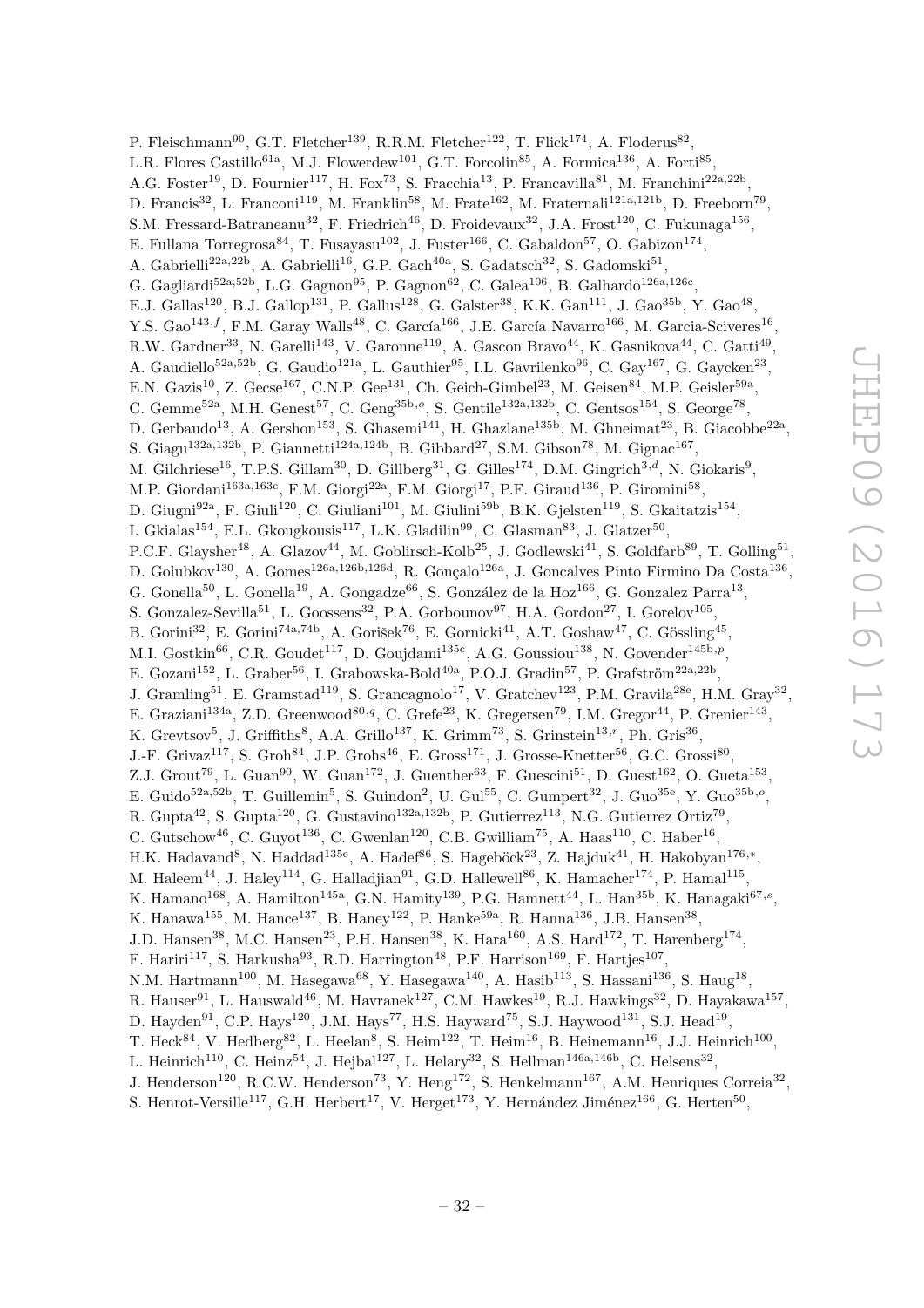P. Fleischmann[90], G.T. Fletcher[139], R.R.M. Fletcher[122], T. Flick[174], A. Floderus[82], L.R. Flores Castillo[61a], M.J. Flowerdew[101], G.T. Forcolin[85], A. Formica[136], A. Forti[85], A.G. Foster[19], D. Fournier[117], H. Fox[73], S. Fracchia[13], P. Francavilla[81], M. Franchini[22a,22b], D. Francis[32], L. Franconi[119], M. Franklin[58], M. Frate[162], M. Fraternali[121a,121b], D. Freeborn[79], S.M. Fressard-Batraneanu[32], F. Friedrich[46], D. Froidevaux[32], J.A. Frost[120], C. Fukunaga[156], E. Fullana Torregrosa[84], T. Fusayasu[102], J. Fuster[166], C. Gabaldon[57], O. Gabizon[174], A. Gabrielli[22a,22b], A. Gabrielli[16], G.P. Gach[40a], S. Gadatsch[32], S. Gadomski[51], G. Gagliardi[52a,52b], L.G. Gagnon[95], P. Gagnon[62], C. Galea[106], B. Galhardo[126a,126c], E.J. Gallas[120], B.J. Gallop[131], P. Gallus[128], G. Galster[38], K.K. Gan[111], J. Gao[35b], Y. Gao[48], Y.S. Gao[143,f], F.M. Garay Walls[48], C. García[166], J.E. García Navarro[166], M. Garcia-Sciveres[16], R.W. Gardner[33], N. Garelli[143], V. Garonne[119], A. Gascon Bravo[44], K. Gasnikova[44], C. Gatti[49], A. Gaudiello[52a,52b], G. Gaudio[121a], L. Gauthier[95], I.L. Gavrilenko[96], C. Gay[167], G. Gaycken[23], E.N. Gazis[10], Z. Gecse[167], C.N.P. Gee[131], Ch. Geich-Gimbel[23], M. Geisen[84], M.P. Geisler[59a], C. Gemme[52a], M.H. Genest[57], C. Geng[35b,o], S. Gentile[132a,132b], C. Gentsos[154], S. George[78], D. Gerbaudo[13], A. Gershon[153], S. Ghasemi[141], H. Ghazlane[135b], M. Ghneimat[23], B. Giacobbe[22a], S. Giagu[132a,132b], P. Giannetti[124a,124b], B. Gibbard[27], S.M. Gibson[78], M. Gignac[167], M. Gilchriese[16], T.P.S. Gillam[30], D. Gillberg[31], G. Gilles[174], D.M. Gingrich[3,d], N. Giokaris[9], M.P. Giordani[163a,163c], F.M. Giorgi[22a], F.M. Giorgi[17], P.F. Giraud[136], P. Giromini[58], D. Giugni[92a], F. Giuli[120], C. Giuliani[101], M. Giulini[59b], B.K. Gjelsten[119], S. Gkaitatzis[154], I. Gkialas[154], E.L. Gkougkousis[117], L.K. Gladilin[99], C. Glasman[83], J. Glatzer[50], P.C.F. Glaysher[48], A. Glazov[44], M. Goblirsch-Kolb[25], J. Godlewski[41], S. Goldfarb[89], T. Golling[51], D. Golubkov[130], A. Gomes[126a,126b,126d], R. Gonçalo[126a], J. Goncalves Pinto Firmino Da Costa[136], G. Gonella[50], L. Gonella[19], A. Gongadze[66], S. González de la Hoz[166], G. Gonzalez Parra[13], S. Gonzalez-Sevilla[51], L. Goossens[32], P.A. Gorbounov[97], H.A. Gordon[27], I. Gorelov[105], B. Gorini[32], E. Gorini[74a,74b], A. Gorišek[76], E. Gornicki[41], A.T. Goshaw[47], C. Gössling[45], M.I. Gostkin[66], C.R. Goudet[117], D. Goujdami[135c], A.G. Goussiou[138], N. Govender[145b,p], E. Gozani[152], L. Graber[56], I. Grabowska-Bold[40a], P.O.J. Gradin[57], P. Grafström[22a,22b], J. Gramling[51], E. Gramstad[119], S. Grancagnolo[17], V. Gratchev[123], P.M. Gravila[28e], H.M. Gray[32], E. Graziani[134a], Z.D. Greenwood[80,q], C. Grefe[23], K. Gregersen[79], I.M. Gregor[44], P. Grenier[143], K. Grevtsov[5], J. Griffiths[8], A.A. Grillo[137], K. Grimm[73], S. Grinstein[13,r], Ph. Gris[36], J.-F. Grivaz[117], S. Groh[84], J.P. Grohs[46], E. Gross[171], J. Grosse-Knetter[56], G.C. Grossi[80], Z.J. Grout[79], L. Guan[90], W. Guan[172], J. Guenther[63], F. Guescini[51], D. Guest[162], O. Gueta[153], E. Guido[52a,52b], T. Guillemin[5], S. Guindon[2], U. Gul[55], C. Gumpert[32], J. Guo[35e], Y. Guo[35b,o], R. Gupta[42], S. Gupta[120], G. Gustavino[132a,132b], P. Gutierrez[113], N.G. Gutierrez Ortiz[79], C. Gutschow[46], C. Guyot[136], C. Gwenlan[120], C.B. Gwilliam[75], A. Haas[110], C. Haber[16], H.K. Hadavand[8], N. Haddad[135e], A. Hadef[86], S. Hageböck[23], Z. Hajduk[41], H. Hakobyan[176,*], M. Haleem[44], J. Haley[114], G. Halladjian[91], G.D. Hallewell[86], K. Hamacher[174], P. Hamal[115], K. Hamano[168], A. Hamilton[145a], G.N. Hamity[139], P.G. Hamnett[44], L. Han[35b], K. Hanagaki[67,s], K. Hanawa[155], M. Hance[137], B. Haney[122], P. Hanke[59a], R. Hanna[136], J.B. Hansen[38], J.D. Hansen[38], M.C. Hansen[23], P.H. Hansen[38], K. Hara[160], A.S. Hard[172], T. Harenberg[174], F. Hariri[117], S. Harkusha[93], R.D. Harrington[48], P.F. Harrison[169], F. Hartjes[107], N.M. Hartmann[100], M. Hasegawa[68], Y. Hasegawa[140], A. Hasib[113], S. Hassani[136], S. Haug[18], R. Hauser[91], L. Hauswald[46], M. Havranek[127], C.M. Hawkes[19], R.J. Hawkings[32], D. Hayakawa[157], D. Hayden[91], C.P. Hays[120], J.M. Hays[77], H.S. Hayward[75], S.J. Haywood[131], S.J. Head[19], T. Heck[84], V. Hedberg[82], L. Heelan[8], S. Heim[122], T. Heim[16], B. Heinemann[16], J.J. Heinrich[100], L. Heinrich[110], C. Heinz[54], J. Hejbal[127], L. Helary[32], S. Hellman[146a,146b], C. Helsens[32], J. Henderson[120], R.C.W. Henderson[73], Y. Heng[172], S. Henkelmann[167], A.M. Henriques Correia[32], S. Henrot-Versille[117], G.H. Herbert[17], V. Herget[173], Y. Hernández Jiménez[166], G. Herten[50],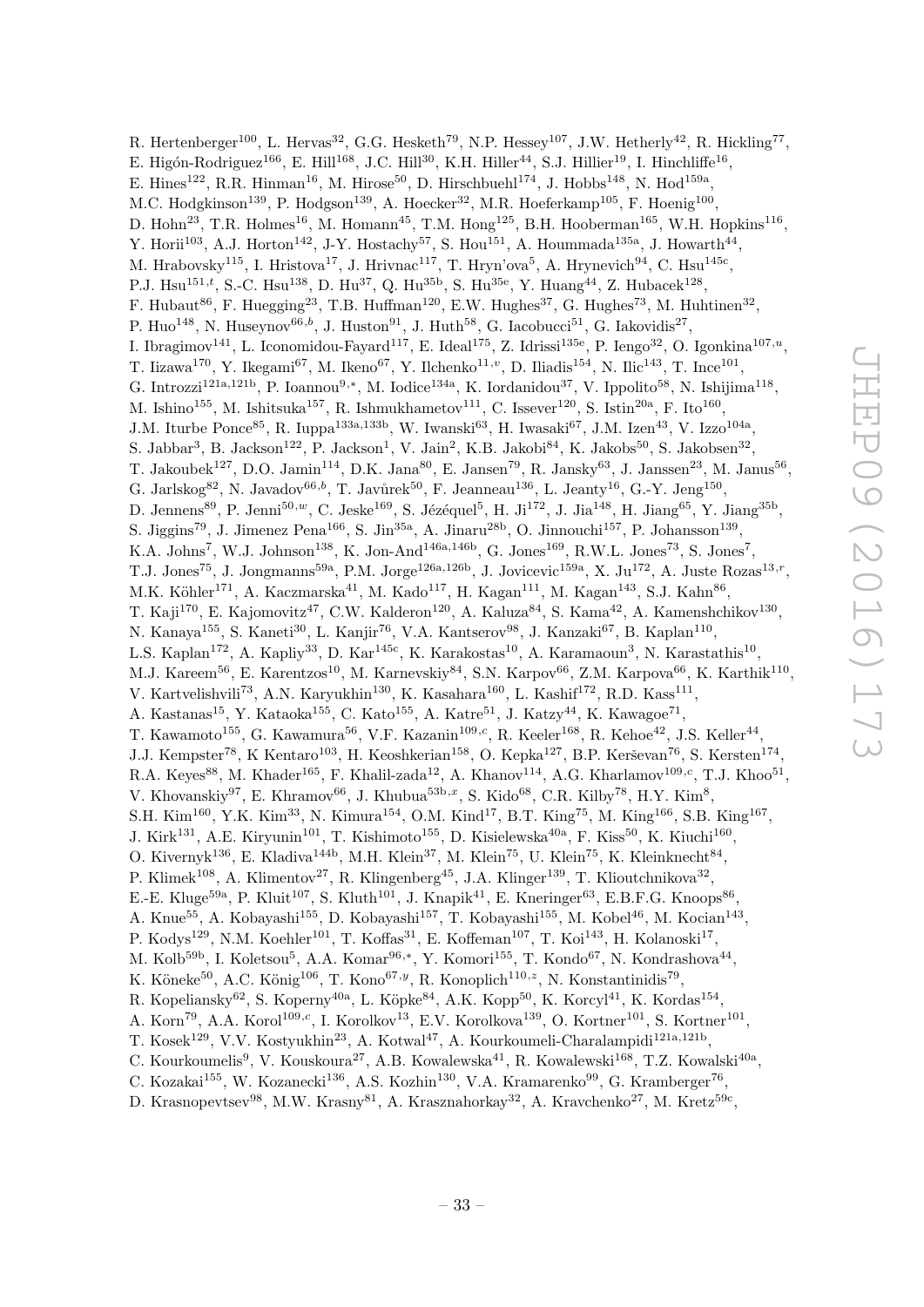R. Hertenberger[100], L. Hervas[32], G.G. Hesketh[79], N.P. Hessey[107], J.W. Hetherly[42], R. Hickling[77], E. Higón-Rodriguez[166], E. Hill[168], J.C. Hill[30], K.H. Hiller[44], S.J. Hillier[19], I. Hinchliffe[16], E. Hines[122], R.R. Hinman[16], M. Hirose[50], D. Hirschbuehl[174], J. Hobbs[148], N. Hod[159a], M.C. Hodgkinson[139], P. Hodgson[139], A. Hoecker[32], M.R. Hoeferkamp[105], F. Hoenig[100], D. Hohn[23], T.R. Holmes[16], M. Homann[45], T.M. Hong[125], B.H. Hooberman[165], W.H. Hopkins[116], Y. Horii[103], A.J. Horton[142], J-Y. Hostachy[57], S. Hou[151], A. Hoummada[135a], J. Howarth[44], M. Hrabovsky[115], I. Hristova[17], J. Hrivnac[117], T. Hryn'ova[5], A. Hrynevich[94], C. Hsu[145c], P.J. Hsu[151,t], S.-C. Hsu[138], D. Hu[37], Q. Hu[35b], S. Hu[35e], Y. Huang[44], Z. Hubacek[128], F. Hubaut[86], F. Huegging[23], T.B. Huffman[120], E.W. Hughes[37], G. Hughes[73], M. Huhtinen[32], P. Huo[148], N. Huseynov[66,b], J. Huston[91], J. Huth[58], G. Iacobucci[51], G. Iakovidis[27], I. Ibragimov[141], L. Iconomidou-Fayard[117], E. Ideal[175], Z. Idrissi[135e], P. Iengo[32], O. Igonkina[107,u], T. Iizawa[170], Y. Ikegami[67], M. Ikeno[67], Y. Ilchenko[11,v], D. Iliadis[154], N. Ilic[143], T. Ince[101], G. Introzzi[121a,121b], P. Ioannou[9,*], M. Iodice[134a], K. Iordanidou[37], V. Ippolito[58], N. Ishijima[118], M. Ishino[155], M. Ishitsuka[157], R. Ishmukhametov[111], C. Issever[120], S. Istin[20a], F. Ito[160], J.M. Iturbe Ponce[85], R. Iuppa[133a,133b], W. Iwanski[63], H. Iwasaki[67], J.M. Izen[43], V. Izzo[104a], S. Jabbar[3], B. Jackson[122], P. Jackson[1], V. Jain[2], K.B. Jakobi[84], K. Jakobs[50], S. Jakobsen[32], T. Jakoubek[127], D.O. Jamin[114], D.K. Jana[80], E. Jansen[79], R. Jansky[63], J. Janssen[23], M. Janus[56], G. Jarlskog[82], N. Javadov[66,b], T. Javůrek[50], F. Jeanneau[136], L. Jeanty[16], G.-Y. Jeng[150], D. Jennens[89], P. Jenni[50,w], C. Jeske[169], S. Jézéquel[5], H. Ji[172], J. Jia[148], H. Jiang[65], Y. Jiang[35b], S. Jiggins[79], J. Jimenez Pena[166], S. Jin[35a], A. Jinaru[28b], O. Jinnouchi[157], P. Johansson[139], K.A. Johns[7], W.J. Johnson[138], K. Jon-And[146a,146b], G. Jones[169], R.W.L. Jones[73], S. Jones[7], T.J. Jones[75], J. Jongmanns[59a], P.M. Jorge[126a,126b], J. Jovicevic[159a], X. Ju[172], A. Juste Rozas[13,r], M.K. Köhler[171], A. Kaczmarska[41], M. Kado[117], H. Kagan[111], M. Kagan[143], S.J. Kahn[86], T. Kaji[170], E. Kajomovitz[47], C.W. Kalderon[120], A. Kaluza[84], S. Kama[42], A. Kamenshchikov[130], N. Kanaya[155], S. Kaneti[30], L. Kanjir[76], V.A. Kantserov[98], J. Kanzaki[67], B. Kaplan[110], L.S. Kaplan[172], A. Kapliy[33], D. Kar[145c], K. Karakostas[10], A. Karamaoun[3], N. Karastathis[10], M.J. Kareem[56], E. Karentzos[10], M. Karnevskiy[84], S.N. Karpov[66], Z.M. Karpova[66], K. Karthik[110], V. Kartvelishvili[73], A.N. Karyukhin[130], K. Kasahara[160], L. Kashif[172], R.D. Kass[111], A. Kastanas[15], Y. Kataoka[155], C. Kato[155], A. Katre[51], J. Katzy[44], K. Kawagoe[71], T. Kawamoto[155], G. Kawamura[56], V.F. Kazanin[109,c], R. Keeler[168], R. Kehoe[42], J.S. Keller[44], J.J. Kempster[78], K Kentaro[103], H. Keoshkerian[158], O. Kepka[127], B.P. Kerševan[76], S. Kersten[174], R.A. Keyes[88], M. Khader[165], F. Khalil-zada[12], A. Khanov[114], A.G. Kharlamov[109,c], T.J. Khoo[51], V. Khovanskiy[97], E. Khramov[66], J. Khubua[53b,x], S. Kido[68], C.R. Kilby[78], H.Y. Kim[8], S.H. Kim[160], Y.K. Kim[33], N. Kimura[154], O.M. Kind[17], B.T. King[75], M. King[166], S.B. King[167], J. Kirk[131], A.E. Kiryunin[101], T. Kishimoto[155], D. Kisielewska[40a], F. Kiss[50], K. Kiuchi[160], O. Kivernyk[136], E. Kladiva[144b], M.H. Klein[37], M. Klein[75], U. Klein[75], K. Kleinknecht[84], P. Klimek[108], A. Klimentov[27], R. Klingenberg[45], J.A. Klinger[139], T. Klioutchnikova[32], E.-E. Kluge[59a], P. Kluit[107], S. Kluth[101], J. Knapik[41], E. Kneringer[63], E.B.F.G. Knoops[86], A. Knue[55], A. Kobayashi[155], D. Kobayashi[157], T. Kobayashi[155], M. Kobel[46], M. Kocian[143], P. Kodys[129], N.M. Koehler[101], T. Koffas[31], E. Koffeman[107], T. Koi[143], H. Kolanoski[17], M. Kolb[59b], I. Koletsou[5], A.A. Komar[96,*], Y. Komori[155], T. Kondo[67], N. Kondrashova[44], K. Köneke[50], A.C. König[106], T. Kono[67,y], R. Konoplich[110,z], N. Konstantinidis[79], R. Kopeliansky[62], S. Koperny[40a], L. Köpke[84], A.K. Kopp[50], K. Korcyl[41], K. Kordas[154], A. Korn[79], A.A. Korol[109,c], I. Korolkov[13], E.V. Korolkova[139], O. Kortner[101], S. Kortner[101], T. Kosek[129], V.V. Kostyukhin[23], A. Kotwal[47], A. Kourkoumeli-Charalampidi[121a,121b], C. Kourkoumelis[9], V. Kouskoura[27], A.B. Kowalewska[41], R. Kowalewski[168], T.Z. Kowalski[40a], C. Kozakai[155], W. Kozanecki[136], A.S. Kozhin[130], V.A. Kramarenko[99], G. Kramberger[76], D. Krasnopevtsev[98], M.W. Krasny[81], A. Krasznahorkay[32], A. Kravchenko[27], M. Kretz[59c],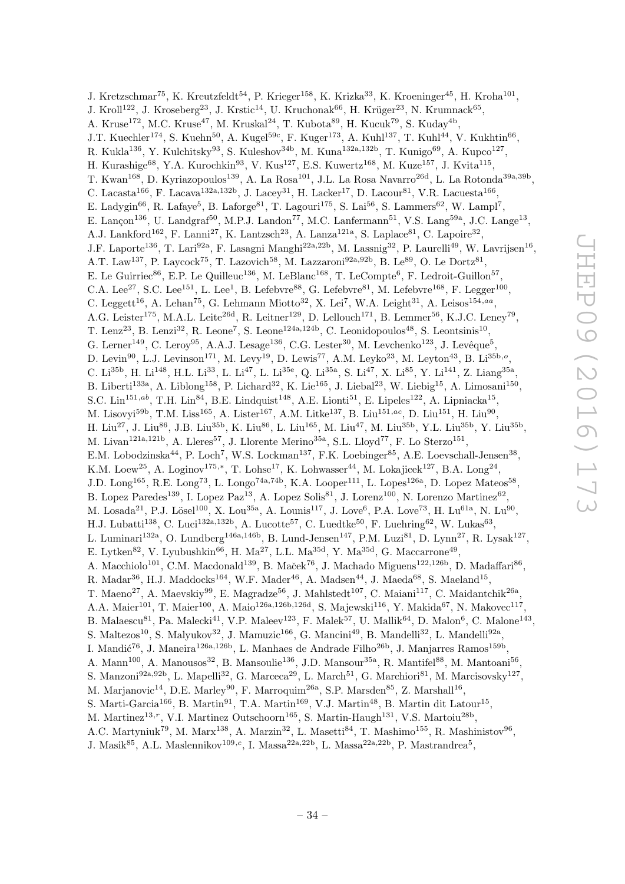J. Kretzschmar[75], K. Kreutzfeldt[54], P. Krieger[158], K. Krizka[33], K. Kroeninger[45], H. Kroha[101], J. Kroll[122], J. Kroseberg[23], J. Krstic[14], U. Kruchonak[66], H. Krüger[23], N. Krumnack[65], A. Kruse[172], M.C. Kruse[47], M. Kruskal[24], T. Kubota[89], H. Kucuk[79], S. Kuday[4b], J.T. Kuechler[174], S. Kuehn[50], A. Kugel[59c], F. Kuger[173], A. Kuhl[137], T. Kuhl[44], V. Kukhtin[66], R. Kukla[136], Y. Kulchitsky[93], S. Kuleshov[34b], M. Kuna[132a,132b], T. Kunigo[69], A. Kupco[127], H. Kurashige[68], Y.A. Kurochkin[93], V. Kus[127], E.S. Kuwertz[168], M. Kuze[157], J. Kvita[115], T. Kwan[168], D. Kyriazopoulos[139], A. La Rosa[101], J.L. La Rosa Navarro[26d], L. La Rotonda[39a,39b], C. Lacasta[166], F. Lacava[132a,132b], J. Lacey[31], H. Lacker[17], D. Lacour[81], V.R. Lacuesta[166], E. Ladygin[66], R. Lafaye[5], B. Laforge[81], T. Lagouri[175], S. Lai[56], S. Lammers[62], W. Lampl[7], E. Lançon[136], U. Landgraf[50], M.P.J. Landon[77], M.C. Lanfermann[51], V.S. Lang[59a], J.C. Lange[13], A.J. Lankford[162], F. Lanni[27], K. Lantzsch[23], A. Lanza[121a], S. Laplace[81], C. Lapoire[32], J.F. Laporte[136], T. Lari[92a], F. Lasagni Manghi[22a,22b], M. Lassnig[32], P. Laurelli[49], W. Lavrijsen[16], A.T. Law[137], P. Laycock[75], T. Lazovich[58], M. Lazzaroni[92a,92b], B. Le[89], O. Le Dortz[81], E. Le Guirriec[86], E.P. Le Quilleuc[136], M. LeBlanc[168], T. LeCompte[6], F. Ledroit-Guillon[57], C.A. Lee[27], S.C. Lee[151], L. Lee[1], B. Lefebvre[88], G. Lefebvre[81], M. Lefebvre[168], F. Legger[100], C. Leggett[16], A. Lehan[75], G. Lehmann Miotto[32], X. Lei[7], W.A. Leight[31], A. Leisos[154,aa], A.G. Leister[175], M.A.L. Leite[26d], R. Leitner[129], D. Lellouch[171], B. Lemmer[56], K.J.C. Leney[79], T. Lenz[23], B. Lenzi[32], R. Leone[7], S. Leone[124a,124b], C. Leonidopoulos[48], S. Leontsinis[10], G. Lerner[149], C. Leroy[95], A.A.J. Lesage[136], C.G. Lester[30], M. Levchenko[123], J. Levêque[5], D. Levin[90], L.J. Levinson[171], M. Levy[19], D. Lewis[77], A.M. Leyko[23], M. Leyton[43], B. Li[35b,o], C. Li[35b], H. Li[148], H.L. Li[33], L. Li[47], L. Li[35e], Q. Li[35a], S. Li[47], X. Li[85], Y. Li[141], Z. Liang[35a], B. Liberti[133a], A. Liblong[158], P. Lichard[32], K. Lie[165], J. Liebal[23], W. Liebig[15], A. Limosani[150], S.C. Lin[151,ab], T.H. Lin[84], B.E. Lindquist[148], A.E. Lionti[51], E. Lipeles[122], A. Lipniacka[15], M. Lisovyi[59b], T.M. Liss[165], A. Lister[167], A.M. Litke[137], B. Liu[151,ac], D. Liu[151], H. Liu[90], H. Liu[27], J. Liu[86], J.B. Liu[35b], K. Liu[86], L. Liu[165], M. Liu[47], M. Liu[35b], Y.L. Liu[35b], Y. Liu[35b], M. Livan[121a,121b], A. Lleres[57], J. Llorente Merino[35a], S.L. Lloyd[77], F. Lo Sterzo[151], E.M. Lobodzinska[44], P. Loch[7], W.S. Lockman[137], F.K. Loebinger[85], A.E. Loevschall-Jensen[38], K.M. Loew[25], A. Loginov[175,*], T. Lohse[17], K. Lohwasser[44], M. Lokajicek[127], B.A. Long[24], J.D. Long[165], R.E. Long[73], L. Longo[74a,74b], K.A. Looper[111], L. Lopes[126a], D. Lopez Mateos[58], B. Lopez Paredes[139], I. Lopez Paz[13], A. Lopez Solis[81], J. Lorenz[100], N. Lorenzo Martinez[62], M. Losada[21], P.J. Lösel[100], X. Lou[35a], A. Lounis[117], J. Love[6], P.A. Love[73], H. Lu[61a], N. Lu[90], H.J. Lubatti[138], C. Luci[132a,132b], A. Lucotte[57], C. Luedtke[50], F. Luehring[62], W. Lukas[63], L. Luminari[132a], O. Lundberg[146a,146b], B. Lund-Jensen[147], P.M. Luzi[81], D. Lynn[27], R. Lysak[127], E. Lytken[82], V. Lyubushkin[66], H. Ma[27], L.L. Ma[35d], Y. Ma[35d], G. Maccarrone[49], A. Macchiolo[101], C.M. Macdonald[139], B. Maček[76], J. Machado Miguens[122,126b], D. Madaffari[86], R. Madar[36], H.J. Maddocks[164], W.F. Mader[46], A. Madsen[44], J. Maeda[68], S. Maeland[15], T. Maeno[27], A. Maevskiy[99], E. Magradze[56], J. Mahlstedt[107], C. Maiani[117], C. Maidantchik[26a], A.A. Maier[101], T. Maier[100], A. Maio[126a,126b,126d], S. Majewski[116], Y. Makida[67], N. Makovec[117], B. Malaescu[81], Pa. Malecki[41], V.P. Maleev[123], F. Malek[57], U. Mallik[64], D. Malon[6], C. Malone[143], S. Maltezos[10], S. Malyukov[32], J. Mamuzic[166], G. Mancini[49], B. Mandelli[32], L. Mandelli[92a], I. Mandić[76], J. Maneira[126a,126b], L. Manhaes de Andrade Filho[26b], J. Manjarres Ramos[159b], A. Mann[100], A. Manousos[32], B. Mansoulie[136], J.D. Mansour[35a], R. Mantifel[88], M. Mantoani[56], S. Manzoni[92a,92b], L. Mapelli[32], G. Marceca[29], L. March[51], G. Marchiori[81], M. Marcisovsky[127], M. Marjanovic[14], D.E. Marley[90], F. Marroquim[26a], S.P. Marsden[85], Z. Marshall[16], S. Marti-Garcia[166], B. Martin[91], T.A. Martin[169], V.J. Martin[48], B. Martin dit Latour[15], M. Martinez[13,r], V.I. Martinez Outschoorn[165], S. Martin-Haugh[131], V.S. Martoiu[28b], A.C. Martyniuk[79], M. Marx[138], A. Marzin[32], L. Masetti[84], T. Mashimo[155], R. Mashinistov[96], J. Masik[85], A.L. Maslennikov[109,c], I. Massa[22a,22b], L. Massa[22a,22b], P. Mastrandrea[5],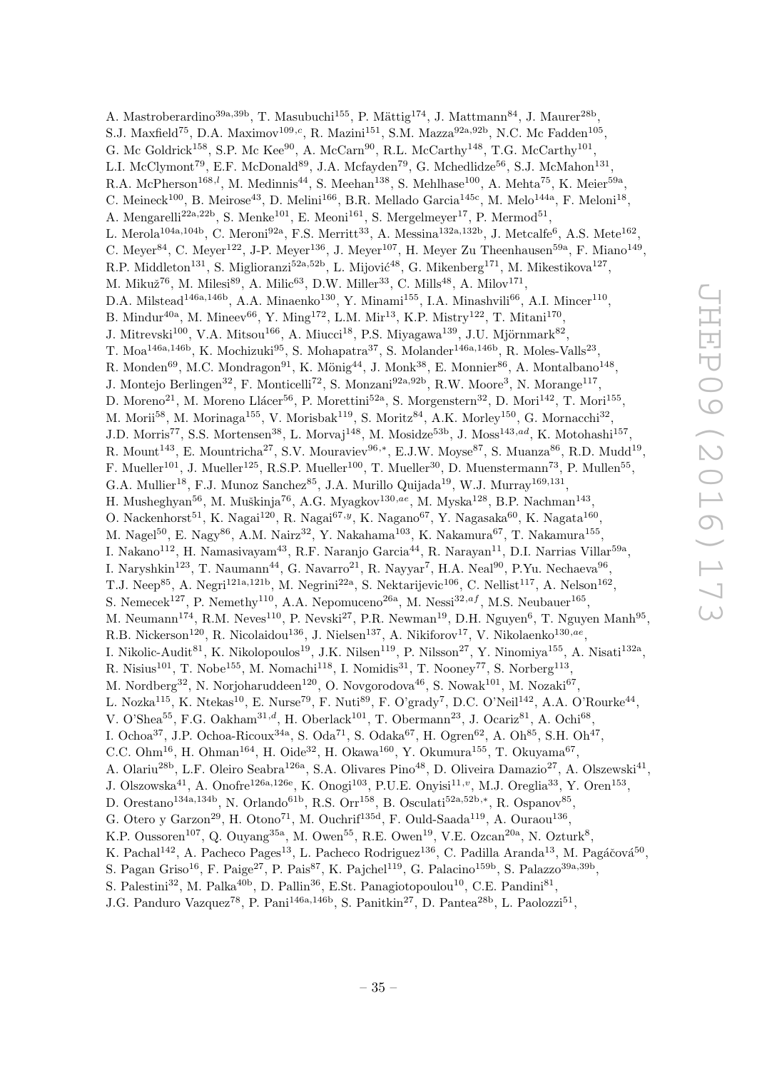A. Mastroberardino[39a,39b], T. Masubuchi[155], P. Mättig[174], J. Mattmann[84], J. Maurer[28b], S.J. Maxfield[75], D.A. Maximov[109,c], R. Mazini[151], S.M. Mazza[92a,92b], N.C. Mc Fadden[105], G. Mc Goldrick[158], S.P. Mc Kee[90], A. McCarn[90], R.L. McCarthy[148], T.G. McCarthy[101], L.I. McClymont[79], E.F. McDonald[89], J.A. Mcfayden[79], G. Mchedlidze[56], S.J. McMahon[131], R.A. McPherson[168,l], M. Medinnis[44], S. Meehan[138], S. Mehlhase[100], A. Mehta[75], K. Meier[59a], C. Meineck[100], B. Meirose[43], D. Melini[166], B.R. Mellado Garcia[145c], M. Melo[144a], F. Meloni[18], A. Mengarelli[22a,22b], S. Menke[101], E. Meoni[161], S. Mergelmeyer[17], P. Mermod[51], L. Merola[104a,104b], C. Meroni[92a], F.S. Merritt[33], A. Messina[132a,132b], J. Metcalfe[6], A.S. Mete[162], C. Meyer[84], C. Meyer[122], J-P. Meyer[136], J. Meyer[107], H. Meyer Zu Theenhausen[59a], F. Miano[149], R.P. Middleton[131], S. Miglioranzi[52a,52b], L. Mijović[48], G. Mikenberg[171], M. Mikestikova[127], M. Mikuž[76], M. Milesi[89], A. Milic[63], D.W. Miller[33], C. Mills[48], A. Milov[171], D.A. Milstead[146a,146b], A.A. Minaenko[130], Y. Minami[155], I.A. Minashvili[66], A.I. Mincer[110], B. Mindur[40a], M. Mineev[66], Y. Ming[172], L.M. Mir[13], K.P. Mistry[122], T. Mitani[170], J. Mitrevski[100], V.A. Mitsou[166], A. Miucci[18], P.S. Miyagawa[139], J.U. Mjörnmark[82], T. Moa[146a,146b], K. Mochizuki[95], S. Mohapatra[37], S. Molander[146a,146b], R. Moles-Valls[23], R. Monden[69], M.C. Mondragon[91], K. Mönig[44], J. Monk[38], E. Monnier[86], A. Montalbano[148], J. Montejo Berlingen[32], F. Monticelli[72], S. Monzani[92a,92b], R.W. Moore[3], N. Morange[117], D. Moreno[21], M. Moreno Llácer[56], P. Morettini[52a], S. Morgenstern[32], D. Mori[142], T. Mori[155], M. Morii[58], M. Morinaga[155], V. Morisbak[119], S. Moritz[84], A.K. Morley[150], G. Mornacchi[32], J.D. Morris[77], S.S. Mortensen[38], L. Morvaj[148], M. Mosidze[53b], J. Moss[143,ad], K. Motohashi[157], R. Mount[143], E. Mountricha[27], S.V. Mouraviev[96,*], E.J.W. Moyse[87], S. Muanza[86], R.D. Mudd[19], F. Mueller[101], J. Mueller[125], R.S.P. Mueller[100], T. Mueller[30], D. Muenstermann[73], P. Mullen[55], G.A. Mullier[18], F.J. Munoz Sanchez[85], J.A. Murillo Quijada[19], W.J. Murray[169,131], H. Musheghyan[56], M. Muškinja[76], A.G. Myagkov[130,ae], M. Myska[128], B.P. Nachman[143], O. Nackenhorst[51], K. Nagai[120], R. Nagai[67,y], K. Nagano[67], Y. Nagasaka[60], K. Nagata[160], M. Nagel[50], E. Nagy[86], A.M. Nairz[32], Y. Nakahama[103], K. Nakamura[67], T. Nakamura[155], I. Nakano[112], H. Namasivayam[43], R.F. Naranjo Garcia[44], R. Narayan[11], D.I. Narrias Villar[59a], I. Naryshkin[123], T. Naumann[44], G. Navarro[21], R. Nayyar[7], H.A. Neal[90], P.Yu. Nechaeva[96], T.J. Neep[85], A. Negri[121a,121b], M. Negrini[22a], S. Nektarijevic[106], C. Nellist[117], A. Nelson[162], S. Nemecek[127], P. Nemethy[110], A.A. Nepomuceno[26a], M. Nessi[32,af], M.S. Neubauer[165], M. Neumann[174], R.M. Neves[110], P. Nevski[27], P.R. Newman[19], D.H. Nguyen[6], T. Nguyen Manh[95], R.B. Nickerson[120], R. Nicolaidou[136], J. Nielsen[137], A. Nikiforov[17], V. Nikolaenko[130,ae], I. Nikolic-Audit[81], K. Nikolopoulos[19], J.K. Nilsen[119], P. Nilsson[27], Y. Ninomiya[155], A. Nisati[132a], R. Nisius[101], T. Nobe[155], M. Nomachi[118], I. Nomidis[31], T. Nooney[77], S. Norberg[113], M. Nordberg[32], N. Norjoharuddeen[120], O. Novgorodova[46], S. Nowak[101], M. Nozaki[67], L. Nozka[115], K. Ntekas[10], E. Nurse[79], F. Nuti[89], F. O'grady[7], D.C. O'Neil[142], A.A. O'Rourke[44], V. O'Shea[55], F.G. Oakham[31,d], H. Oberlack[101], T. Obermann[23], J. Ocariz[81], A. Ochi[68], I. Ochoa[37], J.P. Ochoa-Ricoux[34a], S. Oda[71], S. Odaka[67], H. Ogren[62], A. Oh[85], S.H. Oh[47], C.C. Ohm[16], H. Ohman[164], H. Oide[32], H. Okawa[160], Y. Okumura[155], T. Okuyama[67], A. Olariu[28b], L.F. Oleiro Seabra[126a], S.A. Olivares Pino[48], D. Oliveira Damazio[27], A. Olszewski[41], J. Olszowska[41], A. Onofre[126a,126e], K. Onogi[103], P.U.E. Onyisi[11,v], M.J. Oreglia[33], Y. Oren[153], D. Orestano[134a,134b], N. Orlando[61b], R.S. Orr[158], B. Osculati[52a,52b,*], R. Ospanov[85], G. Otero y Garzon[29], H. Otono[71], M. Ouchrif[135d], F. Ould-Saada[119], A. Ouraou[136], K.P. Oussoren[107], Q. Ouyang[35a], M. Owen[55], R.E. Owen[19], V.E. Ozcan[20a], N. Ozturk[8], K. Pachal[142], A. Pacheco Pages[13], L. Pacheco Rodriguez[136], C. Padilla Aranda[13], M. Pagáčová[50], S. Pagan Griso[16], F. Paige[27], P. Pais[87], K. Pajchel[119], G. Palacino[159b], S. Palazzo[39a,39b], S. Palestini[32], M. Palka[40b], D. Pallin[36], E.St. Panagiotopoulou[10], C.E. Pandini[81], J.G. Panduro Vazquez[78], P. Pani[146a,146b], S. Panitkin[27], D. Pantea[28b], L. Paolozzi[51],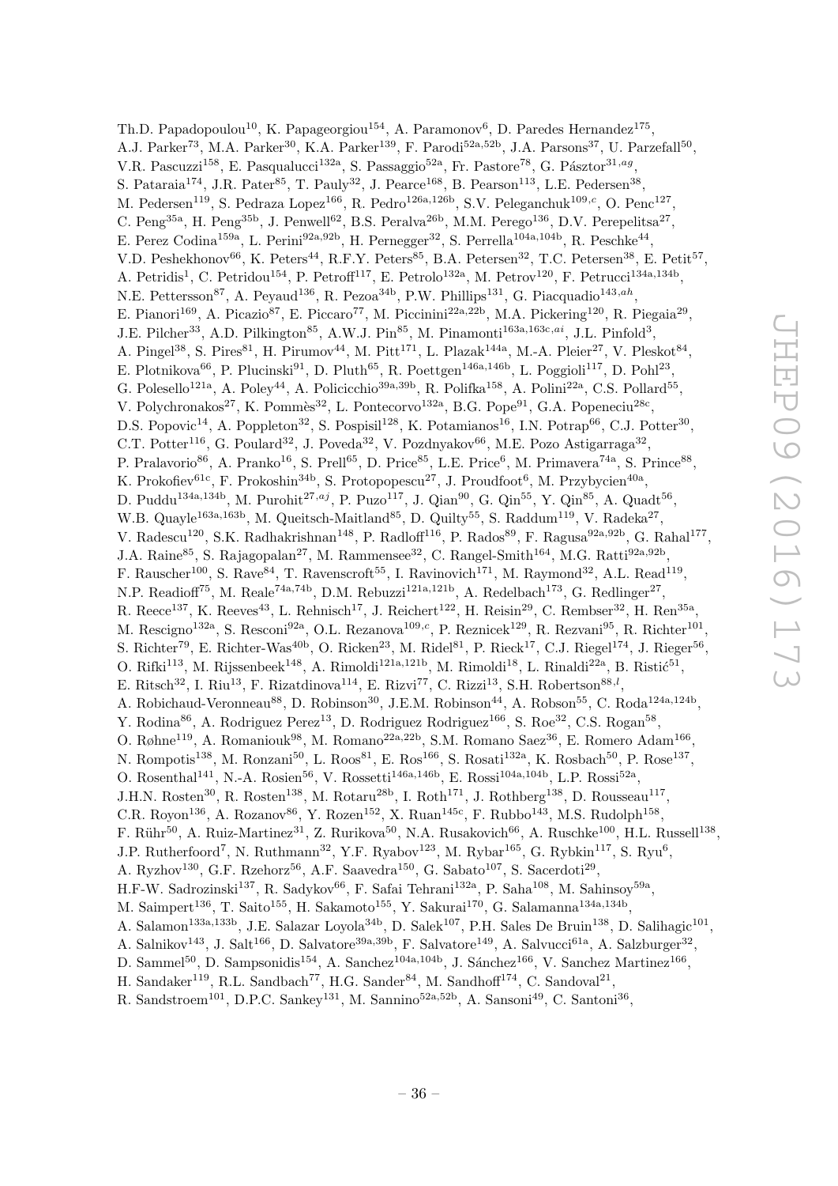Th.D. Papadopoulou[10], K. Papageorgiou[154], A. Paramonov[6], D. Paredes Hernandez[175], A.J. Parker[73], M.A. Parker[30], K.A. Parker[139], F. Parodi[52a,52b], J.A. Parsons[37], U. Parzefall[50], V.R. Pascuzzi[158], E. Pasqualucci[132a], S. Passaggio[52a], Fr. Pastore[78], G. Pásztor[31,ag], S. Pataraia[174], J.R. Pater[85], T. Pauly[32], J. Pearce[168], B. Pearson[113], L.E. Pedersen[38], M. Pedersen[119], S. Pedraza Lopez[166], R. Pedro[126a,126b], S.V. Peleganchuk[109,c], O. Penc[127], C. Peng[35a], H. Peng[35b], J. Penwell[62], B.S. Peralva[26b], M.M. Perego[136], D.V. Perepelitsa[27], E. Perez Codina[159a], L. Perini[92a,92b], H. Pernegger[32], S. Perrella[104a,104b], R. Peschke[44], V.D. Peshekhonov[66], K. Peters[44], R.F.Y. Peters[85], B.A. Petersen[32], T.C. Petersen[38], E. Petit[57], A. Petridis[1], C. Petridou[154], P. Petroff[117], E. Petrolo[132a], M. Petrov[120], F. Petrucci[134a,134b], N.E. Pettersson[87], A. Peyaud[136], R. Pezoa[34b], P.W. Phillips[131], G. Piacquadio[143,ah], E. Pianori[169], A. Picazio[87], E. Piccaro[77], M. Piccinini[22a,22b], M.A. Pickering[120], R. Piegaia[29], J.E. Pilcher[33], A.D. Pilkington[85], A.W.J. Pin[85], M. Pinamonti[163a,163c,ai], J.L. Pinfold[3], A. Pingel[38], S. Pires[81], H. Pirumov[44], M. Pitt[171], L. Plazak[144a], M.-A. Pleier[27], V. Pleskot[84], E. Plotnikova[66], P. Plucinski[91], D. Pluth[65], R. Poettgen[146a,146b], L. Poggioli[117], D. Pohl[23], G. Polesello[121a], A. Poley[44], A. Policicchio[39a,39b], R. Polifka[158], A. Polini[22a], C.S. Pollard[55], V. Polychronakos[27], K. Pommès[32], L. Pontecorvo[132a], B.G. Pope[91], G.A. Popeneciu[28c], D.S. Popovic[14], A. Poppleton[32], S. Pospisil[128], K. Potamianos[16], I.N. Potrap[66], C.J. Potter[30], C.T. Potter[116], G. Poulard[32], J. Poveda[32], V. Pozdnyakov[66], M.E. Pozo Astigarraga[32], P. Pralavorio[86], A. Pranko[16], S. Prell[65], D. Price[85], L.E. Price[6], M. Primavera[74a], S. Prince[88], K. Prokofiev[61c], F. Prokoshin[34b], S. Protopopescu[27], J. Proudfoot[6], M. Przybycien[40a], D. Puddu[134a,134b], M. Purohit[27,aj], P. Puzo[117], J. Qian[90], G. Qin[55], Y. Qin[85], A. Quadt[56], W.B. Quayle[163a,163b], M. Queitsch-Maitland[85], D. Quilty[55], S. Raddum[119], V. Radeka[27], V. Radescu[120], S.K. Radhakrishnan[148], P. Radloff[116], P. Rados[89], F. Ragusa[92a,92b], G. Rahal[177], J.A. Raine[85], S. Rajagopalan[27], M. Rammensee[32], C. Rangel-Smith[164], M.G. Ratti[92a,92b], F. Rauscher[100], S. Rave[84], T. Ravenscroft[55], I. Ravinovich[171], M. Raymond[32], A.L. Read[119], N.P. Readioff[75], M. Reale[74a,74b], D.M. Rebuzzi[121a,121b], A. Redelbach[173], G. Redlinger[27], R. Reece[137], K. Reeves[43], L. Rehnisch[17], J. Reichert[122], H. Reisin[29], C. Rembser[32], H. Ren[35a], M. Rescigno[132a], S. Resconi[92a], O.L. Rezanova[109,c], P. Reznicek[129], R. Rezvani[95], R. Richter[101], S. Richter[79], E. Richter-Was[40b], O. Ricken[23], M. Ridel[81], P. Rieck[17], C.J. Riegel[174], J. Rieger[56], O. Rifki[113], M. Rijssenbeek[148], A. Rimoldi[121a,121b], M. Rimoldi[18], L. Rinaldi[22a], B. Ristić[51], E. Ritsch[32], I. Riu[13], F. Rizatdinova[114], E. Rizvi[77], C. Rizzi[13], S.H. Robertson[88,l], A. Robichaud-Veronneau[88], D. Robinson[30], J.E.M. Robinson[44], A. Robson[55], C. Roda[124a,124b], Y. Rodina[86], A. Rodriguez Perez[13], D. Rodriguez Rodriguez[166], S. Roe[32], C.S. Rogan[58], O. Røhne[119], A. Romaniouk[98], M. Romano[22a,22b], S.M. Romano Saez[36], E. Romero Adam[166], N. Rompotis[138], M. Ronzani[50], L. Roos[81], E. Ros[166], S. Rosati[132a], K. Rosbach[50], P. Rose[137], O. Rosenthal[141], N.-A. Rosien[56], V. Rossetti[146a,146b], E. Rossi[104a,104b], L.P. Rossi[52a], J.H.N. Rosten[30], R. Rosten[138], M. Rotaru[28b], I. Roth[171], J. Rothberg[138], D. Rousseau[117], C.R. Royon[136], A. Rozanov[86], Y. Rozen[152], X. Ruan[145c], F. Rubbo[143], M.S. Rudolph[158], F. Rühr[50], A. Ruiz-Martinez[31], Z. Rurikova[50], N.A. Rusakovich[66], A. Ruschke[100], H.L. Russell[138], J.P. Rutherfoord[7], N. Ruthmann[32], Y.F. Ryabov[123], M. Rybar[165], G. Rybkin[117], S. Ryu[6], A. Ryzhov[130], G.F. Rzehorz[56], A.F. Saavedra[150], G. Sabato[107], S. Sacerdoti[29], H.F-W. Sadrozinski[137], R. Sadykov[66], F. Safai Tehrani[132a], P. Saha[108], M. Sahinsoy[59a], M. Saimpert[136], T. Saito[155], H. Sakamoto[155], Y. Sakurai[170], G. Salamanna[134a,134b], A. Salamon[133a,133b], J.E. Salazar Loyola[34b], D. Salek[107], P.H. Sales De Bruin[138], D. Salihagic[101], A. Salnikov[143], J. Salt[166], D. Salvatore[39a,39b], F. Salvatore[149], A. Salvucci[61a], A. Salzburger[32], D. Sammel[50], D. Sampsonidis[154], A. Sanchez[104a,104b], J. Sánchez[166], V. Sanchez Martinez[166], H. Sandaker[119], R.L. Sandbach[77], H.G. Sander[84], M. Sandhoff[174], C. Sandoval[21], R. Sandstroem[101], D.P.C. Sankey[131], M. Sannino[52a,52b], A. Sansoni[49], C. Santoni[36],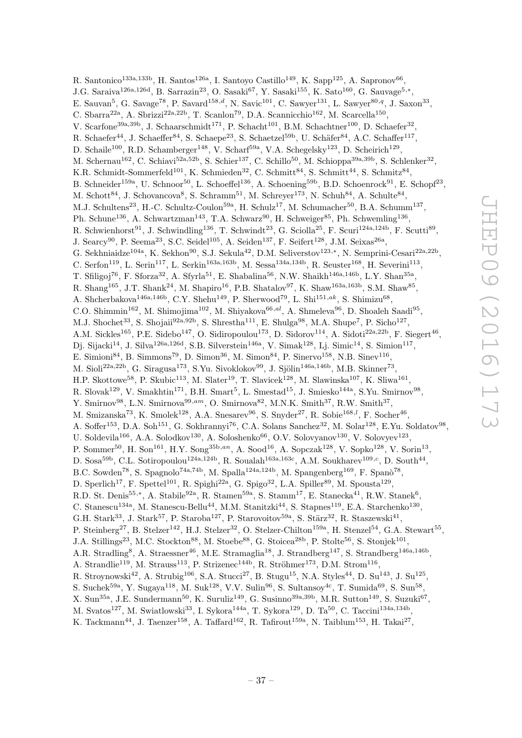R. Santonico[133a,133b], H. Santos[126a], I. Santoyo Castillo[149], K. Sapp[125], A. Sapronov[66], J.G. Saraiva[126a,126d], B. Sarrazin[23], O. Sasaki[67], Y. Sasaki[155], K. Sato[160], G. Sauvage[5,*], E. Sauvan[5], G. Savage[78], P. Savard[158,d], N. Savic[101], C. Sawyer[131], L. Sawyer[80,q], J. Saxon[33], C. Sbarra[22a], A. Sbrizzi[22a,22b], T. Scanlon[79], D.A. Scannicchio[162], M. Scarcella[150], V. Scarfone[39a,39b], J. Schaarschmidt[171], P. Schacht[101], B.M. Schachtner[100], D. Schaefer[32], R. Schaefer[44], J. Schaeffer[84], S. Schaepe[23], S. Schaetzel[59b], U. Schäfer[84], A.C. Schaffer[117], D. Schaile[100], R.D. Schamberger[148], V. Scharf[59a], V.A. Schegelsky[123], D. Scheirich[129], M. Schernau[162], C. Schiavi[52a,52b], S. Schier[137], C. Schillo[50], M. Schioppa[39a,39b], S. Schlenker[32], K.R. Schmidt-Sommerfeld[101], K. Schmieden[32], C. Schmitt[84], S. Schmitt[44], S. Schmitz[84], B. Schneider[159a], U. Schnoor[50], L. Schoeffel[136], A. Schoening[59b], B.D. Schoenrock[91], E. Schopf[23], M. Schott[84], J. Schovancova[8], S. Schramm[51], M. Schreyer[173], N. Schuh[84], A. Schulte[84], M.J. Schultens[23], H.-C. Schultz-Coulon[59a], H. Schulz[17], M. Schumacher[50], B.A. Schumm[137], Ph. Schune[136], A. Schwartzman[143], T.A. Schwarz[90], H. Schweiger[85], Ph. Schwemling[136], R. Schwienhorst[91], J. Schwindling[136], T. Schwindt[23], G. Sciolla[25], F. Scuri[124a,124b], F. Scutti[89], J. Searcy[90], P. Seema[23], S.C. Seidel[105], A. Seiden[137], F. Seifert[128], J.M. Seixas[26a], G. Sekhniaidze[104a], K. Sekhon[90], S.J. Sekula[42], D.M. Seliverstov[123,*], N. Semprini-Cesari[22a,22b], C. Serfon[119], L. Serin[117], L. Serkin[163a,163b], M. Sessa[134a,134b], R. Seuster[168], H. Severini[113], T. Sfiligoj[76], F. Sforza[32], A. Sfyrla[51], E. Shabalina[56], N.W. Shaikh[146a,146b], L.Y. Shan[35a], R. Shang[165], J.T. Shank[24], M. Shapiro[16], P.B. Shatalov[97], K. Shaw[163a,163b], S.M. Shaw[85], A. Shcherbakova[146a,146b], C.Y. Shehu[149], P. Sherwood[79], L. Shi[151,ak], S. Shimizu[68], C.O. Shimmin[162], M. Shimojima[102], M. Shiyakova[66,al], A. Shmeleva[96], D. Shoaleh Saadi[95], M.J. Shochet[33], S. Shojaii[92a,92b], S. Shrestha[111], E. Shulga[98], M.A. Shupe[7], P. Sicho[127], A.M. Sickles[165], P.E. Sidebo[147], O. Sidiropoulou[173], D. Sidorov[114], A. Sidoti[22a,22b], F. Siegert[46], Dj. Sijacki[14], J. Silva[126a,126d], S.B. Silverstein[146a], V. Simak[128], Lj. Simic[14], S. Simion[117], E. Simioni[84], B. Simmons[79], D. Simon[36], M. Simon[84], P. Sinervo[158], N.B. Sinev[116], M. Sioli[22a,22b], G. Siragusa[173], S.Yu. Sivoklokov[99], J. Sjölin[146a,146b], M.B. Skinner[73], H.P. Skottowe[58], P. Skubic[113], M. Slater[19], T. Slavicek[128], M. Slawinska[107], K. Sliwa[161], R. Slovak[129], V. Smakhtin[171], B.H. Smart[5], L. Smestad[15], J. Smiesko[144a], S.Yu. Smirnov[98], Y. Smirnov[98], L.N. Smirnova[99,am], O. Smirnova[82], M.N.K. Smith[37], R.W. Smith[37], M. Smizanska[73], K. Smolek[128], A.A. Snesarev[96], S. Snyder[27], R. Sobie[168,l], F. Socher[46], A. Soffer[153], D.A. Soh[151], G. Sokhrannyi[76], C.A. Solans Sanchez[32], M. Solar[128], E.Yu. Soldatov[98], U. Soldevila[166], A.A. Solodkov[130], A. Soloshenko[66], O.V. Solovyanov[130], V. Solovyev[123], P. Sommer[50], H. Son[161], H.Y. Song[35b,an], A. Sood[16], A. Sopczak[128], V. Sopko[128], V. Sorin[13], D. Sosa[59b], C.L. Sotiropoulou[124a,124b], R. Soualah[163a,163c], A.M. Soukharev[109,c], D. South[44], B.C. Sowden[78], S. Spagnolo[74a,74b], M. Spalla[124a,124b], M. Spangenberg[169], F. Spanò[78], D. Sperlich[17], F. Spettel[101], R. Spighi[22a], G. Spigo[32], L.A. Spiller[89], M. Spousta[129], R.D. St. Denis[55,*], A. Stabile[92a], R. Stamen[59a], S. Stamm[17], E. Stanecka[41], R.W. Stanek[6], C. Stanescu[134a], M. Stanescu-Bellu[44], M.M. Stanitzki[44], S. Stapnes[119], E.A. Starchenko[130], G.H. Stark[33], J. Stark[57], P. Staroba[127], P. Starovoitov[59a], S. Stärz[32], R. Staszewski[41], P. Steinberg[27], B. Stelzer[142], H.J. Stelzer[32], O. Stelzer-Chilton[159a], H. Stenzel[54], G.A. Stewart[55], J.A. Stillings[23], M.C. Stockton[88], M. Stoebe[88], G. Stoicea[28b], P. Stolte[56], S. Stonjek[101], A.R. Stradling[8], A. Straessner[46], M.E. Stramaglia[18], J. Strandberg[147], S. Strandberg[146a,146b], A. Strandlie[119], M. Strauss[113], P. Strizenec[144b], R. Ströhmer[173], D.M. Strom[116], R. Stroynowski[42], A. Strubig[106], S.A. Stucci[27], B. Stugu[15], N.A. Styles[44], D. Su[143], J. Su[125], S. Suchek[59a], Y. Sugaya[118], M. Suk[128], V.V. Sulin[96], S. Sultansoy[4c], T. Sumida[69], S. Sun[58], X. Sun[35a], J.E. Sundermann[50], K. Suruliz[149], G. Susinno[39a,39b], M.R. Sutton[149], S. Suzuki[67], M. Svatos[127], M. Swiatlowski[33], I. Sykora[144a], T. Sykora[129], D. Ta[50], C. Taccini[134a,134b], K. Tackmann[44], J. Taenzer[158], A. Taffard[162], R. Tafirout[159a], N. Taiblum[153], H. Takai[27],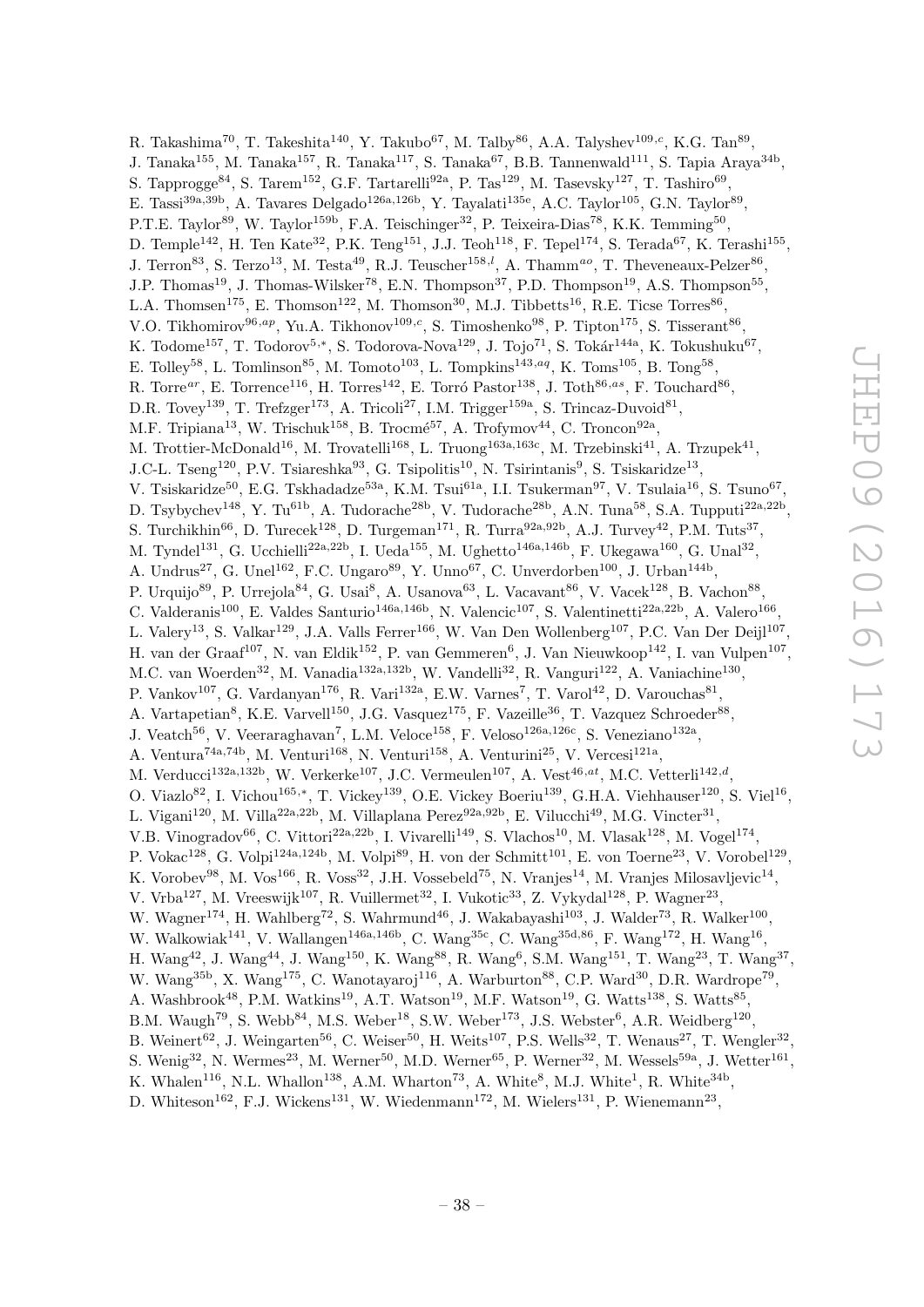R. Takashima[70], T. Takeshita[140], Y. Takubo[67], M. Talby[86], A.A. Talyshev[109,c], K.G. Tan[89], J. Tanaka[155], M. Tanaka[157], R. Tanaka[117], S. Tanaka[67], B.B. Tannenwald[111], S. Tapia Araya[34b], S. Tapprogge[84], S. Tarem[152], G.F. Tartarelli[92a], P. Tas[129], M. Tasevsky[127], T. Tashiro[69], E. Tassi[39a,39b], A. Tavares Delgado[126a,126b], Y. Tayalati[135e], A.C. Taylor[105], G.N. Taylor[89], P.T.E. Taylor[89], W. Taylor[159b], F.A. Teischinger[32], P. Teixeira-Dias[78], K.K. Temming[50], D. Temple[142], H. Ten Kate[32], P.K. Teng[151], J.J. Teoh[118], F. Tepel[174], S. Terada[67], K. Terashi[155], J. Terron[83], S. Terzo[13], M. Testa[49], R.J. Teuscher[158,l], A. Thamm[ao], T. Theveneaux-Pelzer[86], J.P. Thomas[19], J. Thomas-Wilsker[78], E.N. Thompson[37], P.D. Thompson[19], A.S. Thompson[55], L.A. Thomsen[175], E. Thomson[122], M. Thomson[30], M.J. Tibbetts[16], R.E. Ticse Torres[86], V.O. Tikhomirov[96,ap], Yu.A. Tikhonov[109,c], S. Timoshenko[98], P. Tipton[175], S. Tisserant[86], K. Todome[157], T. Todorov[5,*], S. Todorova-Nova[129], J. Tojo[71], S. Tokár[144a], K. Tokushuku[67], E. Tolley[58], L. Tomlinson[85], M. Tomoto[103], L. Tompkins[143,aq], K. Toms[105], B. Tong[58], R. Torre[ar], E. Torrence[116], H. Torres[142], E. Torró Pastor[138], J. Toth[86,as], F. Touchard[86], D.R. Tovey[139], T. Trefzger[173], A. Tricoli[27], I.M. Trigger[159a], S. Trincaz-Duvoid[81], M.F. Tripiana[13], W. Trischuk[158], B. Trocmé[57], A. Trofymov[44], C. Troncon[92a], M. Trottier-McDonald[16], M. Trovatelli[168], L. Truong[163a,163c], M. Trzebinski[41], A. Trzupek[41], J.C-L. Tseng[120], P.V. Tsiareshka[93], G. Tsipolitis[10], N. Tsirintanis[9], S. Tsiskaridze[13], V. Tsiskaridze[50], E.G. Tskhadadze[53a], K.M. Tsui[61a], I.I. Tsukerman[97], V. Tsulaia[16], S. Tsuno[67], D. Tsybychev[148], Y. Tu[61b], A. Tudorache[28b], V. Tudorache[28b], A.N. Tuna[58], S.A. Tupputi[22a,22b], S. Turchikhin[66], D. Turecek[128], D. Turgeman[171], R. Turra[92a,92b], A.J. Turvey[42], P.M. Tuts[37], M. Tyndel[131], G. Ucchielli[22a,22b], I. Ueda[155], M. Ughetto[146a,146b], F. Ukegawa[160], G. Unal[32], A. Undrus[27], G. Unel[162], F.C. Ungaro[89], Y. Unno[67], C. Unverdorben[100], J. Urban[144b], P. Urquijo[89], P. Urrejola[84], G. Usai[8], A. Usanova[63], L. Vacavant[86], V. Vacek[128], B. Vachon[88], C. Valderanis[100], E. Valdes Santurio[146a,146b], N. Valencic[107], S. Valentinetti[22a,22b], A. Valero[166], L. Valery[13], S. Valkar[129], J.A. Valls Ferrer[166], W. Van Den Wollenberg[107], P.C. Van Der Deijl[107], H. van der Graaf[107], N. van Eldik[152], P. van Gemmeren[6], J. Van Nieuwkoop[142], I. van Vulpen[107], M.C. van Woerden[32], M. Vanadia[132a,132b], W. Vandelli[32], R. Vanguri[122], A. Vaniachine[130], P. Vankov[107], G. Vardanyan[176], R. Vari[132a], E.W. Varnes[7], T. Varol[42], D. Varouchas[81], A. Vartapetian[8], K.E. Varvell[150], J.G. Vasquez[175], F. Vazeille[36], T. Vazquez Schroeder[88], J. Veatch[56], V. Veeraraghavan[7], L.M. Veloce[158], F. Veloso[126a,126c], S. Veneziano[132a], A. Ventura[74a,74b], M. Venturi[168], N. Venturi[158], A. Venturini[25], V. Vercesi[121a], M. Verducci[132a,132b], W. Verkerke[107], J.C. Vermeulen[107], A. Vest[46,at], M.C. Vetterli[142,d], O. Viazlo[82], I. Vichou[165,*], T. Vickey[139], O.E. Vickey Boeriu[139], G.H.A. Viehhauser[120], S. Viel[16], L. Vigani[120], M. Villa[22a,22b], M. Villaplana Perez[92a,92b], E. Vilucchi[49], M.G. Vincter[31], V.B. Vinogradov[66], C. Vittori[22a,22b], I. Vivarelli[149], S. Vlachos[10], M. Vlasak[128], M. Vogel[174], P. Vokac[128], G. Volpi[124a,124b], M. Volpi[89], H. von der Schmitt[101], E. von Toerne[23], V. Vorobel[129], K. Vorobev[98], M. Vos[166], R. Voss[32], J.H. Vossebeld[75], N. Vranjes[14], M. Vranjes Milosavljevic[14], V. Vrba[127], M. Vreeswijk[107], R. Vuillermet[32], I. Vukotic[33], Z. Vykydal[128], P. Wagner[23], W. Wagner[174], H. Wahlberg[72], S. Wahrmund[46], J. Wakabayashi[103], J. Walder[73], R. Walker[100], W. Walkowiak[141], V. Wallangen[146a,146b], C. Wang[35c], C. Wang[35d,86], F. Wang[172], H. Wang[16], H. Wang[42], J. Wang[44], J. Wang[150], K. Wang[88], R. Wang[6], S.M. Wang[151], T. Wang[23], T. Wang[37], W. Wang[35b], X. Wang[175], C. Wanotayaroj[116], A. Warburton[88], C.P. Ward[30], D.R. Wardrope[79], A. Washbrook[48], P.M. Watkins[19], A.T. Watson[19], M.F. Watson[19], G. Watts[138], S. Watts[85], B.M. Waugh[79], S. Webb[84], M.S. Weber[18], S.W. Weber[173], J.S. Webster[6], A.R. Weidberg[120], B. Weinert[62], J. Weingarten[56], C. Weiser[50], H. Weits[107], P.S. Wells[32], T. Wenaus[27], T. Wengler[32], S. Wenig[32], N. Wermes[23], M. Werner[50], M.D. Werner[65], P. Werner[32], M. Wessels[59a], J. Wetter[161], K. Whalen[116], N.L. Whallon[138], A.M. Wharton[73], A. White[8], M.J. White[1], R. White[34b], D. Whiteson[162], F.J. Wickens[131], W. Wiedenmann[172], M. Wielers[131], P. Wienemann[23],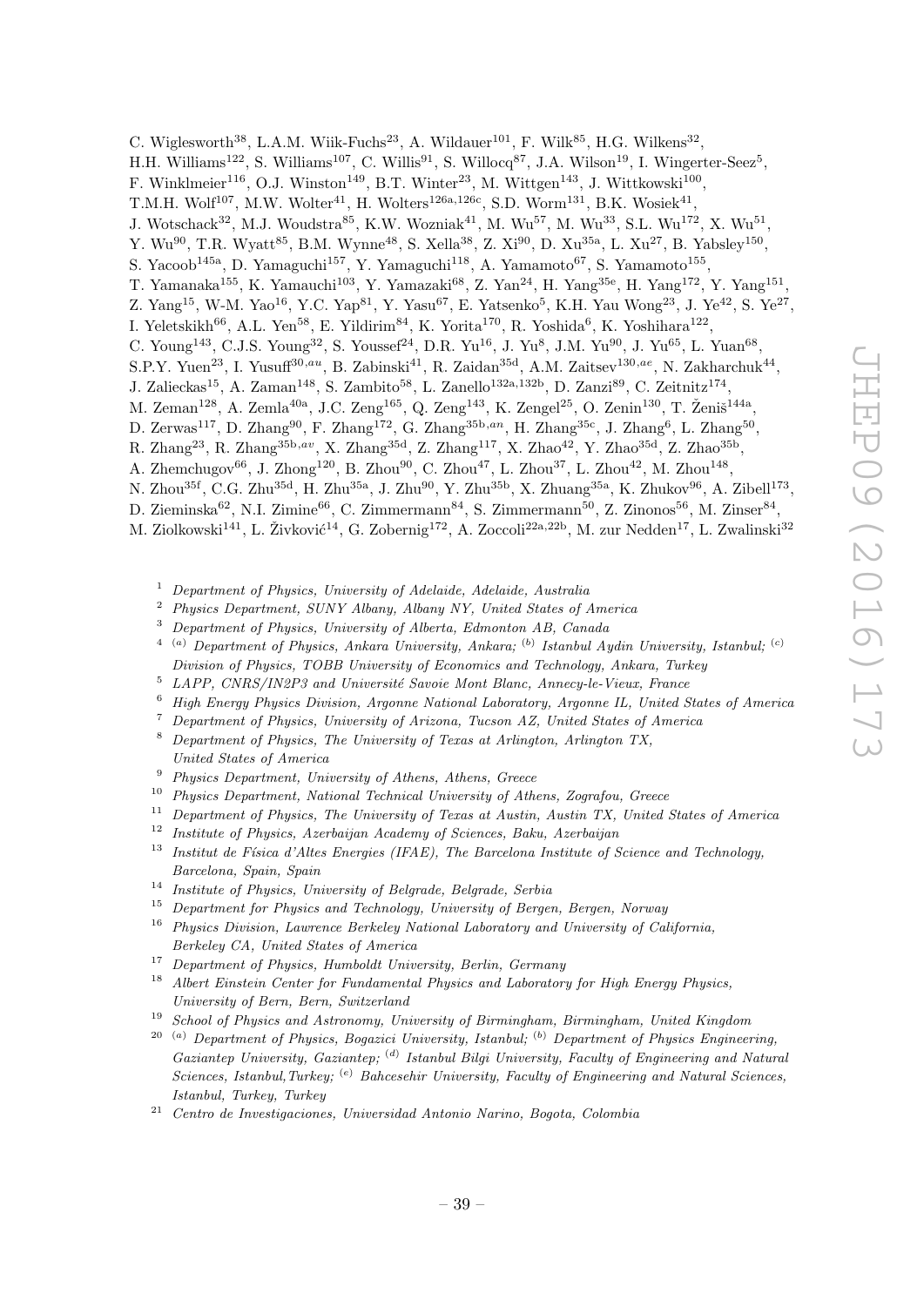C. Wiglesworth[38], L.A.M. Wiik-Fuchs[23], A. Wildauer[101], F. Wilk[85], H.G. Wilkens[32], H.H. Williams[122], S. Williams[107], C. Willis[91], S. Willocq[87], J.A. Wilson[19], I. Wingerter-Seez[5], F. Winklmeier[116], O.J. Winston[149], B.T. Winter[23], M. Wittgen[143], J. Wittkowski[100], T.M.H. Wolf[107], M.W. Wolter[41], H. Wolters[126a,126c], S.D. Worm[131], B.K. Wosiek[41], J. Wotschack[32], M.J. Woudstra[85], K.W. Wozniak[41], M. Wu[57], M. Wu[33], S.L. Wu[172], X. Wu[51], Y. Wu[90], T.R. Wyatt[85], B.M. Wynne[48], S. Xella[38], Z. Xi[90], D. Xu[35a], L. Xu[27], B. Yabsley[150], S. Yacoob[145a], D. Yamaguchi[157], Y. Yamaguchi[118], A. Yamamoto[67], S. Yamamoto[155], T. Yamanaka[155], K. Yamauchi[103], Y. Yamazaki[68], Z. Yan[24], H. Yang[35e], H. Yang[172], Y. Yang[151], Z. Yang[15], W-M. Yao[16], Y.C. Yap[81], Y. Yasu[67], E. Yatsenko[5], K.H. Yau Wong[23], J. Ye[42], S. Ye[27], I. Yeletskikh[66], A.L. Yen[58], E. Yildirim[84], K. Yorita[170], R. Yoshida[6], K. Yoshihara[122], C. Young[143], C.J.S. Young[32], S. Youssef[24], D.R. Yu[16], J. Yu[8], J.M. Yu[90], J. Yu[65], L. Yuan[68], S.P.Y. Yuen[23], I. Yusuff[30,au], B. Zabinski[41], R. Zaidan[35d], A.M. Zaitsev[130,ae], N. Zakharchuk[44], J. Zalieckas[15], A. Zaman[148], S. Zambito[58], L. Zanello[132a,132b], D. Zanzi[89], C. Zeitnitz[174], M. Zeman[128], A. Zemla[40a], J.C. Zeng[165], Q. Zeng[143], K. Zengel[25], O. Zenin[130], T. Ženiš[144a], D. Zerwas[117], D. Zhang[90], F. Zhang[172], G. Zhang[35b,an], H. Zhang[35c], J. Zhang[6], L. Zhang[50], R. Zhang[23], R. Zhang[35b,av], X. Zhang[35d], Z. Zhang[117], X. Zhao[42], Y. Zhao[35d], Z. Zhao[35b], A. Zhemchugov[66], J. Zhong[120], B. Zhou[90], C. Zhou[47], L. Zhou[37], L. Zhou[42], M. Zhou[148], N. Zhou[35f], C.G. Zhu[35d], H. Zhu[35a], J. Zhu[90], Y. Zhu[35b], X. Zhuang[35a], K. Zhukov[96], A. Zibell[173], D. Zieminska[62], N.I. Zimine[66], C. Zimmermann[84], S. Zimmermann[50], Z. Zinonos[56], M. Zinser[84], M. Ziolkowski[141], L. Živković[14], G. Zobernig[172], A. Zoccoli[22a,22b], M. zur Nedden[17], L. Zwalinski[32]

[1] *Department of Physics, University of Adelaide, Adelaide, Australia*

[2] *Physics Department, SUNY Albany, Albany NY, United States of America*

[3] *Department of Physics, University of Alberta, Edmonton AB, Canada*

[4] [(a)] *Department of Physics, Ankara University, Ankara;* [(b)] *Istanbul Aydin University, Istanbul;* [(c)] *Division of Physics, TOBB University of Economics and Technology, Ankara, Turkey*

[5] *LAPP, CNRS/IN2P3 and Université Savoie Mont Blanc, Annecy-le-Vieux, France*

[6] *High Energy Physics Division, Argonne National Laboratory, Argonne IL, United States of America*

[7] *Department of Physics, University of Arizona, Tucson AZ, United States of America*

[8] *Department of Physics, The University of Texas at Arlington, Arlington TX, United States of America*

[9] *Physics Department, University of Athens, Athens, Greece*

[10] *Physics Department, National Technical University of Athens, Zografou, Greece*

[11] *Department of Physics, The University of Texas at Austin, Austin TX, United States of America*

[12] *Institute of Physics, Azerbaijan Academy of Sciences, Baku, Azerbaijan*

[13] *Institut de Física d'Altes Energies (IFAE), The Barcelona Institute of Science and Technology, Barcelona, Spain, Spain*

[14] *Institute of Physics, University of Belgrade, Belgrade, Serbia*

[15] *Department for Physics and Technology, University of Bergen, Bergen, Norway*

[16] *Physics Division, Lawrence Berkeley National Laboratory and University of California, Berkeley CA, United States of America*

[17] *Department of Physics, Humboldt University, Berlin, Germany*

[18] *Albert Einstein Center for Fundamental Physics and Laboratory for High Energy Physics, University of Bern, Bern, Switzerland*

[19] *School of Physics and Astronomy, University of Birmingham, Birmingham, United Kingdom*

[20] [(a)] *Department of Physics, Bogazici University, Istanbul;* [(b)] *Department of Physics Engineering, Gaziantep University, Gaziantep;* [(d)] *Istanbul Bilgi University, Faculty of Engineering and Natural Sciences, Istanbul,Turkey;* [(e)] *Bahcesehir University, Faculty of Engineering and Natural Sciences, Istanbul, Turkey, Turkey*

[21] *Centro de Investigaciones, Universidad Antonio Narino, Bogota, Colombia*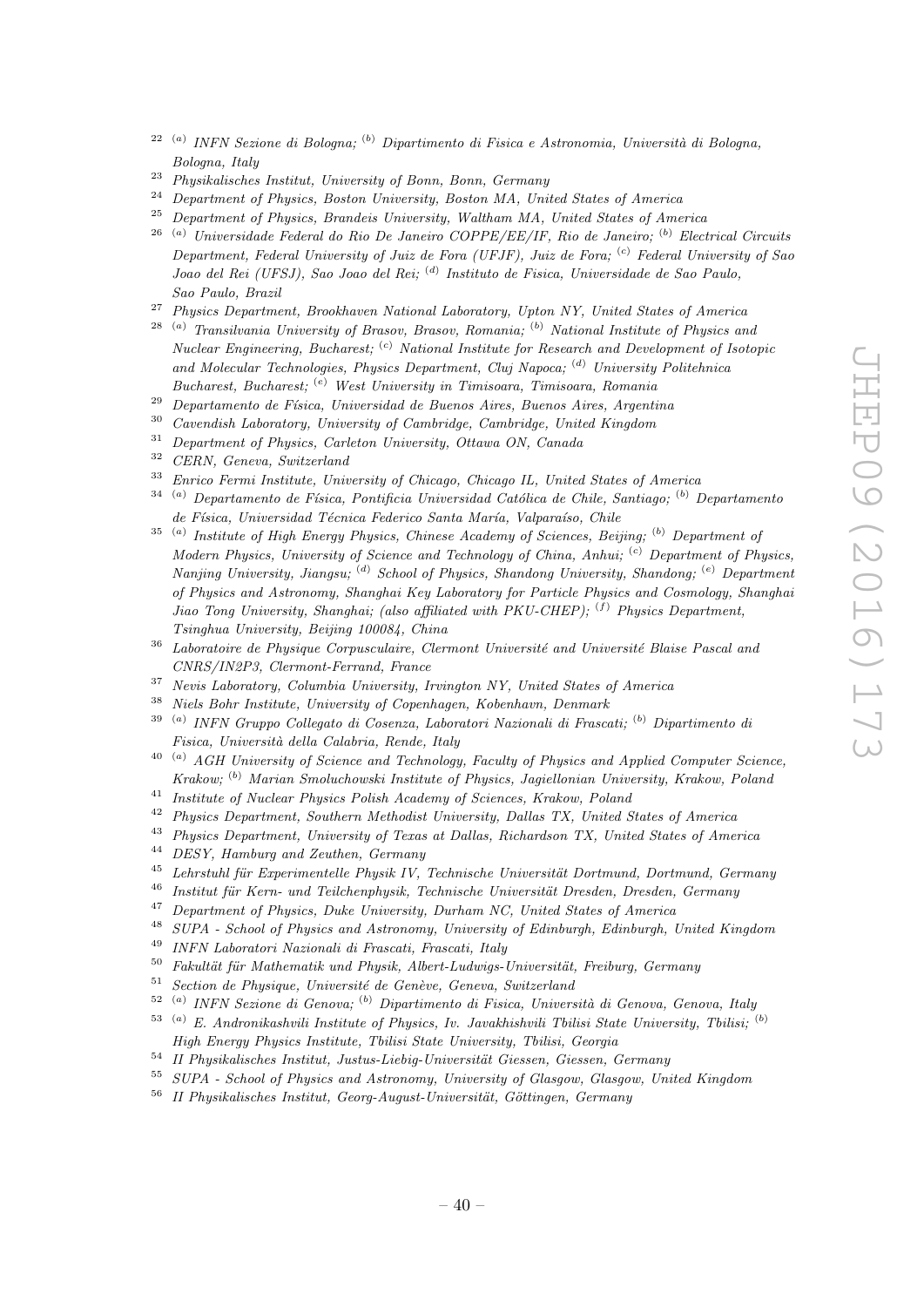[22] [(a)] *INFN Sezione di Bologna;* [(b)] *Dipartimento di Fisica e Astronomia, Università di Bologna, Bologna, Italy*

[23] *Physikalisches Institut, University of Bonn, Bonn, Germany*

[24] *Department of Physics, Boston University, Boston MA, United States of America*

[25] *Department of Physics, Brandeis University, Waltham MA, United States of America*

[26] [(a)] *Universidade Federal do Rio De Janeiro COPPE/EE/IF, Rio de Janeiro;* [(b)] *Electrical Circuits Department, Federal University of Juiz de Fora (UFJF), Juiz de Fora;* [(c)] *Federal University of Sao Joao del Rei (UFSJ), Sao Joao del Rei;* [(d)] *Instituto de Fisica, Universidade de Sao Paulo, Sao Paulo, Brazil*

[27] *Physics Department, Brookhaven National Laboratory, Upton NY, United States of America*

[28] [(a)] *Transilvania University of Brasov, Brasov, Romania;* [(b)] *National Institute of Physics and Nuclear Engineering, Bucharest;* [(c)] *National Institute for Research and Development of Isotopic and Molecular Technologies, Physics Department, Cluj Napoca;* [(d)] *University Politehnica Bucharest, Bucharest;* [(e)] *West University in Timisoara, Timisoara, Romania*

[29] *Departamento de Física, Universidad de Buenos Aires, Buenos Aires, Argentina*

[30] *Cavendish Laboratory, University of Cambridge, Cambridge, United Kingdom*

[31] *Department of Physics, Carleton University, Ottawa ON, Canada*

[32] *CERN, Geneva, Switzerland*

[33] *Enrico Fermi Institute, University of Chicago, Chicago IL, United States of America*

[34] [(a)] *Departamento de Física, Pontificia Universidad Católica de Chile, Santiago;* [(b)] *Departamento de Física, Universidad Técnica Federico Santa María, Valparaíso, Chile*

[35] [(a)] *Institute of High Energy Physics, Chinese Academy of Sciences, Beijing;* [(b)] *Department of Modern Physics, University of Science and Technology of China, Anhui;* [(c)] *Department of Physics, Nanjing University, Jiangsu;* [(d)] *School of Physics, Shandong University, Shandong;* [(e)] *Department of Physics and Astronomy, Shanghai Key Laboratory for Particle Physics and Cosmology, Shanghai Jiao Tong University, Shanghai; (also affiliated with PKU-CHEP);* [(f)] *Physics Department, Tsinghua University, Beijing 100084, China*

[36] *Laboratoire de Physique Corpusculaire, Clermont Université and Université Blaise Pascal and CNRS/IN2P3, Clermont-Ferrand, France*

[37] *Nevis Laboratory, Columbia University, Irvington NY, United States of America*

[38] *Niels Bohr Institute, University of Copenhagen, Kobenhavn, Denmark*

[39] [(a)] *INFN Gruppo Collegato di Cosenza, Laboratori Nazionali di Frascati;* [(b)] *Dipartimento di Fisica, Università della Calabria, Rende, Italy*

[40] [(a)] *AGH University of Science and Technology, Faculty of Physics and Applied Computer Science, Krakow;* [(b)] *Marian Smoluchowski Institute of Physics, Jagiellonian University, Krakow, Poland*

[41] *Institute of Nuclear Physics Polish Academy of Sciences, Krakow, Poland*

[42] *Physics Department, Southern Methodist University, Dallas TX, United States of America*

[43] *Physics Department, University of Texas at Dallas, Richardson TX, United States of America*

[44] *DESY, Hamburg and Zeuthen, Germany*

[45] *Lehrstuhl für Experimentelle Physik IV, Technische Universität Dortmund, Dortmund, Germany*

[46] *Institut für Kern- und Teilchenphysik, Technische Universität Dresden, Dresden, Germany*

[47] *Department of Physics, Duke University, Durham NC, United States of America*

[48] *SUPA - School of Physics and Astronomy, University of Edinburgh, Edinburgh, United Kingdom*

[49] *INFN Laboratori Nazionali di Frascati, Frascati, Italy*

[50] *Fakultät für Mathematik und Physik, Albert-Ludwigs-Universität, Freiburg, Germany*

[51] *Section de Physique, Université de Genève, Geneva, Switzerland*

[52] [(a)] *INFN Sezione di Genova;* [(b)] *Dipartimento di Fisica, Università di Genova, Genova, Italy*

[53] [(a)] *E. Andronikashvili Institute of Physics, Iv. Javakhishvili Tbilisi State University, Tbilisi;* [(b)] *High Energy Physics Institute, Tbilisi State University, Tbilisi, Georgia*

[54] *II Physikalisches Institut, Justus-Liebig-Universität Giessen, Giessen, Germany*

[55] *SUPA - School of Physics and Astronomy, University of Glasgow, Glasgow, United Kingdom*

[56] *II Physikalisches Institut, Georg-August-Universität, Göttingen, Germany*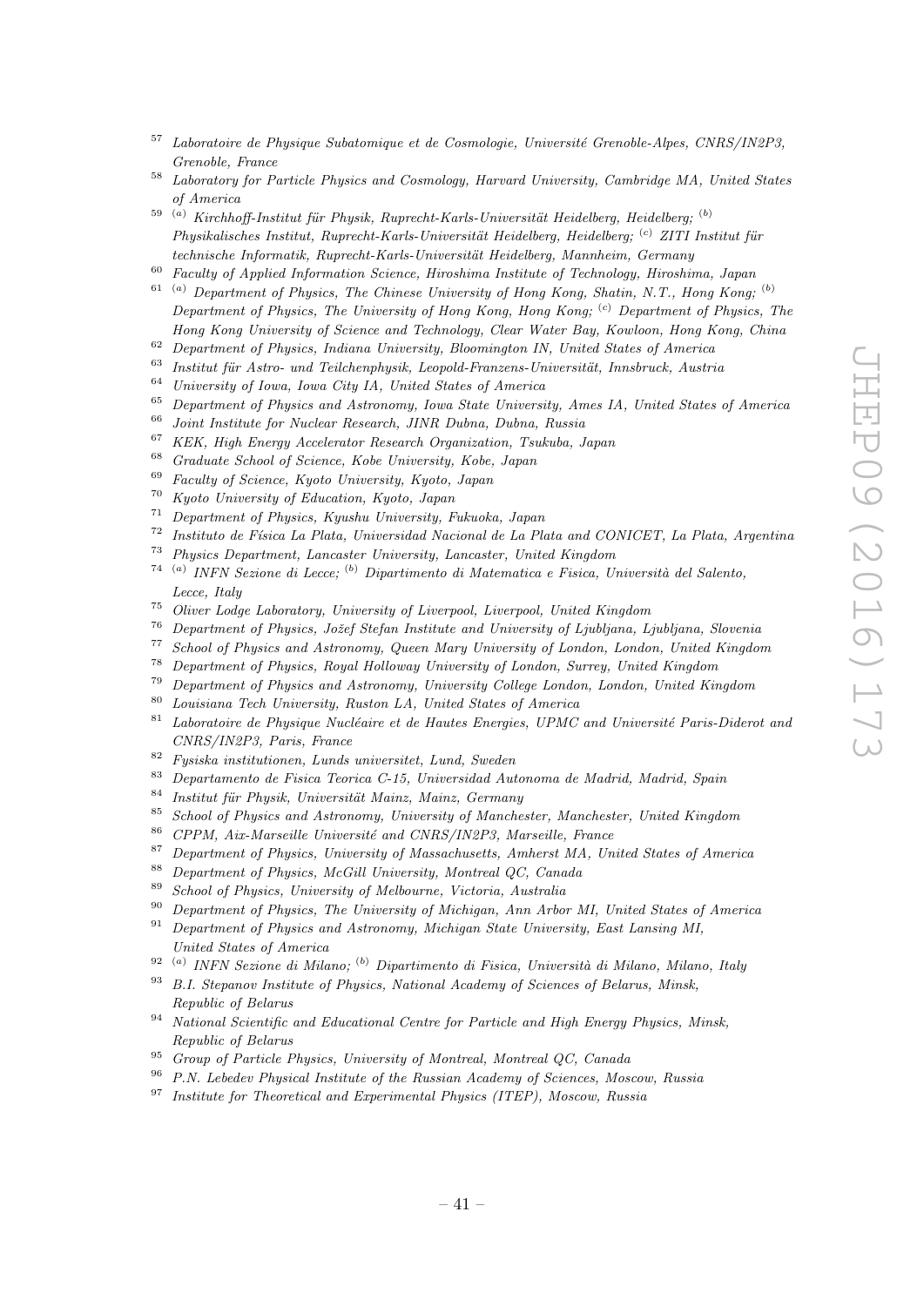[57] *Laboratoire de Physique Subatomique et de Cosmologie, Université Grenoble-Alpes, CNRS/IN2P3, Grenoble, France*

[58] *Laboratory for Particle Physics and Cosmology, Harvard University, Cambridge MA, United States of America*

[59] [(a)] *Kirchhoff-Institut für Physik, Ruprecht-Karls-Universität Heidelberg, Heidelberg;* [(b)] *Physikalisches Institut, Ruprecht-Karls-Universität Heidelberg, Heidelberg;* [(c)] *ZITI Institut für technische Informatik, Ruprecht-Karls-Universität Heidelberg, Mannheim, Germany*

[60] *Faculty of Applied Information Science, Hiroshima Institute of Technology, Hiroshima, Japan*

[61] [(a)] *Department of Physics, The Chinese University of Hong Kong, Shatin, N.T., Hong Kong;* [(b)] *Department of Physics, The University of Hong Kong, Hong Kong;* [(c)] *Department of Physics, The Hong Kong University of Science and Technology, Clear Water Bay, Kowloon, Hong Kong, China*

[62] *Department of Physics, Indiana University, Bloomington IN, United States of America*

[63] *Institut für Astro- und Teilchenphysik, Leopold-Franzens-Universität, Innsbruck, Austria*

[64] *University of Iowa, Iowa City IA, United States of America*

[65] *Department of Physics and Astronomy, Iowa State University, Ames IA, United States of America*

[66] *Joint Institute for Nuclear Research, JINR Dubna, Dubna, Russia*

[67] *KEK, High Energy Accelerator Research Organization, Tsukuba, Japan*

[68] *Graduate School of Science, Kobe University, Kobe, Japan*

[69] *Faculty of Science, Kyoto University, Kyoto, Japan*

[70] *Kyoto University of Education, Kyoto, Japan*

[71] *Department of Physics, Kyushu University, Fukuoka, Japan*

[72] *Instituto de Física La Plata, Universidad Nacional de La Plata and CONICET, La Plata, Argentina*

[73] *Physics Department, Lancaster University, Lancaster, United Kingdom*

[74] [(a)] *INFN Sezione di Lecce;* [(b)] *Dipartimento di Matematica e Fisica, Università del Salento, Lecce, Italy*

[75] *Oliver Lodge Laboratory, University of Liverpool, Liverpool, United Kingdom*

[76] *Department of Physics, Jožef Stefan Institute and University of Ljubljana, Ljubljana, Slovenia*

[77] *School of Physics and Astronomy, Queen Mary University of London, London, United Kingdom*

[78] *Department of Physics, Royal Holloway University of London, Surrey, United Kingdom*

[79] *Department of Physics and Astronomy, University College London, London, United Kingdom*

[80] *Louisiana Tech University, Ruston LA, United States of America*

[81] *Laboratoire de Physique Nucléaire et de Hautes Energies, UPMC and Université Paris-Diderot and CNRS/IN2P3, Paris, France*

[82] *Fysiska institutionen, Lunds universitet, Lund, Sweden*

[83] *Departamento de Fisica Teorica C-15, Universidad Autonoma de Madrid, Madrid, Spain*

[84] *Institut für Physik, Universität Mainz, Mainz, Germany*

[85] *School of Physics and Astronomy, University of Manchester, Manchester, United Kingdom*

[86] *CPPM, Aix-Marseille Université and CNRS/IN2P3, Marseille, France*

[87] *Department of Physics, University of Massachusetts, Amherst MA, United States of America*

[88] *Department of Physics, McGill University, Montreal QC, Canada*

[89] *School of Physics, University of Melbourne, Victoria, Australia*

[90] *Department of Physics, The University of Michigan, Ann Arbor MI, United States of America*

[91] *Department of Physics and Astronomy, Michigan State University, East Lansing MI, United States of America*

[92] [(a)] *INFN Sezione di Milano;* [(b)] *Dipartimento di Fisica, Università di Milano, Milano, Italy*

[93] *B.I. Stepanov Institute of Physics, National Academy of Sciences of Belarus, Minsk, Republic of Belarus*

[94] *National Scientific and Educational Centre for Particle and High Energy Physics, Minsk, Republic of Belarus*

[95] *Group of Particle Physics, University of Montreal, Montreal QC, Canada*

[96] *P.N. Lebedev Physical Institute of the Russian Academy of Sciences, Moscow, Russia*

[97] *Institute for Theoretical and Experimental Physics (ITEP), Moscow, Russia*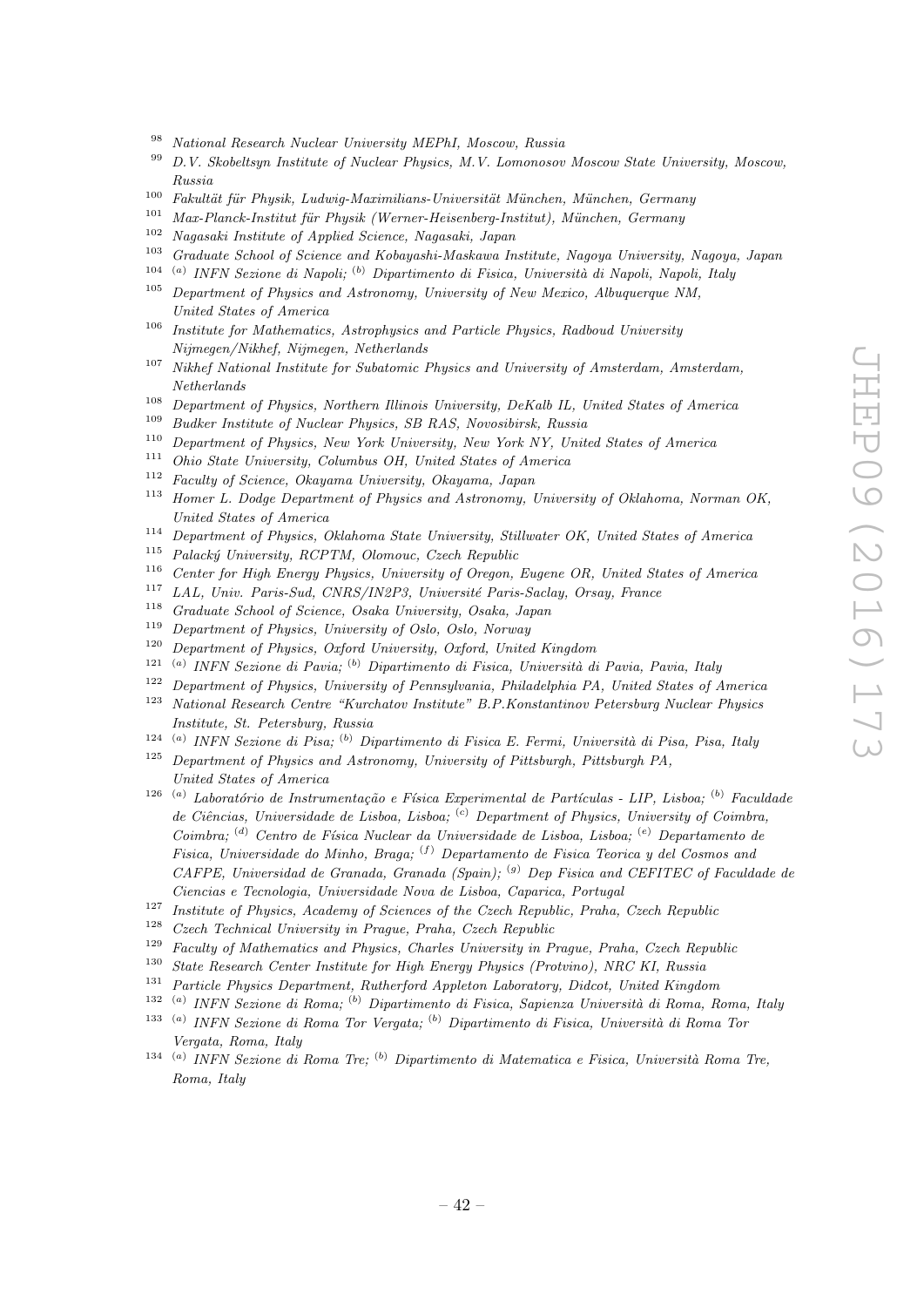[98] *National Research Nuclear University MEPhI, Moscow, Russia*
[99] *D.V. Skobeltsyn Institute of Nuclear Physics, M.V. Lomonosov Moscow State University, Moscow, Russia*
[100] *Fakultät für Physik, Ludwig-Maximilians-Universität München, München, Germany*
[101] *Max-Planck-Institut für Physik (Werner-Heisenberg-Institut), München, Germany*
[102] *Nagasaki Institute of Applied Science, Nagasaki, Japan*
[103] *Graduate School of Science and Kobayashi-Maskawa Institute, Nagoya University, Nagoya, Japan*
[104] [(a)] *INFN Sezione di Napoli;* [(b)] *Dipartimento di Fisica, Università di Napoli, Napoli, Italy*
[105] *Department of Physics and Astronomy, University of New Mexico, Albuquerque NM, United States of America*
[106] *Institute for Mathematics, Astrophysics and Particle Physics, Radboud University Nijmegen/Nikhef, Nijmegen, Netherlands*
[107] *Nikhef National Institute for Subatomic Physics and University of Amsterdam, Amsterdam, Netherlands*
[108] *Department of Physics, Northern Illinois University, DeKalb IL, United States of America*
[109] *Budker Institute of Nuclear Physics, SB RAS, Novosibirsk, Russia*
[110] *Department of Physics, New York University, New York NY, United States of America*
[111] *Ohio State University, Columbus OH, United States of America*
[112] *Faculty of Science, Okayama University, Okayama, Japan*
[113] *Homer L. Dodge Department of Physics and Astronomy, University of Oklahoma, Norman OK, United States of America*
[114] *Department of Physics, Oklahoma State University, Stillwater OK, United States of America*
[115] *Palacký University, RCPTM, Olomouc, Czech Republic*
[116] *Center for High Energy Physics, University of Oregon, Eugene OR, United States of America*
[117] *LAL, Univ. Paris-Sud, CNRS/IN2P3, Université Paris-Saclay, Orsay, France*
[118] *Graduate School of Science, Osaka University, Osaka, Japan*
[119] *Department of Physics, University of Oslo, Oslo, Norway*
[120] *Department of Physics, Oxford University, Oxford, United Kingdom*
[121] [(a)] *INFN Sezione di Pavia;* [(b)] *Dipartimento di Fisica, Università di Pavia, Pavia, Italy*
[122] *Department of Physics, University of Pennsylvania, Philadelphia PA, United States of America*
[123] *National Research Centre "Kurchatov Institute" B.P.Konstantinov Petersburg Nuclear Physics Institute, St. Petersburg, Russia*
[124] [(a)] *INFN Sezione di Pisa;* [(b)] *Dipartimento di Fisica E. Fermi, Università di Pisa, Pisa, Italy*
[125] *Department of Physics and Astronomy, University of Pittsburgh, Pittsburgh PA, United States of America*
[126] [(a)] *Laboratório de Instrumentação e Física Experimental de Partículas - LIP, Lisboa;* [(b)] *Faculdade de Ciências, Universidade de Lisboa, Lisboa;* [(c)] *Department of Physics, University of Coimbra, Coimbra;* [(d)] *Centro de Física Nuclear da Universidade de Lisboa, Lisboa;* [(e)] *Departamento de Fisica, Universidade do Minho, Braga;* [(f)] *Departamento de Fisica Teorica y del Cosmos and CAFPE, Universidad de Granada, Granada (Spain);* [(g)] *Dep Fisica and CEFITEC of Faculdade de Ciencias e Tecnologia, Universidade Nova de Lisboa, Caparica, Portugal*
[127] *Institute of Physics, Academy of Sciences of the Czech Republic, Praha, Czech Republic*
[128] *Czech Technical University in Prague, Praha, Czech Republic*
[129] *Faculty of Mathematics and Physics, Charles University in Prague, Praha, Czech Republic*
[130] *State Research Center Institute for High Energy Physics (Protvino), NRC KI, Russia*
[131] *Particle Physics Department, Rutherford Appleton Laboratory, Didcot, United Kingdom*
[132] [(a)] *INFN Sezione di Roma;* [(b)] *Dipartimento di Fisica, Sapienza Università di Roma, Roma, Italy*
[133] [(a)] *INFN Sezione di Roma Tor Vergata;* [(b)] *Dipartimento di Fisica, Università di Roma Tor Vergata, Roma, Italy*
[134] [(a)] *INFN Sezione di Roma Tre;* [(b)] *Dipartimento di Matematica e Fisica, Università Roma Tre, Roma, Italy*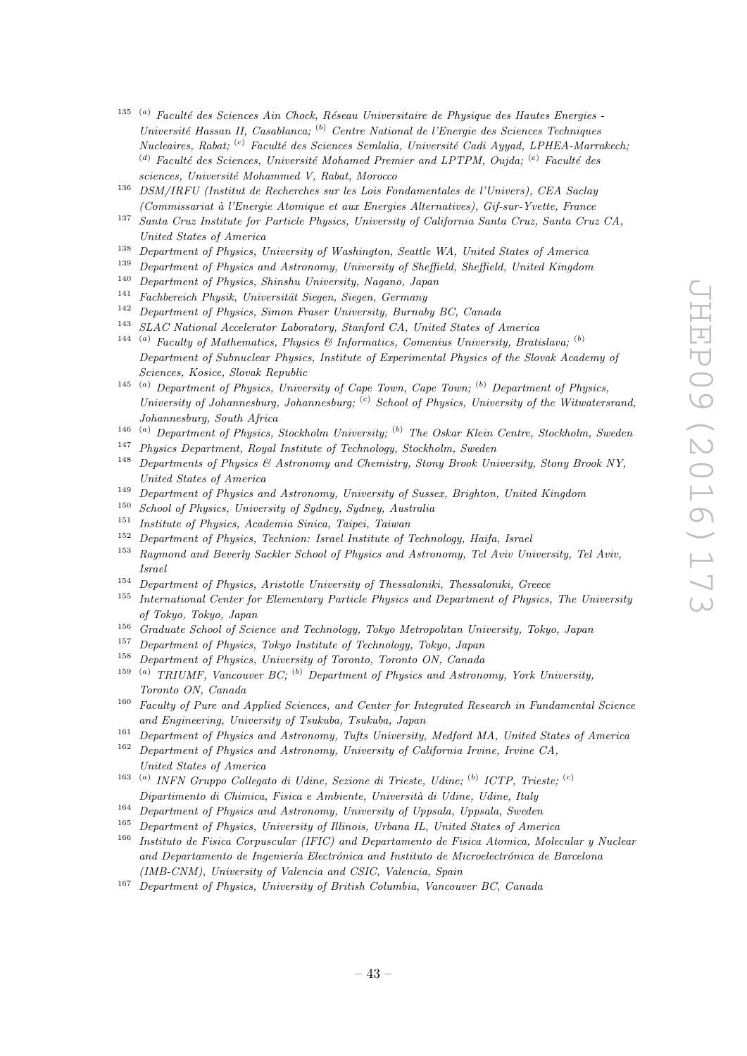[135] [(a)] *Faculté des Sciences Ain Chock, Réseau Universitaire de Physique des Hautes Energies - Université Hassan II, Casablanca;* [(b)] *Centre National de l'Energie des Sciences Techniques Nucleaires, Rabat;* [(c)] *Faculté des Sciences Semlalia, Université Cadi Ayyad, LPHEA-Marrakech;* [(d)] *Faculté des Sciences, Université Mohamed Premier and LPTPM, Oujda;* [(e)] *Faculté des sciences, Université Mohammed V, Rabat, Morocco*

[136] *DSM/IRFU (Institut de Recherches sur les Lois Fondamentales de l'Univers), CEA Saclay (Commissariat à l'Energie Atomique et aux Energies Alternatives), Gif-sur-Yvette, France*

[137] *Santa Cruz Institute for Particle Physics, University of California Santa Cruz, Santa Cruz CA, United States of America*

[138] *Department of Physics, University of Washington, Seattle WA, United States of America*

[139] *Department of Physics and Astronomy, University of Sheffield, Sheffield, United Kingdom*

[140] *Department of Physics, Shinshu University, Nagano, Japan*

[141] *Fachbereich Physik, Universität Siegen, Siegen, Germany*

[142] *Department of Physics, Simon Fraser University, Burnaby BC, Canada*

[143] *SLAC National Accelerator Laboratory, Stanford CA, United States of America*

[144] [(a)] *Faculty of Mathematics, Physics & Informatics, Comenius University, Bratislava;* [(b)] *Department of Subnuclear Physics, Institute of Experimental Physics of the Slovak Academy of Sciences, Kosice, Slovak Republic*

[145] [(a)] *Department of Physics, University of Cape Town, Cape Town;* [(b)] *Department of Physics, University of Johannesburg, Johannesburg;* [(c)] *School of Physics, University of the Witwatersrand, Johannesburg, South Africa*

[146] [(a)] *Department of Physics, Stockholm University;* [(b)] *The Oskar Klein Centre, Stockholm, Sweden*

[147] *Physics Department, Royal Institute of Technology, Stockholm, Sweden*

[148] *Departments of Physics & Astronomy and Chemistry, Stony Brook University, Stony Brook NY, United States of America*

[149] *Department of Physics and Astronomy, University of Sussex, Brighton, United Kingdom*

[150] *School of Physics, University of Sydney, Sydney, Australia*

[151] *Institute of Physics, Academia Sinica, Taipei, Taiwan*

[152] *Department of Physics, Technion: Israel Institute of Technology, Haifa, Israel*

[153] *Raymond and Beverly Sackler School of Physics and Astronomy, Tel Aviv University, Tel Aviv, Israel*

[154] *Department of Physics, Aristotle University of Thessaloniki, Thessaloniki, Greece*

[155] *International Center for Elementary Particle Physics and Department of Physics, The University of Tokyo, Tokyo, Japan*

[156] *Graduate School of Science and Technology, Tokyo Metropolitan University, Tokyo, Japan*

[157] *Department of Physics, Tokyo Institute of Technology, Tokyo, Japan*

[158] *Department of Physics, University of Toronto, Toronto ON, Canada*

[159] [(a)] *TRIUMF, Vancouver BC;* [(b)] *Department of Physics and Astronomy, York University, Toronto ON, Canada*

[160] *Faculty of Pure and Applied Sciences, and Center for Integrated Research in Fundamental Science and Engineering, University of Tsukuba, Tsukuba, Japan*

[161] *Department of Physics and Astronomy, Tufts University, Medford MA, United States of America*

[162] *Department of Physics and Astronomy, University of California Irvine, Irvine CA, United States of America*

[163] [(a)] *INFN Gruppo Collegato di Udine, Sezione di Trieste, Udine;* [(b)] *ICTP, Trieste;* [(c)] *Dipartimento di Chimica, Fisica e Ambiente, Università di Udine, Udine, Italy*

[164] *Department of Physics and Astronomy, University of Uppsala, Uppsala, Sweden*

[165] *Department of Physics, University of Illinois, Urbana IL, United States of America*

[166] *Instituto de Fisica Corpuscular (IFIC) and Departamento de Fisica Atomica, Molecular y Nuclear and Departamento de Ingeniería Electrónica and Instituto de Microelectrónica de Barcelona (IMB-CNM), University of Valencia and CSIC, Valencia, Spain*

[167] *Department of Physics, University of British Columbia, Vancouver BC, Canada*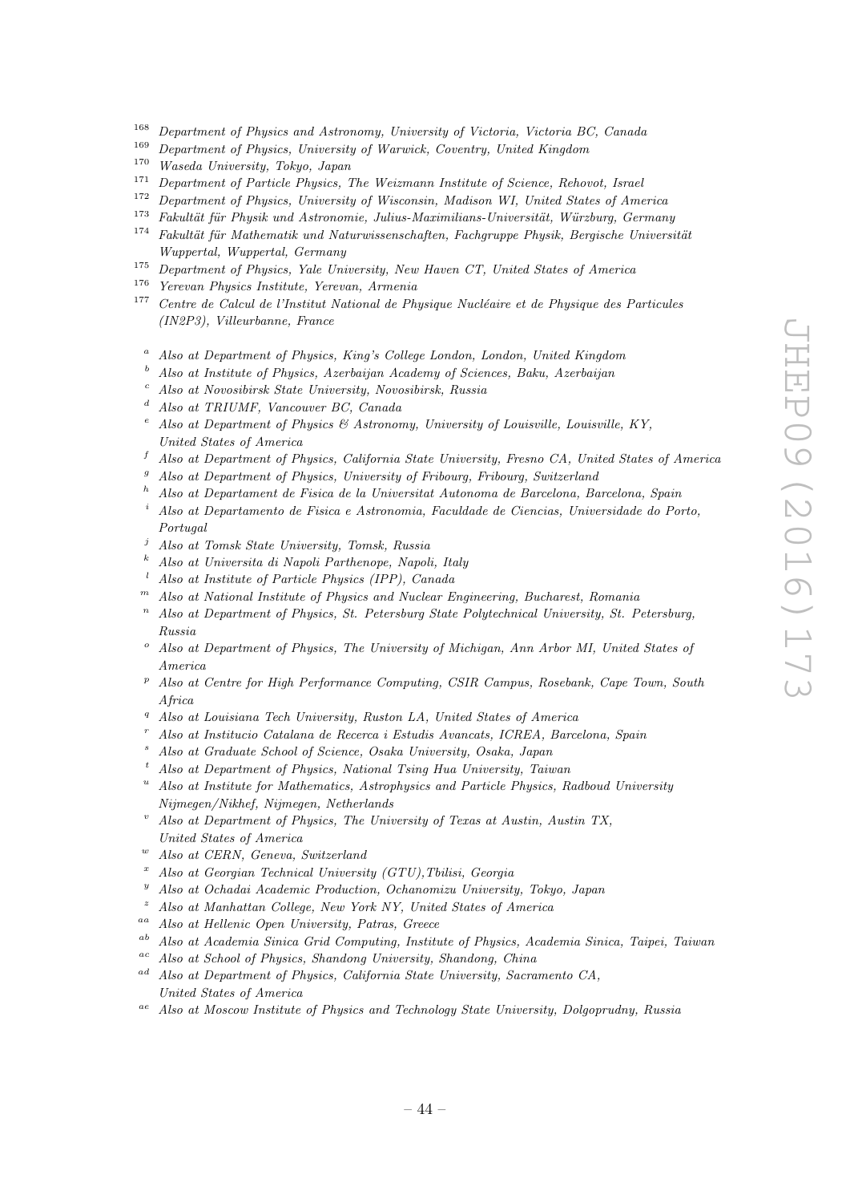[168] *Department of Physics and Astronomy, University of Victoria, Victoria BC, Canada*

[169] *Department of Physics, University of Warwick, Coventry, United Kingdom*

[170] *Waseda University, Tokyo, Japan*

[171] *Department of Particle Physics, The Weizmann Institute of Science, Rehovot, Israel*

[172] *Department of Physics, University of Wisconsin, Madison WI, United States of America*

[173] *Fakultät für Physik und Astronomie, Julius-Maximilians-Universität, Würzburg, Germany*

[174] *Fakultät für Mathematik und Naturwissenschaften, Fachgruppe Physik, Bergische Universität Wuppertal, Wuppertal, Germany*

[175] *Department of Physics, Yale University, New Haven CT, United States of America*

[176] *Yerevan Physics Institute, Yerevan, Armenia*

[177] *Centre de Calcul de l'Institut National de Physique Nucléaire et de Physique des Particules (IN2P3), Villeurbanne, France*

[a] *Also at Department of Physics, King's College London, London, United Kingdom*

[b] *Also at Institute of Physics, Azerbaijan Academy of Sciences, Baku, Azerbaijan*

[c] *Also at Novosibirsk State University, Novosibirsk, Russia*

[d] *Also at TRIUMF, Vancouver BC, Canada*

[e] *Also at Department of Physics & Astronomy, University of Louisville, Louisville, KY, United States of America*

[f] *Also at Department of Physics, California State University, Fresno CA, United States of America*

[g] *Also at Department of Physics, University of Fribourg, Fribourg, Switzerland*

[h] *Also at Departament de Fisica de la Universitat Autonoma de Barcelona, Barcelona, Spain*

[i] *Also at Departamento de Fisica e Astronomia, Faculdade de Ciencias, Universidade do Porto, Portugal*

[j] *Also at Tomsk State University, Tomsk, Russia*

[k] *Also at Universita di Napoli Parthenope, Napoli, Italy*

[l] *Also at Institute of Particle Physics (IPP), Canada*

[m] *Also at National Institute of Physics and Nuclear Engineering, Bucharest, Romania*

[n] *Also at Department of Physics, St. Petersburg State Polytechnical University, St. Petersburg, Russia*

[o] *Also at Department of Physics, The University of Michigan, Ann Arbor MI, United States of America*

[p] *Also at Centre for High Performance Computing, CSIR Campus, Rosebank, Cape Town, South Africa*

[q] *Also at Louisiana Tech University, Ruston LA, United States of America*

[r] *Also at Institucio Catalana de Recerca i Estudis Avancats, ICREA, Barcelona, Spain*

[s] *Also at Graduate School of Science, Osaka University, Osaka, Japan*

[t] *Also at Department of Physics, National Tsing Hua University, Taiwan*

[u] *Also at Institute for Mathematics, Astrophysics and Particle Physics, Radboud University Nijmegen/Nikhef, Nijmegen, Netherlands*

[v] *Also at Department of Physics, The University of Texas at Austin, Austin TX, United States of America*

[w] *Also at CERN, Geneva, Switzerland*

[x] *Also at Georgian Technical University (GTU),Tbilisi, Georgia*

[y] *Also at Ochadai Academic Production, Ochanomizu University, Tokyo, Japan*

[z] *Also at Manhattan College, New York NY, United States of America*

[aa] *Also at Hellenic Open University, Patras, Greece*

[ab] *Also at Academia Sinica Grid Computing, Institute of Physics, Academia Sinica, Taipei, Taiwan*

[ac] *Also at School of Physics, Shandong University, Shandong, China*

[ad] *Also at Department of Physics, California State University, Sacramento CA, United States of America*

[ae] *Also at Moscow Institute of Physics and Technology State University, Dolgoprudny, Russia*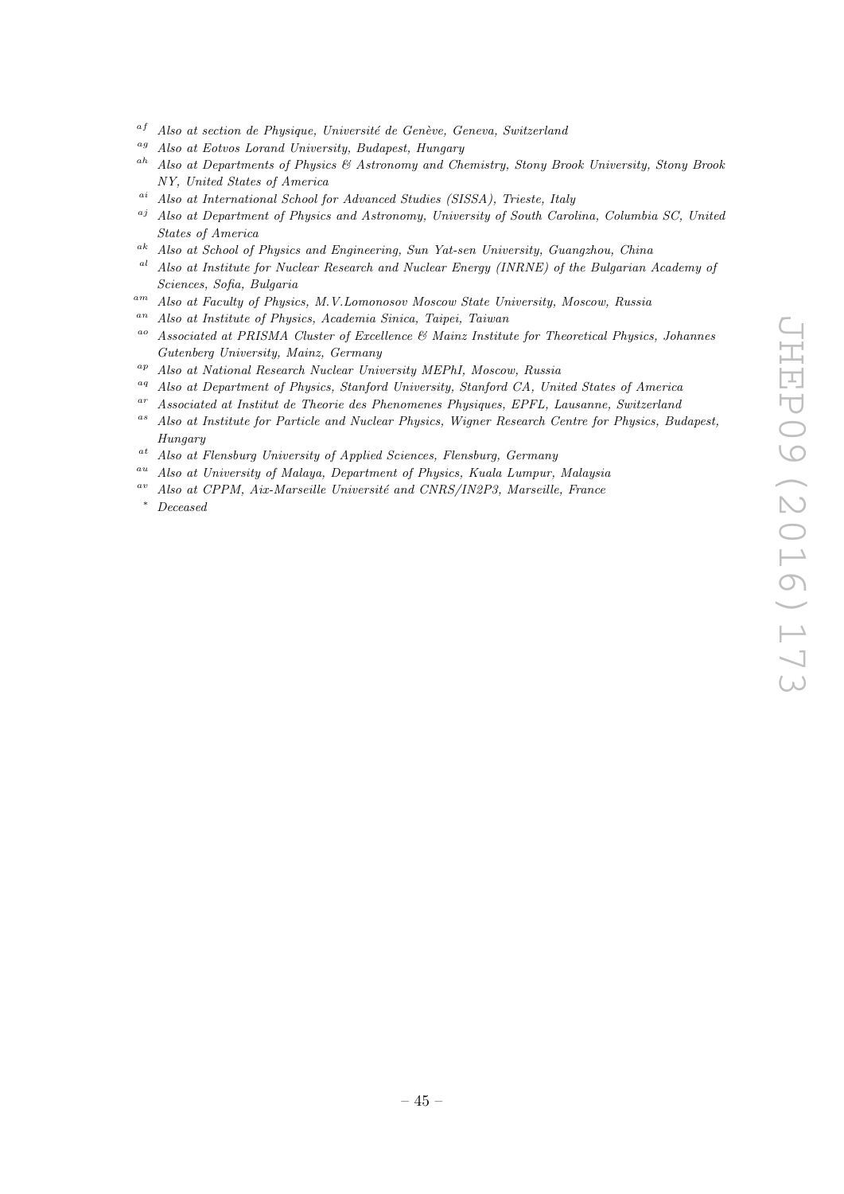[af] Also at section de Physique, Université de Genève, Geneva, Switzerland

[ag] Also at Eotvos Lorand University, Budapest, Hungary

[ah] Also at Departments of Physics & Astronomy and Chemistry, Stony Brook University, Stony Brook NY, United States of America

[ai] Also at International School for Advanced Studies (SISSA), Trieste, Italy

[aj] Also at Department of Physics and Astronomy, University of South Carolina, Columbia SC, United States of America

[ak] Also at School of Physics and Engineering, Sun Yat-sen University, Guangzhou, China

[al] Also at Institute for Nuclear Research and Nuclear Energy (INRNE) of the Bulgarian Academy of Sciences, Sofia, Bulgaria

[am] Also at Faculty of Physics, M.V.Lomonosov Moscow State University, Moscow, Russia

[an] Also at Institute of Physics, Academia Sinica, Taipei, Taiwan

[ao] Associated at PRISMA Cluster of Excellence & Mainz Institute for Theoretical Physics, Johannes Gutenberg University, Mainz, Germany

[ap] Also at National Research Nuclear University MEPhI, Moscow, Russia

[aq] Also at Department of Physics, Stanford University, Stanford CA, United States of America

[ar] Associated at Institut de Theorie des Phenomenes Physiques, EPFL, Lausanne, Switzerland

[as] Also at Institute for Particle and Nuclear Physics, Wigner Research Centre for Physics, Budapest, Hungary

[at] Also at Flensburg University of Applied Sciences, Flensburg, Germany

[au] Also at University of Malaya, Department of Physics, Kuala Lumpur, Malaysia

[av] Also at CPPM, Aix-Marseille Université and CNRS/IN2P3, Marseille, France

[*] Deceased